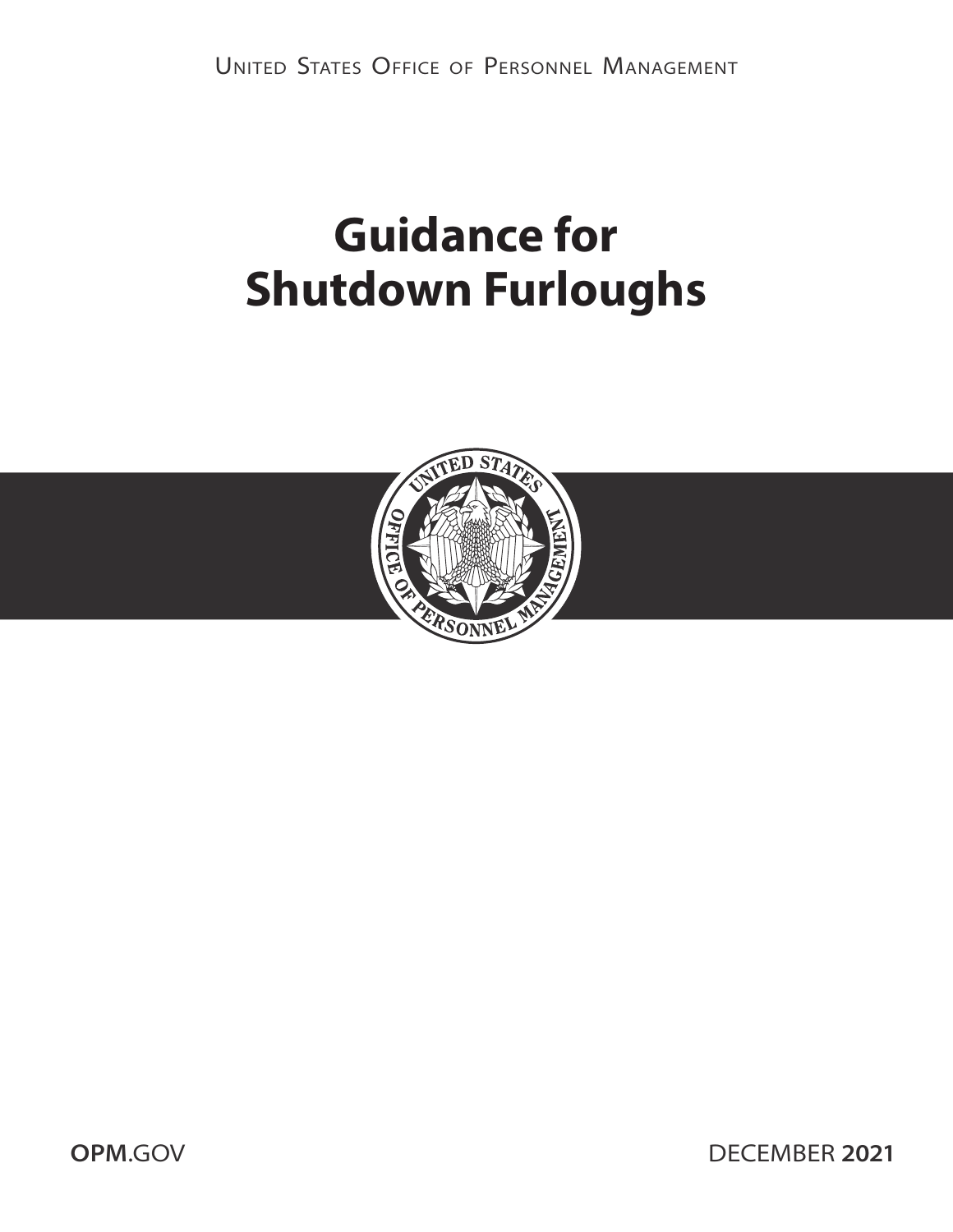United States Office of Personnel Management

# Guidance for Shutdown Furloughs

**OPM**.GOV

DECEMBER **2021**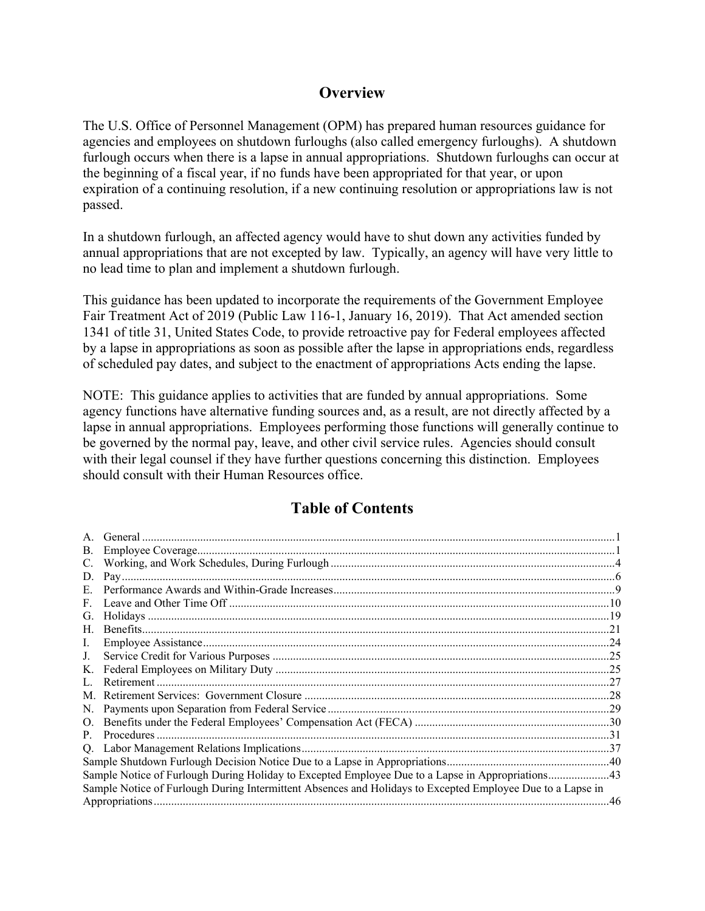## Overview

The U.S. Office of Personnel Management (OPM) has prepared human resources guidance for agencies and employees on shutdown furloughs (also called emergency furloughs). A shutdown furlough occurs when there is a lapse in annual appropriations. Shutdown furloughs can occur at the beginning of a fiscal year, if no funds have been appropriated for that year, or upon expiration of a continuing resolution, if a new continuing resolution or appropriations law is not passed.

In a shutdown furlough, an affected agency would have to shut down any activities funded by annual appropriations that are not excepted by law. Typically, an agency will have very little to no lead time to plan and implement a shutdown furlough.

This guidance has been updated to incorporate the requirements of the Government Employee Fair Treatment Act of 2019 (Public Law 116-1, January 16, 2019). That Act amended section 1341 of title 31, United States Code, to provide retroactive pay for Federal employees affected by a lapse in appropriations as soon as possible after the lapse in appropriations ends, regardless of scheduled pay dates, and subject to the enactment of appropriations Acts ending the lapse.

NOTE: This guidance applies to activities that are funded by annual appropriations. Some agency functions have alternative funding sources and, as a result, are not directly affected by a lapse in annual appropriations. Employees performing those functions will generally continue to be governed by the normal pay, leave, and other civil service rules. Agencies should consult with their legal counsel if they have further questions concerning this distinction. Employees should consult with their Human Resources office.

## Table of Contents

A. General ..... 1
B. Employee Coverage ..... 1
C. Working, and Work Schedules, During Furlough ..... 4
D. Pay ..... 6
E. Performance Awards and Within-Grade Increases ..... 9
F. Leave and Other Time Off ..... 10
G. Holidays ..... 19
H. Benefits ..... 21
I. Employee Assistance ..... 24
J. Service Credit for Various Purposes ..... 25
K. Federal Employees on Military Duty ..... 25
L. Retirement ..... 27
M. Retirement Services: Government Closure ..... 28
N. Payments upon Separation from Federal Service ..... 29
O. Benefits under the Federal Employees' Compensation Act (FECA) ..... 30
P. Procedures ..... 31
Q. Labor Management Relations Implications ..... 37
Sample Shutdown Furlough Decision Notice Due to a Lapse in Appropriations ..... 40
Sample Notice of Furlough During Holiday to Excepted Employee Due to a Lapse in Appropriations ..... 43
Sample Notice of Furlough During Intermittent Absences and Holidays to Excepted Employee Due to a Lapse in Appropriations ..... 46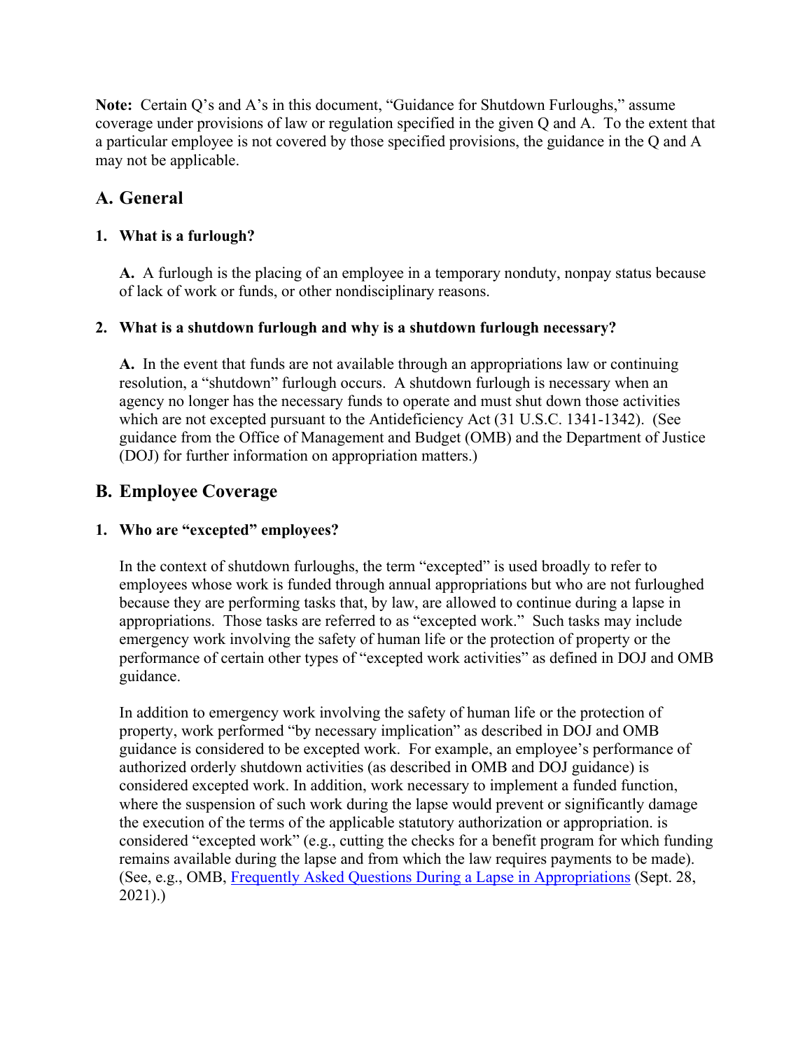**Note:** Certain Q's and A's in this document, "Guidance for Shutdown Furloughs," assume coverage under provisions of law or regulation specified in the given Q and A. To the extent that a particular employee is not covered by those specified provisions, the guidance in the Q and A may not be applicable.

## A. General

### 1. What is a furlough?

**A.** A furlough is the placing of an employee in a temporary nonduty, nonpay status because of lack of work or funds, or other nondisciplinary reasons.

### 2. What is a shutdown furlough and why is a shutdown furlough necessary?

**A.** In the event that funds are not available through an appropriations law or continuing resolution, a "shutdown" furlough occurs. A shutdown furlough is necessary when an agency no longer has the necessary funds to operate and must shut down those activities which are not excepted pursuant to the Antideficiency Act (31 U.S.C. 1341-1342). (See guidance from the Office of Management and Budget (OMB) and the Department of Justice (DOJ) for further information on appropriation matters.)

## B. Employee Coverage

### 1. Who are "excepted" employees?

In the context of shutdown furloughs, the term "excepted" is used broadly to refer to employees whose work is funded through annual appropriations but who are not furloughed because they are performing tasks that, by law, are allowed to continue during a lapse in appropriations. Those tasks are referred to as "excepted work." Such tasks may include emergency work involving the safety of human life or the protection of property or the performance of certain other types of "excepted work activities" as defined in DOJ and OMB guidance.

In addition to emergency work involving the safety of human life or the protection of property, work performed "by necessary implication" as described in DOJ and OMB guidance is considered to be excepted work. For example, an employee's performance of authorized orderly shutdown activities (as described in OMB and DOJ guidance) is considered excepted work. In addition, work necessary to implement a funded function, where the suspension of such work during the lapse would prevent or significantly damage the execution of the terms of the applicable statutory authorization or appropriation. is considered "excepted work" (e.g., cutting the checks for a benefit program for which funding remains available during the lapse and from which the law requires payments to be made). (See, e.g., OMB, [Frequently Asked Questions During a Lapse in Appropriations](#) (Sept. 28, 2021).)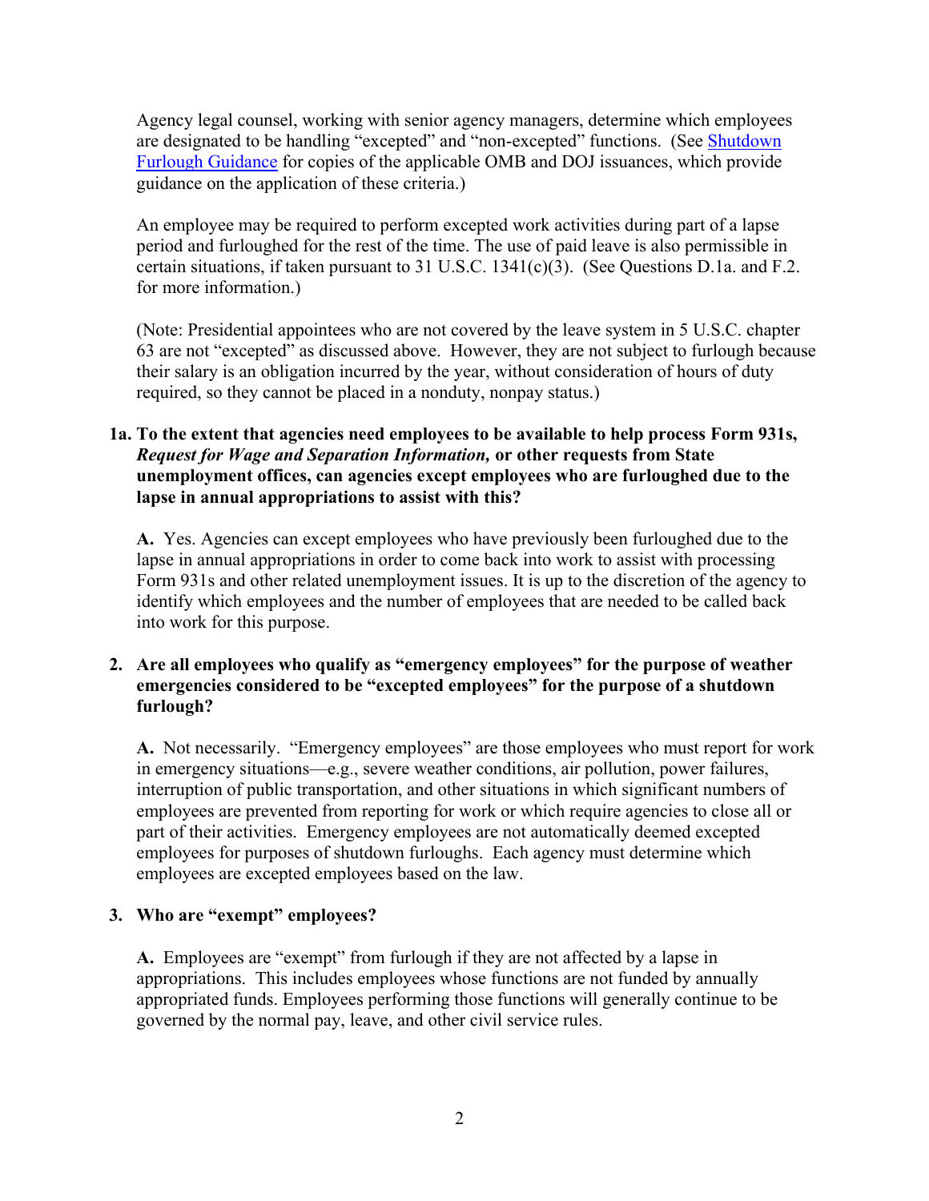Agency legal counsel, working with senior agency managers, determine which employees are designated to be handling "excepted" and "non-excepted" functions. (See Shutdown Furlough Guidance for copies of the applicable OMB and DOJ issuances, which provide guidance on the application of these criteria.)

An employee may be required to perform excepted work activities during part of a lapse period and furloughed for the rest of the time. The use of paid leave is also permissible in certain situations, if taken pursuant to 31 U.S.C. 1341(c)(3). (See Questions D.1a. and F.2. for more information.)

(Note: Presidential appointees who are not covered by the leave system in 5 U.S.C. chapter 63 are not "excepted" as discussed above. However, they are not subject to furlough because their salary is an obligation incurred by the year, without consideration of hours of duty required, so they cannot be placed in a nonduty, nonpay status.)

**1a. To the extent that agencies need employees to be available to help process Form 931s, *Request for Wage and Separation Information,* or other requests from State unemployment offices, can agencies except employees who are furloughed due to the lapse in annual appropriations to assist with this?**

**A.** Yes. Agencies can except employees who have previously been furloughed due to the lapse in annual appropriations in order to come back into work to assist with processing Form 931s and other related unemployment issues. It is up to the discretion of the agency to identify which employees and the number of employees that are needed to be called back into work for this purpose.

**2. Are all employees who qualify as "emergency employees" for the purpose of weather emergencies considered to be "excepted employees" for the purpose of a shutdown furlough?**

**A.** Not necessarily. "Emergency employees" are those employees who must report for work in emergency situations—e.g., severe weather conditions, air pollution, power failures, interruption of public transportation, and other situations in which significant numbers of employees are prevented from reporting for work or which require agencies to close all or part of their activities. Emergency employees are not automatically deemed excepted employees for purposes of shutdown furloughs. Each agency must determine which employees are excepted employees based on the law.

**3. Who are "exempt" employees?**

**A.** Employees are "exempt" from furlough if they are not affected by a lapse in appropriations. This includes employees whose functions are not funded by annually appropriated funds. Employees performing those functions will generally continue to be governed by the normal pay, leave, and other civil service rules.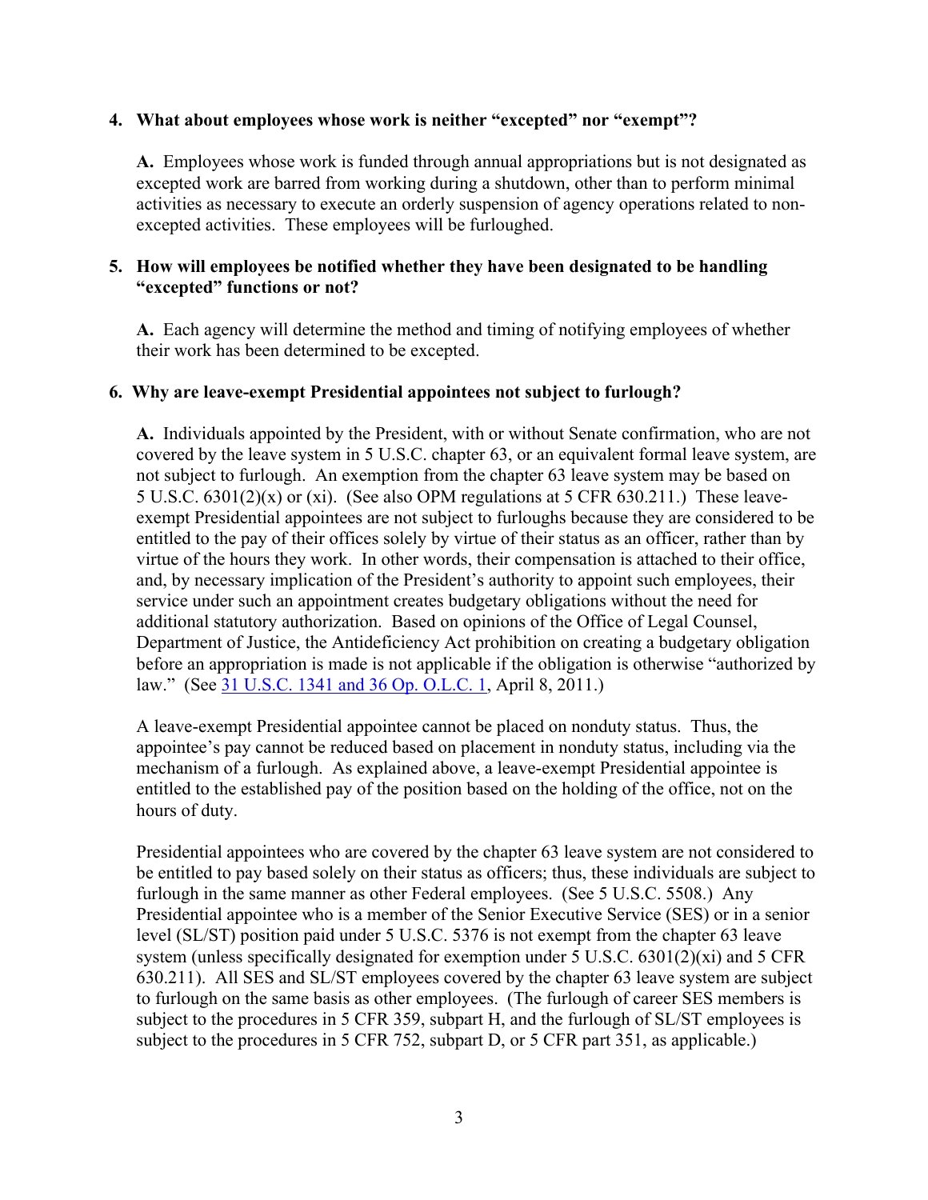**4. What about employees whose work is neither "excepted" nor "exempt"?**

**A.** Employees whose work is funded through annual appropriations but is not designated as excepted work are barred from working during a shutdown, other than to perform minimal activities as necessary to execute an orderly suspension of agency operations related to non-excepted activities. These employees will be furloughed.

**5. How will employees be notified whether they have been designated to be handling "excepted" functions or not?**

**A.** Each agency will determine the method and timing of notifying employees of whether their work has been determined to be excepted.

**6. Why are leave-exempt Presidential appointees not subject to furlough?**

**A.** Individuals appointed by the President, with or without Senate confirmation, who are not covered by the leave system in 5 U.S.C. chapter 63, or an equivalent formal leave system, are not subject to furlough. An exemption from the chapter 63 leave system may be based on 5 U.S.C. 6301(2)(x) or (xi). (See also OPM regulations at 5 CFR 630.211.) These leave-exempt Presidential appointees are not subject to furloughs because they are considered to be entitled to the pay of their offices solely by virtue of their status as an officer, rather than by virtue of the hours they work. In other words, their compensation is attached to their office, and, by necessary implication of the President's authority to appoint such employees, their service under such an appointment creates budgetary obligations without the need for additional statutory authorization. Based on opinions of the Office of Legal Counsel, Department of Justice, the Antideficiency Act prohibition on creating a budgetary obligation before an appropriation is made is not applicable if the obligation is otherwise "authorized by law." (See 31 U.S.C. 1341 and 36 Op. O.L.C. 1, April 8, 2011.)

A leave-exempt Presidential appointee cannot be placed on nonduty status. Thus, the appointee's pay cannot be reduced based on placement in nonduty status, including via the mechanism of a furlough. As explained above, a leave-exempt Presidential appointee is entitled to the established pay of the position based on the holding of the office, not on the hours of duty.

Presidential appointees who are covered by the chapter 63 leave system are not considered to be entitled to pay based solely on their status as officers; thus, these individuals are subject to furlough in the same manner as other Federal employees. (See 5 U.S.C. 5508.) Any Presidential appointee who is a member of the Senior Executive Service (SES) or in a senior level (SL/ST) position paid under 5 U.S.C. 5376 is not exempt from the chapter 63 leave system (unless specifically designated for exemption under 5 U.S.C. 6301(2)(xi) and 5 CFR 630.211). All SES and SL/ST employees covered by the chapter 63 leave system are subject to furlough on the same basis as other employees. (The furlough of career SES members is subject to the procedures in 5 CFR 359, subpart H, and the furlough of SL/ST employees is subject to the procedures in 5 CFR 752, subpart D, or 5 CFR part 351, as applicable.)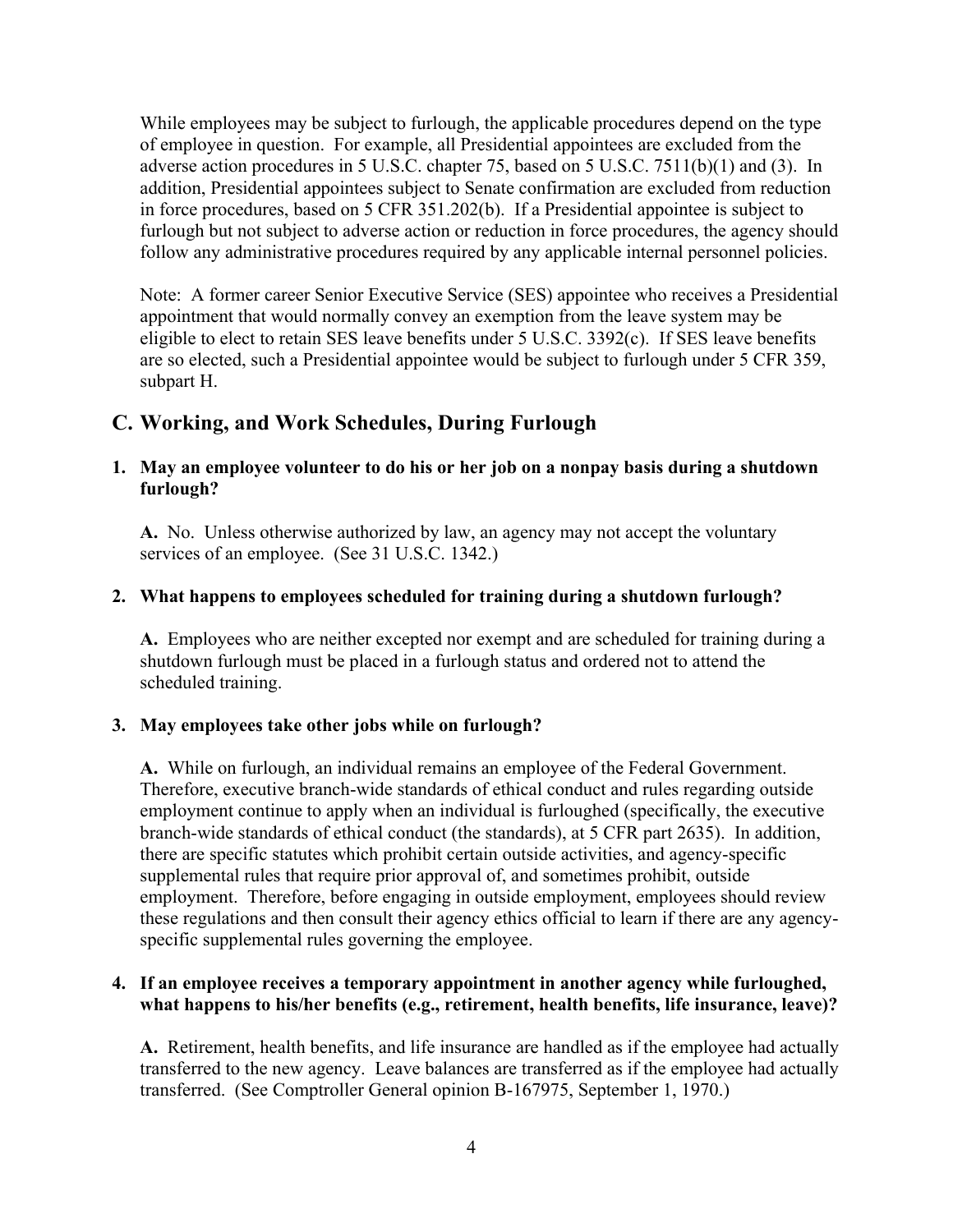While employees may be subject to furlough, the applicable procedures depend on the type of employee in question. For example, all Presidential appointees are excluded from the adverse action procedures in 5 U.S.C. chapter 75, based on 5 U.S.C. 7511(b)(1) and (3). In addition, Presidential appointees subject to Senate confirmation are excluded from reduction in force procedures, based on 5 CFR 351.202(b). If a Presidential appointee is subject to furlough but not subject to adverse action or reduction in force procedures, the agency should follow any administrative procedures required by any applicable internal personnel policies.

Note: A former career Senior Executive Service (SES) appointee who receives a Presidential appointment that would normally convey an exemption from the leave system may be eligible to elect to retain SES leave benefits under 5 U.S.C. 3392(c). If SES leave benefits are so elected, such a Presidential appointee would be subject to furlough under 5 CFR 359, subpart H.

## C. Working, and Work Schedules, During Furlough

**1. May an employee volunteer to do his or her job on a nonpay basis during a shutdown furlough?**

**A.** No. Unless otherwise authorized by law, an agency may not accept the voluntary services of an employee. (See 31 U.S.C. 1342.)

**2. What happens to employees scheduled for training during a shutdown furlough?**

**A.** Employees who are neither excepted nor exempt and are scheduled for training during a shutdown furlough must be placed in a furlough status and ordered not to attend the scheduled training.

**3. May employees take other jobs while on furlough?**

**A.** While on furlough, an individual remains an employee of the Federal Government. Therefore, executive branch-wide standards of ethical conduct and rules regarding outside employment continue to apply when an individual is furloughed (specifically, the executive branch-wide standards of ethical conduct (the standards), at 5 CFR part 2635). In addition, there are specific statutes which prohibit certain outside activities, and agency-specific supplemental rules that require prior approval of, and sometimes prohibit, outside employment. Therefore, before engaging in outside employment, employees should review these regulations and then consult their agency ethics official to learn if there are any agency-specific supplemental rules governing the employee.

**4. If an employee receives a temporary appointment in another agency while furloughed, what happens to his/her benefits (e.g., retirement, health benefits, life insurance, leave)?**

**A.** Retirement, health benefits, and life insurance are handled as if the employee had actually transferred to the new agency. Leave balances are transferred as if the employee had actually transferred. (See Comptroller General opinion B-167975, September 1, 1970.)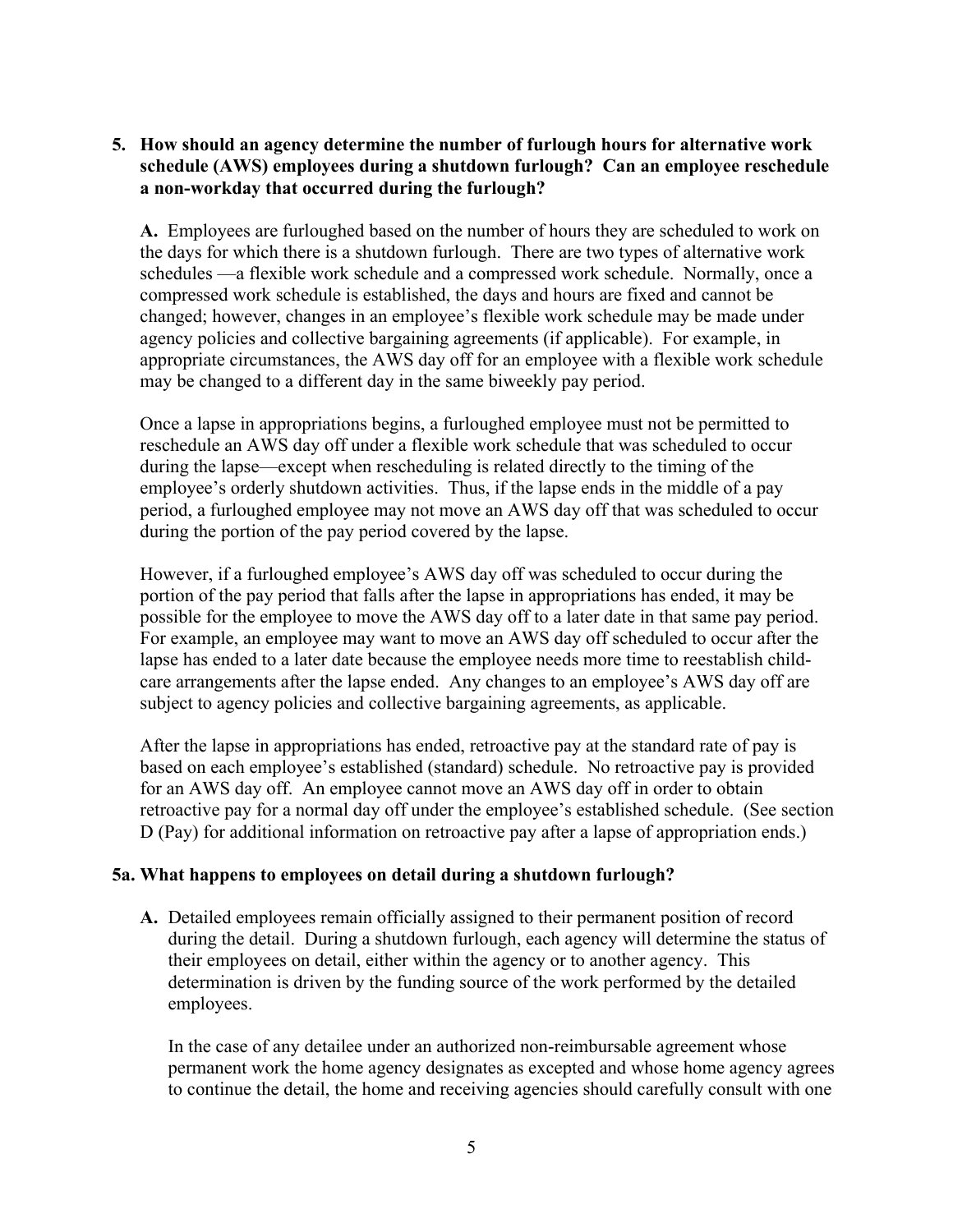**5. How should an agency determine the number of furlough hours for alternative work schedule (AWS) employees during a shutdown furlough? Can an employee reschedule a non-workday that occurred during the furlough?**

**A.** Employees are furloughed based on the number of hours they are scheduled to work on the days for which there is a shutdown furlough. There are two types of alternative work schedules —a flexible work schedule and a compressed work schedule. Normally, once a compressed work schedule is established, the days and hours are fixed and cannot be changed; however, changes in an employee's flexible work schedule may be made under agency policies and collective bargaining agreements (if applicable). For example, in appropriate circumstances, the AWS day off for an employee with a flexible work schedule may be changed to a different day in the same biweekly pay period.

Once a lapse in appropriations begins, a furloughed employee must not be permitted to reschedule an AWS day off under a flexible work schedule that was scheduled to occur during the lapse—except when rescheduling is related directly to the timing of the employee's orderly shutdown activities. Thus, if the lapse ends in the middle of a pay period, a furloughed employee may not move an AWS day off that was scheduled to occur during the portion of the pay period covered by the lapse.

However, if a furloughed employee's AWS day off was scheduled to occur during the portion of the pay period that falls after the lapse in appropriations has ended, it may be possible for the employee to move the AWS day off to a later date in that same pay period. For example, an employee may want to move an AWS day off scheduled to occur after the lapse has ended to a later date because the employee needs more time to reestablish child-care arrangements after the lapse ended. Any changes to an employee's AWS day off are subject to agency policies and collective bargaining agreements, as applicable.

After the lapse in appropriations has ended, retroactive pay at the standard rate of pay is based on each employee's established (standard) schedule. No retroactive pay is provided for an AWS day off. An employee cannot move an AWS day off in order to obtain retroactive pay for a normal day off under the employee's established schedule. (See section D (Pay) for additional information on retroactive pay after a lapse of appropriation ends.)

**5a. What happens to employees on detail during a shutdown furlough?**

**A.** Detailed employees remain officially assigned to their permanent position of record during the detail. During a shutdown furlough, each agency will determine the status of their employees on detail, either within the agency or to another agency. This determination is driven by the funding source of the work performed by the detailed employees.

In the case of any detailee under an authorized non-reimbursable agreement whose permanent work the home agency designates as excepted and whose home agency agrees to continue the detail, the home and receiving agencies should carefully consult with one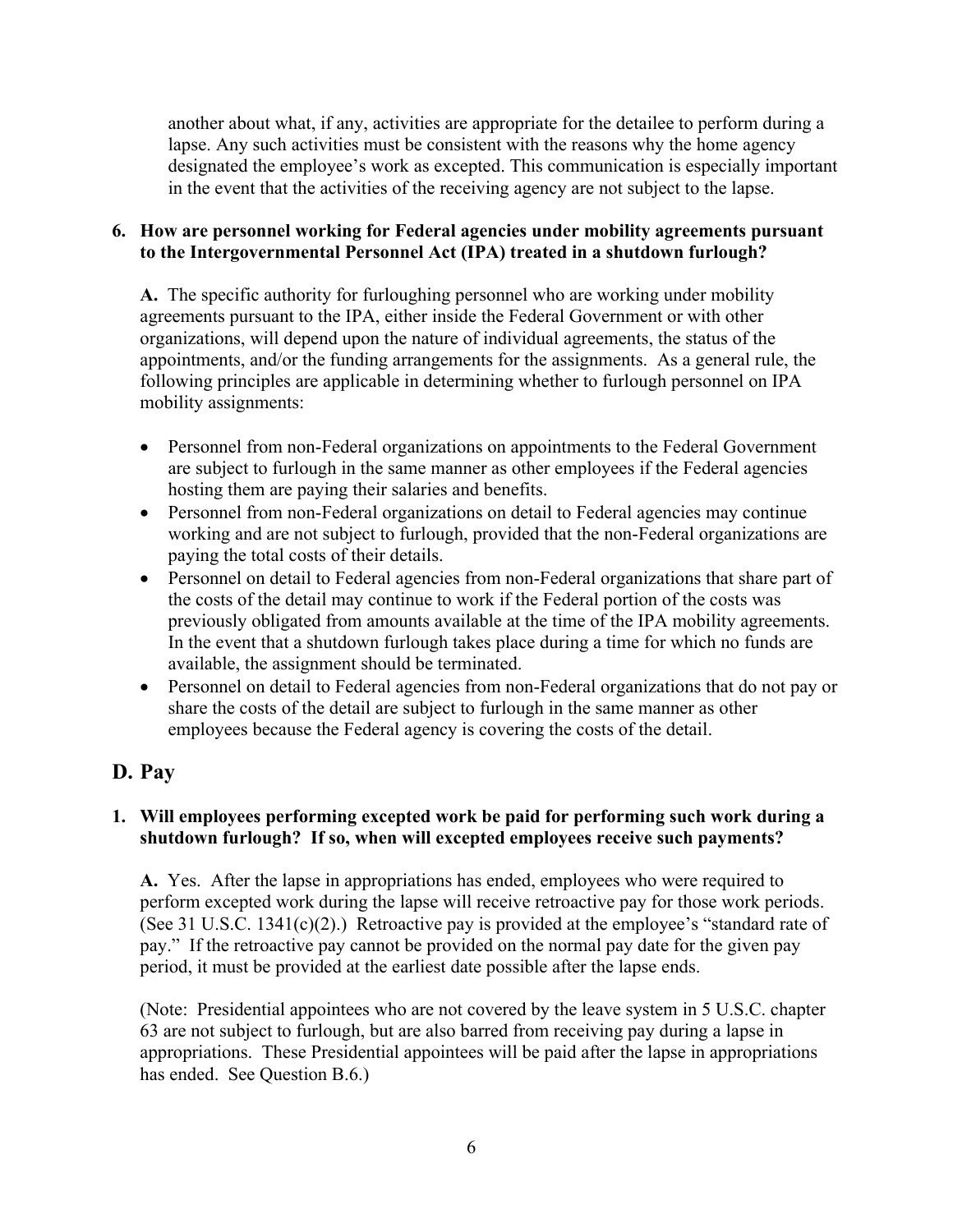another about what, if any, activities are appropriate for the detailee to perform during a lapse. Any such activities must be consistent with the reasons why the home agency designated the employee's work as excepted. This communication is especially important in the event that the activities of the receiving agency are not subject to the lapse.

**6. How are personnel working for Federal agencies under mobility agreements pursuant to the Intergovernmental Personnel Act (IPA) treated in a shutdown furlough?**

**A.** The specific authority for furloughing personnel who are working under mobility agreements pursuant to the IPA, either inside the Federal Government or with other organizations, will depend upon the nature of individual agreements, the status of the appointments, and/or the funding arrangements for the assignments. As a general rule, the following principles are applicable in determining whether to furlough personnel on IPA mobility assignments:

- Personnel from non-Federal organizations on appointments to the Federal Government are subject to furlough in the same manner as other employees if the Federal agencies hosting them are paying their salaries and benefits.
- Personnel from non-Federal organizations on detail to Federal agencies may continue working and are not subject to furlough, provided that the non-Federal organizations are paying the total costs of their details.
- Personnel on detail to Federal agencies from non-Federal organizations that share part of the costs of the detail may continue to work if the Federal portion of the costs was previously obligated from amounts available at the time of the IPA mobility agreements. In the event that a shutdown furlough takes place during a time for which no funds are available, the assignment should be terminated.
- Personnel on detail to Federal agencies from non-Federal organizations that do not pay or share the costs of the detail are subject to furlough in the same manner as other employees because the Federal agency is covering the costs of the detail.

## D. Pay

**1. Will employees performing excepted work be paid for performing such work during a shutdown furlough? If so, when will excepted employees receive such payments?**

**A.** Yes. After the lapse in appropriations has ended, employees who were required to perform excepted work during the lapse will receive retroactive pay for those work periods. (See 31 U.S.C. 1341(c)(2).) Retroactive pay is provided at the employee's "standard rate of pay." If the retroactive pay cannot be provided on the normal pay date for the given pay period, it must be provided at the earliest date possible after the lapse ends.

(Note: Presidential appointees who are not covered by the leave system in 5 U.S.C. chapter 63 are not subject to furlough, but are also barred from receiving pay during a lapse in appropriations. These Presidential appointees will be paid after the lapse in appropriations has ended. See Question B.6.)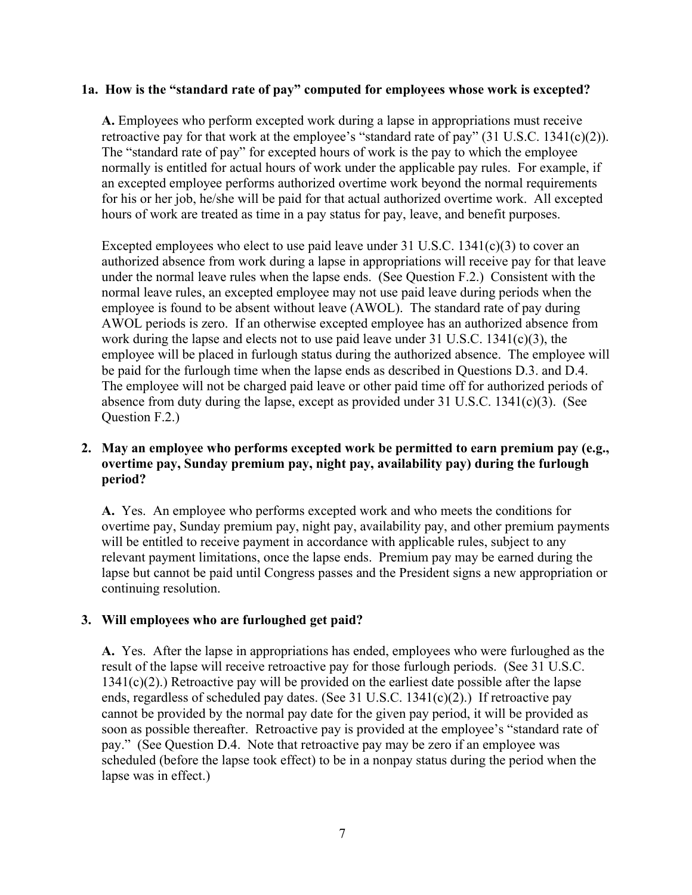**1a. How is the "standard rate of pay" computed for employees whose work is excepted?**

**A.** Employees who perform excepted work during a lapse in appropriations must receive retroactive pay for that work at the employee's "standard rate of pay" (31 U.S.C. 1341(c)(2)). The "standard rate of pay" for excepted hours of work is the pay to which the employee normally is entitled for actual hours of work under the applicable pay rules. For example, if an excepted employee performs authorized overtime work beyond the normal requirements for his or her job, he/she will be paid for that actual authorized overtime work. All excepted hours of work are treated as time in a pay status for pay, leave, and benefit purposes.

Excepted employees who elect to use paid leave under 31 U.S.C. 1341(c)(3) to cover an authorized absence from work during a lapse in appropriations will receive pay for that leave under the normal leave rules when the lapse ends. (See Question F.2.) Consistent with the normal leave rules, an excepted employee may not use paid leave during periods when the employee is found to be absent without leave (AWOL). The standard rate of pay during AWOL periods is zero. If an otherwise excepted employee has an authorized absence from work during the lapse and elects not to use paid leave under 31 U.S.C. 1341(c)(3), the employee will be placed in furlough status during the authorized absence. The employee will be paid for the furlough time when the lapse ends as described in Questions D.3. and D.4. The employee will not be charged paid leave or other paid time off for authorized periods of absence from duty during the lapse, except as provided under 31 U.S.C. 1341(c)(3). (See Question F.2.)

**2. May an employee who performs excepted work be permitted to earn premium pay (e.g., overtime pay, Sunday premium pay, night pay, availability pay) during the furlough period?**

**A.** Yes. An employee who performs excepted work and who meets the conditions for overtime pay, Sunday premium pay, night pay, availability pay, and other premium payments will be entitled to receive payment in accordance with applicable rules, subject to any relevant payment limitations, once the lapse ends. Premium pay may be earned during the lapse but cannot be paid until Congress passes and the President signs a new appropriation or continuing resolution.

**3. Will employees who are furloughed get paid?**

**A.** Yes. After the lapse in appropriations has ended, employees who were furloughed as the result of the lapse will receive retroactive pay for those furlough periods. (See 31 U.S.C. 1341(c)(2).) Retroactive pay will be provided on the earliest date possible after the lapse ends, regardless of scheduled pay dates. (See 31 U.S.C. 1341(c)(2).) If retroactive pay cannot be provided by the normal pay date for the given pay period, it will be provided as soon as possible thereafter. Retroactive pay is provided at the employee's "standard rate of pay." (See Question D.4. Note that retroactive pay may be zero if an employee was scheduled (before the lapse took effect) to be in a nonpay status during the period when the lapse was in effect.)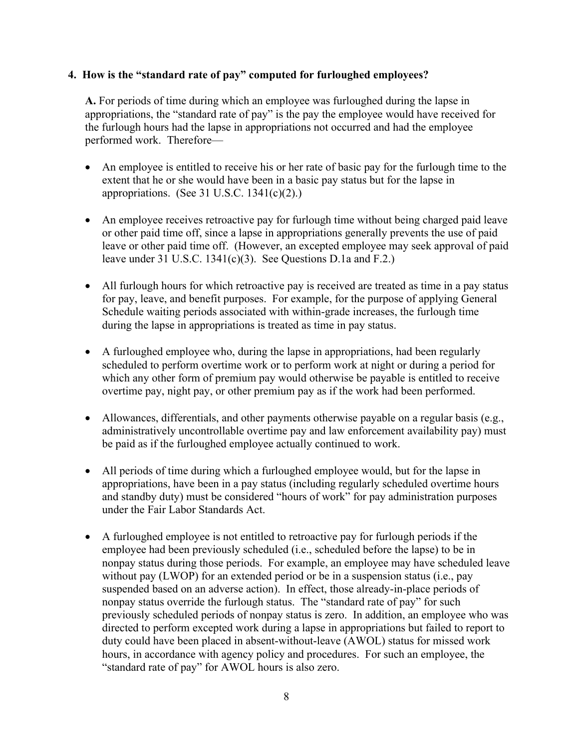**4. How is the "standard rate of pay" computed for furloughed employees?**

**A.** For periods of time during which an employee was furloughed during the lapse in appropriations, the "standard rate of pay" is the pay the employee would have received for the furlough hours had the lapse in appropriations not occurred and had the employee performed work. Therefore—

- An employee is entitled to receive his or her rate of basic pay for the furlough time to the extent that he or she would have been in a basic pay status but for the lapse in appropriations. (See 31 U.S.C. 1341(c)(2).)
- An employee receives retroactive pay for furlough time without being charged paid leave or other paid time off, since a lapse in appropriations generally prevents the use of paid leave or other paid time off. (However, an excepted employee may seek approval of paid leave under 31 U.S.C. 1341(c)(3). See Questions D.1a and F.2.)
- All furlough hours for which retroactive pay is received are treated as time in a pay status for pay, leave, and benefit purposes. For example, for the purpose of applying General Schedule waiting periods associated with within-grade increases, the furlough time during the lapse in appropriations is treated as time in pay status.
- A furloughed employee who, during the lapse in appropriations, had been regularly scheduled to perform overtime work or to perform work at night or during a period for which any other form of premium pay would otherwise be payable is entitled to receive overtime pay, night pay, or other premium pay as if the work had been performed.
- Allowances, differentials, and other payments otherwise payable on a regular basis (e.g., administratively uncontrollable overtime pay and law enforcement availability pay) must be paid as if the furloughed employee actually continued to work.
- All periods of time during which a furloughed employee would, but for the lapse in appropriations, have been in a pay status (including regularly scheduled overtime hours and standby duty) must be considered "hours of work" for pay administration purposes under the Fair Labor Standards Act.
- A furloughed employee is not entitled to retroactive pay for furlough periods if the employee had been previously scheduled (i.e., scheduled before the lapse) to be in nonpay status during those periods. For example, an employee may have scheduled leave without pay (LWOP) for an extended period or be in a suspension status (i.e., pay suspended based on an adverse action). In effect, those already-in-place periods of nonpay status override the furlough status. The "standard rate of pay" for such previously scheduled periods of nonpay status is zero. In addition, an employee who was directed to perform excepted work during a lapse in appropriations but failed to report to duty could have been placed in absent-without-leave (AWOL) status for missed work hours, in accordance with agency policy and procedures. For such an employee, the "standard rate of pay" for AWOL hours is also zero.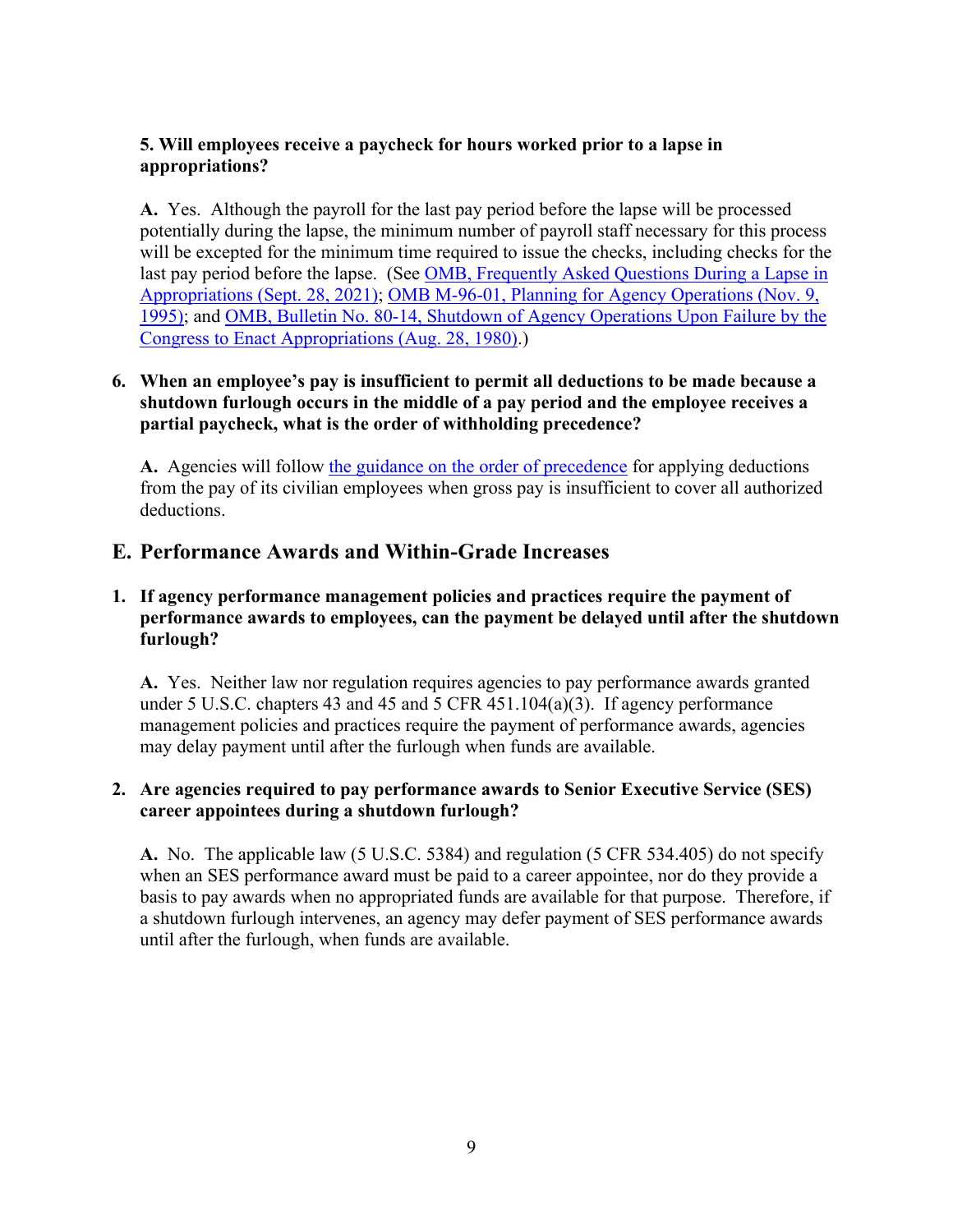**5. Will employees receive a paycheck for hours worked prior to a lapse in appropriations?**

**A.** Yes. Although the payroll for the last pay period before the lapse will be processed potentially during the lapse, the minimum number of payroll staff necessary for this process will be excepted for the minimum time required to issue the checks, including checks for the last pay period before the lapse. (See OMB, Frequently Asked Questions During a Lapse in Appropriations (Sept. 28, 2021); OMB M-96-01, Planning for Agency Operations (Nov. 9, 1995); and OMB, Bulletin No. 80-14, Shutdown of Agency Operations Upon Failure by the Congress to Enact Appropriations (Aug. 28, 1980).)

**6. When an employee's pay is insufficient to permit all deductions to be made because a shutdown furlough occurs in the middle of a pay period and the employee receives a partial paycheck, what is the order of withholding precedence?**

**A.** Agencies will follow the guidance on the order of precedence for applying deductions from the pay of its civilian employees when gross pay is insufficient to cover all authorized deductions.

## E. Performance Awards and Within-Grade Increases

**1. If agency performance management policies and practices require the payment of performance awards to employees, can the payment be delayed until after the shutdown furlough?**

**A.** Yes. Neither law nor regulation requires agencies to pay performance awards granted under 5 U.S.C. chapters 43 and 45 and 5 CFR 451.104(a)(3). If agency performance management policies and practices require the payment of performance awards, agencies may delay payment until after the furlough when funds are available.

**2. Are agencies required to pay performance awards to Senior Executive Service (SES) career appointees during a shutdown furlough?**

**A.** No. The applicable law (5 U.S.C. 5384) and regulation (5 CFR 534.405) do not specify when an SES performance award must be paid to a career appointee, nor do they provide a basis to pay awards when no appropriated funds are available for that purpose. Therefore, if a shutdown furlough intervenes, an agency may defer payment of SES performance awards until after the furlough, when funds are available.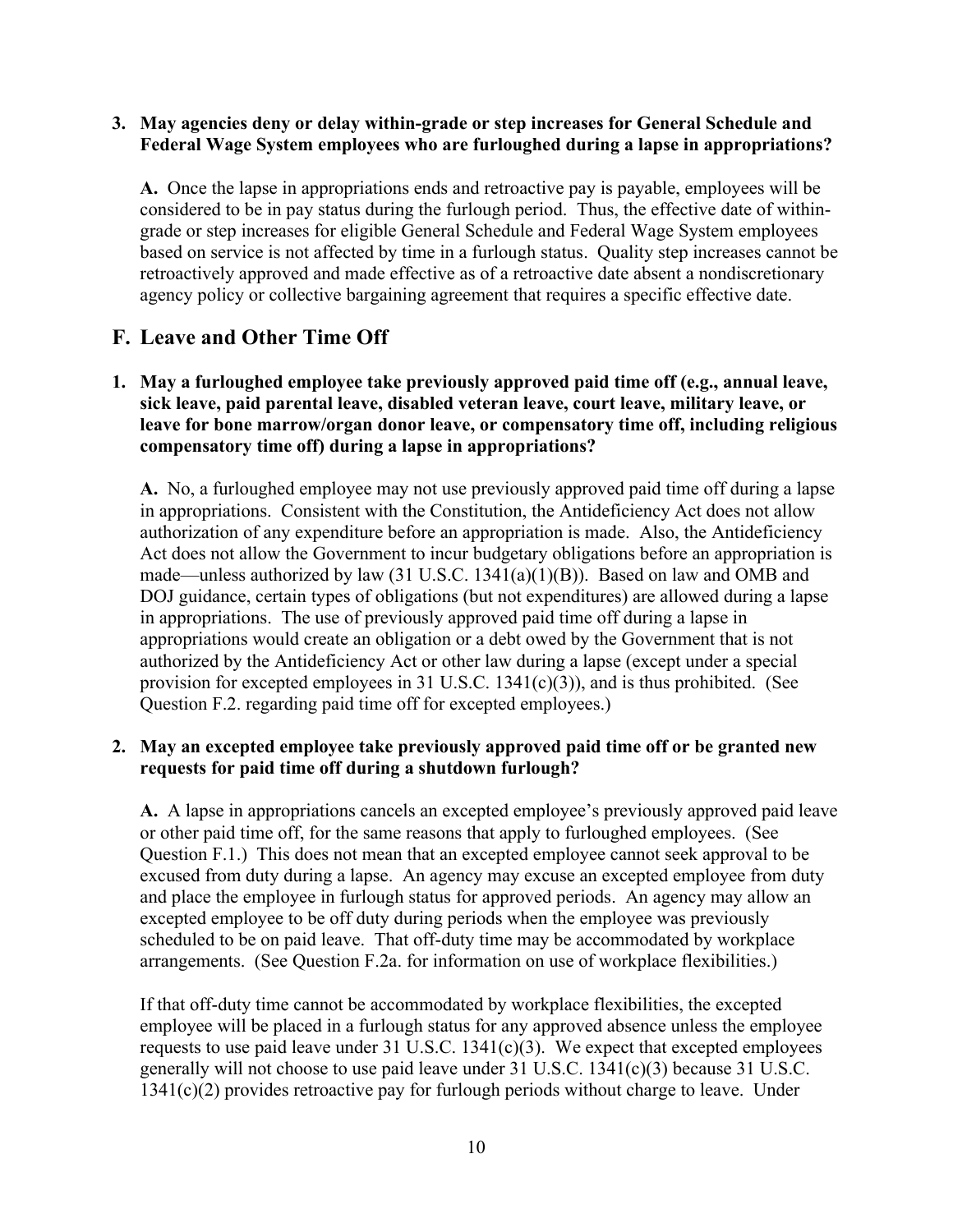**3. May agencies deny or delay within-grade or step increases for General Schedule and Federal Wage System employees who are furloughed during a lapse in appropriations?**

**A.** Once the lapse in appropriations ends and retroactive pay is payable, employees will be considered to be in pay status during the furlough period. Thus, the effective date of within-grade or step increases for eligible General Schedule and Federal Wage System employees based on service is not affected by time in a furlough status. Quality step increases cannot be retroactively approved and made effective as of a retroactive date absent a nondiscretionary agency policy or collective bargaining agreement that requires a specific effective date.

## F. Leave and Other Time Off

**1. May a furloughed employee take previously approved paid time off (e.g., annual leave, sick leave, paid parental leave, disabled veteran leave, court leave, military leave, or leave for bone marrow/organ donor leave, or compensatory time off, including religious compensatory time off) during a lapse in appropriations?**

**A.** No, a furloughed employee may not use previously approved paid time off during a lapse in appropriations. Consistent with the Constitution, the Antideficiency Act does not allow authorization of any expenditure before an appropriation is made. Also, the Antideficiency Act does not allow the Government to incur budgetary obligations before an appropriation is made—unless authorized by law (31 U.S.C. 1341(a)(1)(B)). Based on law and OMB and DOJ guidance, certain types of obligations (but not expenditures) are allowed during a lapse in appropriations. The use of previously approved paid time off during a lapse in appropriations would create an obligation or a debt owed by the Government that is not authorized by the Antideficiency Act or other law during a lapse (except under a special provision for excepted employees in 31 U.S.C. 1341(c)(3)), and is thus prohibited. (See Question F.2. regarding paid time off for excepted employees.)

**2. May an excepted employee take previously approved paid time off or be granted new requests for paid time off during a shutdown furlough?**

**A.** A lapse in appropriations cancels an excepted employee's previously approved paid leave or other paid time off, for the same reasons that apply to furloughed employees. (See Question F.1.) This does not mean that an excepted employee cannot seek approval to be excused from duty during a lapse. An agency may excuse an excepted employee from duty and place the employee in furlough status for approved periods. An agency may allow an excepted employee to be off duty during periods when the employee was previously scheduled to be on paid leave. That off-duty time may be accommodated by workplace arrangements. (See Question F.2a. for information on use of workplace flexibilities.)

If that off-duty time cannot be accommodated by workplace flexibilities, the excepted employee will be placed in a furlough status for any approved absence unless the employee requests to use paid leave under 31 U.S.C. 1341(c)(3). We expect that excepted employees generally will not choose to use paid leave under 31 U.S.C. 1341(c)(3) because 31 U.S.C. 1341(c)(2) provides retroactive pay for furlough periods without charge to leave. Under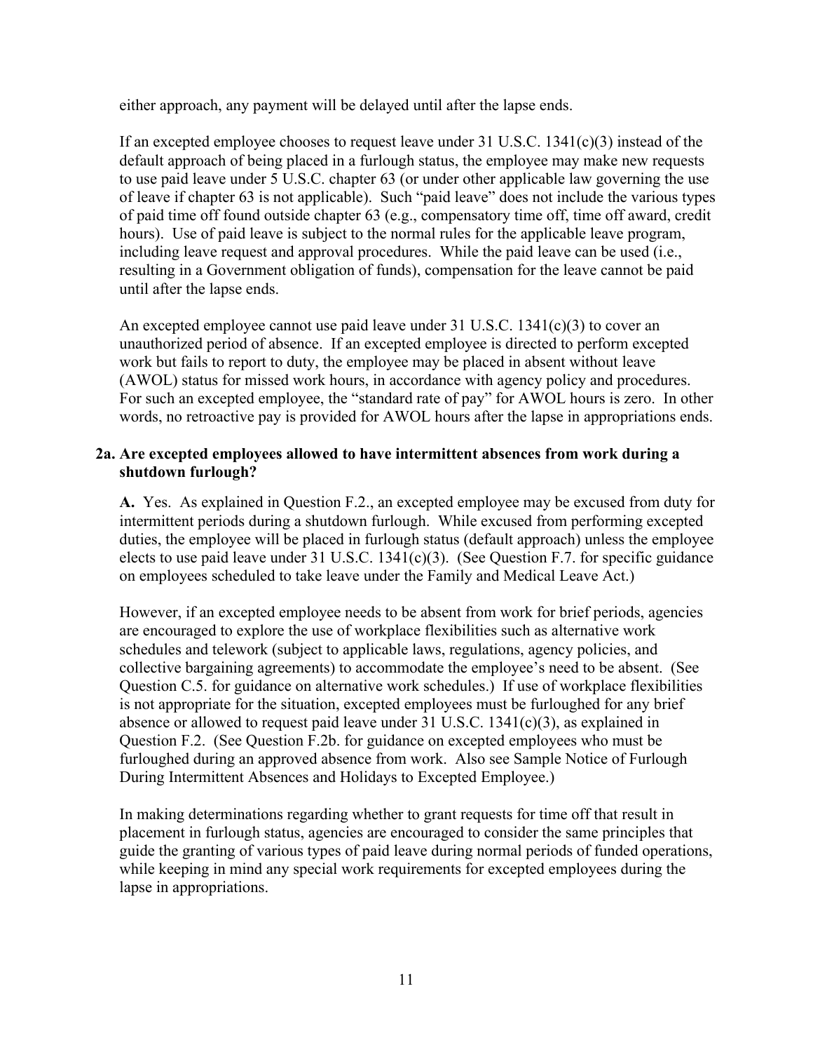either approach, any payment will be delayed until after the lapse ends.

If an excepted employee chooses to request leave under 31 U.S.C. 1341(c)(3) instead of the default approach of being placed in a furlough status, the employee may make new requests to use paid leave under 5 U.S.C. chapter 63 (or under other applicable law governing the use of leave if chapter 63 is not applicable). Such "paid leave" does not include the various types of paid time off found outside chapter 63 (e.g., compensatory time off, time off award, credit hours). Use of paid leave is subject to the normal rules for the applicable leave program, including leave request and approval procedures. While the paid leave can be used (i.e., resulting in a Government obligation of funds), compensation for the leave cannot be paid until after the lapse ends.

An excepted employee cannot use paid leave under 31 U.S.C. 1341(c)(3) to cover an unauthorized period of absence. If an excepted employee is directed to perform excepted work but fails to report to duty, the employee may be placed in absent without leave (AWOL) status for missed work hours, in accordance with agency policy and procedures. For such an excepted employee, the "standard rate of pay" for AWOL hours is zero. In other words, no retroactive pay is provided for AWOL hours after the lapse in appropriations ends.

**2a. Are excepted employees allowed to have intermittent absences from work during a shutdown furlough?**

**A.** Yes. As explained in Question F.2., an excepted employee may be excused from duty for intermittent periods during a shutdown furlough. While excused from performing excepted duties, the employee will be placed in furlough status (default approach) unless the employee elects to use paid leave under 31 U.S.C. 1341(c)(3). (See Question F.7. for specific guidance on employees scheduled to take leave under the Family and Medical Leave Act.)

However, if an excepted employee needs to be absent from work for brief periods, agencies are encouraged to explore the use of workplace flexibilities such as alternative work schedules and telework (subject to applicable laws, regulations, agency policies, and collective bargaining agreements) to accommodate the employee's need to be absent. (See Question C.5. for guidance on alternative work schedules.) If use of workplace flexibilities is not appropriate for the situation, excepted employees must be furloughed for any brief absence or allowed to request paid leave under 31 U.S.C. 1341(c)(3), as explained in Question F.2. (See Question F.2b. for guidance on excepted employees who must be furloughed during an approved absence from work. Also see Sample Notice of Furlough During Intermittent Absences and Holidays to Excepted Employee.)

In making determinations regarding whether to grant requests for time off that result in placement in furlough status, agencies are encouraged to consider the same principles that guide the granting of various types of paid leave during normal periods of funded operations, while keeping in mind any special work requirements for excepted employees during the lapse in appropriations.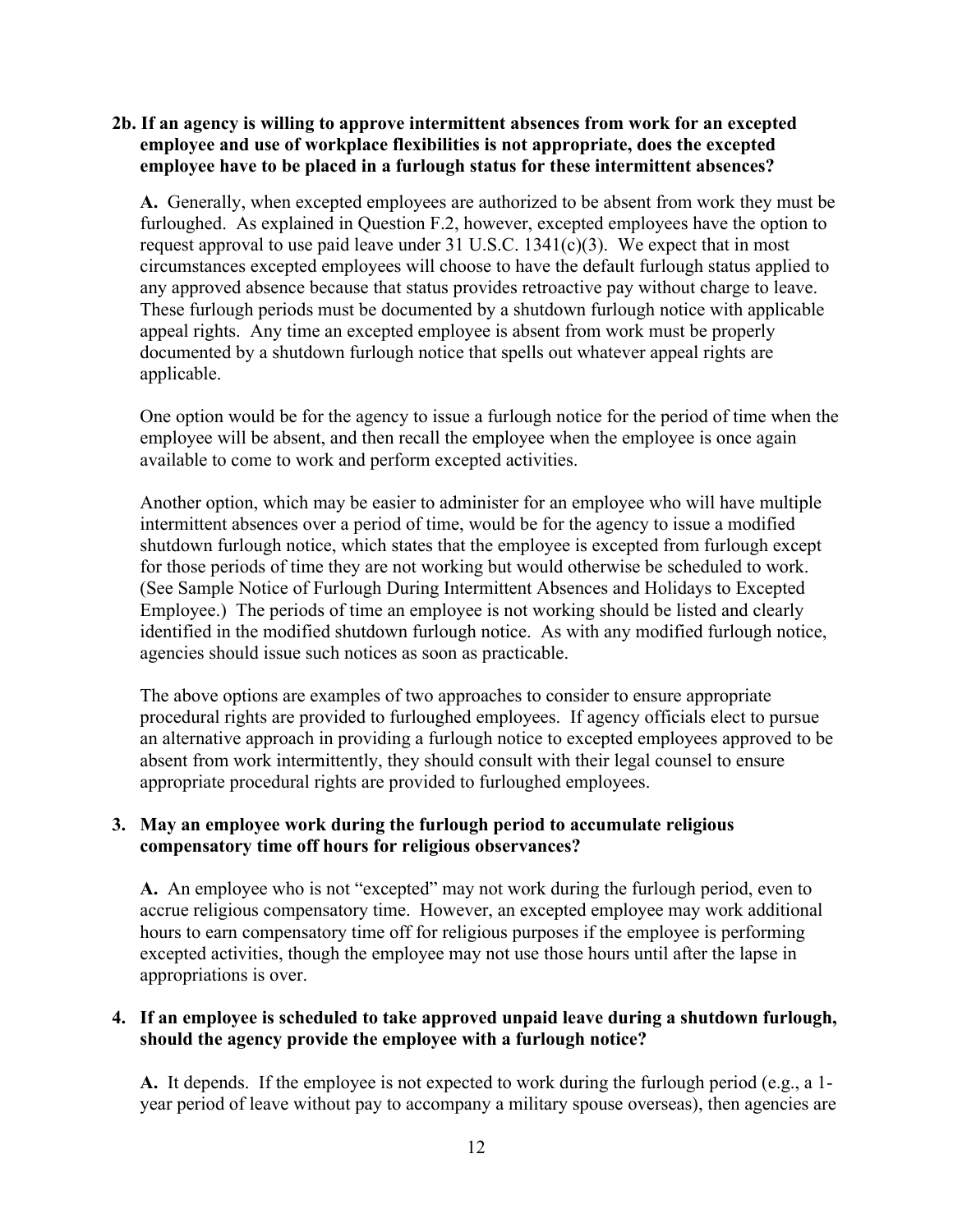**2b. If an agency is willing to approve intermittent absences from work for an excepted employee and use of workplace flexibilities is not appropriate, does the excepted employee have to be placed in a furlough status for these intermittent absences?**

**A.** Generally, when excepted employees are authorized to be absent from work they must be furloughed. As explained in Question F.2, however, excepted employees have the option to request approval to use paid leave under 31 U.S.C. 1341(c)(3). We expect that in most circumstances excepted employees will choose to have the default furlough status applied to any approved absence because that status provides retroactive pay without charge to leave. These furlough periods must be documented by a shutdown furlough notice with applicable appeal rights. Any time an excepted employee is absent from work must be properly documented by a shutdown furlough notice that spells out whatever appeal rights are applicable.

One option would be for the agency to issue a furlough notice for the period of time when the employee will be absent, and then recall the employee when the employee is once again available to come to work and perform excepted activities.

Another option, which may be easier to administer for an employee who will have multiple intermittent absences over a period of time, would be for the agency to issue a modified shutdown furlough notice, which states that the employee is excepted from furlough except for those periods of time they are not working but would otherwise be scheduled to work. (See Sample Notice of Furlough During Intermittent Absences and Holidays to Excepted Employee.) The periods of time an employee is not working should be listed and clearly identified in the modified shutdown furlough notice. As with any modified furlough notice, agencies should issue such notices as soon as practicable.

The above options are examples of two approaches to consider to ensure appropriate procedural rights are provided to furloughed employees. If agency officials elect to pursue an alternative approach in providing a furlough notice to excepted employees approved to be absent from work intermittently, they should consult with their legal counsel to ensure appropriate procedural rights are provided to furloughed employees.

**3. May an employee work during the furlough period to accumulate religious compensatory time off hours for religious observances?**

**A.** An employee who is not "excepted" may not work during the furlough period, even to accrue religious compensatory time. However, an excepted employee may work additional hours to earn compensatory time off for religious purposes if the employee is performing excepted activities, though the employee may not use those hours until after the lapse in appropriations is over.

**4. If an employee is scheduled to take approved unpaid leave during a shutdown furlough, should the agency provide the employee with a furlough notice?**

**A.** It depends. If the employee is not expected to work during the furlough period (e.g., a 1-year period of leave without pay to accompany a military spouse overseas), then agencies are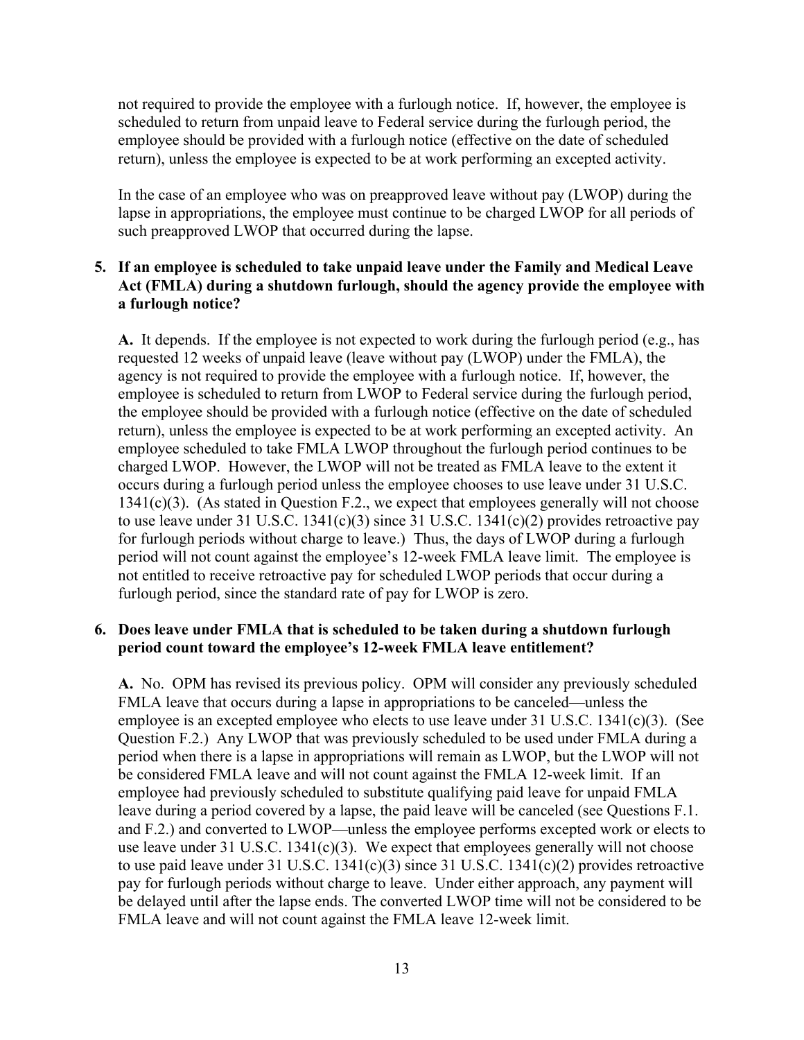not required to provide the employee with a furlough notice. If, however, the employee is scheduled to return from unpaid leave to Federal service during the furlough period, the employee should be provided with a furlough notice (effective on the date of scheduled return), unless the employee is expected to be at work performing an excepted activity.

In the case of an employee who was on preapproved leave without pay (LWOP) during the lapse in appropriations, the employee must continue to be charged LWOP for all periods of such preapproved LWOP that occurred during the lapse.

**5. If an employee is scheduled to take unpaid leave under the Family and Medical Leave Act (FMLA) during a shutdown furlough, should the agency provide the employee with a furlough notice?**

**A.** It depends. If the employee is not expected to work during the furlough period (e.g., has requested 12 weeks of unpaid leave (leave without pay (LWOP) under the FMLA), the agency is not required to provide the employee with a furlough notice. If, however, the employee is scheduled to return from LWOP to Federal service during the furlough period, the employee should be provided with a furlough notice (effective on the date of scheduled return), unless the employee is expected to be at work performing an excepted activity. An employee scheduled to take FMLA LWOP throughout the furlough period continues to be charged LWOP. However, the LWOP will not be treated as FMLA leave to the extent it occurs during a furlough period unless the employee chooses to use leave under 31 U.S.C. 1341(c)(3). (As stated in Question F.2., we expect that employees generally will not choose to use leave under 31 U.S.C. 1341(c)(3) since 31 U.S.C. 1341(c)(2) provides retroactive pay for furlough periods without charge to leave.) Thus, the days of LWOP during a furlough period will not count against the employee's 12-week FMLA leave limit. The employee is not entitled to receive retroactive pay for scheduled LWOP periods that occur during a furlough period, since the standard rate of pay for LWOP is zero.

**6. Does leave under FMLA that is scheduled to be taken during a shutdown furlough period count toward the employee's 12-week FMLA leave entitlement?**

**A.** No. OPM has revised its previous policy. OPM will consider any previously scheduled FMLA leave that occurs during a lapse in appropriations to be canceled—unless the employee is an excepted employee who elects to use leave under 31 U.S.C. 1341(c)(3). (See Question F.2.) Any LWOP that was previously scheduled to be used under FMLA during a period when there is a lapse in appropriations will remain as LWOP, but the LWOP will not be considered FMLA leave and will not count against the FMLA 12-week limit. If an employee had previously scheduled to substitute qualifying paid leave for unpaid FMLA leave during a period covered by a lapse, the paid leave will be canceled (see Questions F.1. and F.2.) and converted to LWOP—unless the employee performs excepted work or elects to use leave under 31 U.S.C. 1341(c)(3). We expect that employees generally will not choose to use paid leave under 31 U.S.C. 1341(c)(3) since 31 U.S.C. 1341(c)(2) provides retroactive pay for furlough periods without charge to leave. Under either approach, any payment will be delayed until after the lapse ends. The converted LWOP time will not be considered to be FMLA leave and will not count against the FMLA leave 12-week limit.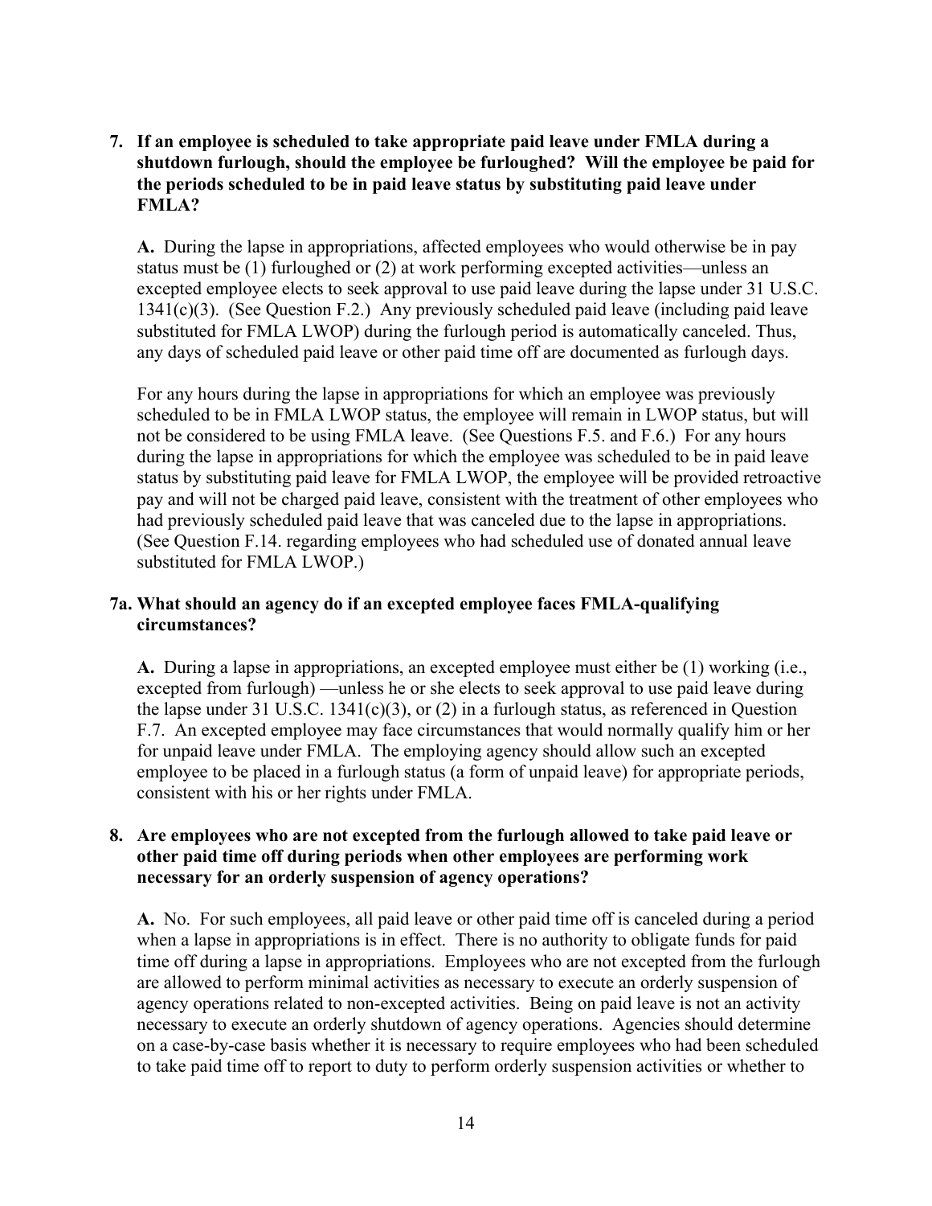**7. If an employee is scheduled to take appropriate paid leave under FMLA during a shutdown furlough, should the employee be furloughed? Will the employee be paid for the periods scheduled to be in paid leave status by substituting paid leave under FMLA?**

**A.** During the lapse in appropriations, affected employees who would otherwise be in pay status must be (1) furloughed or (2) at work performing excepted activities—unless an excepted employee elects to seek approval to use paid leave during the lapse under 31 U.S.C. 1341(c)(3). (See Question F.2.) Any previously scheduled paid leave (including paid leave substituted for FMLA LWOP) during the furlough period is automatically canceled. Thus, any days of scheduled paid leave or other paid time off are documented as furlough days.

For any hours during the lapse in appropriations for which an employee was previously scheduled to be in FMLA LWOP status, the employee will remain in LWOP status, but will not be considered to be using FMLA leave. (See Questions F.5. and F.6.) For any hours during the lapse in appropriations for which the employee was scheduled to be in paid leave status by substituting paid leave for FMLA LWOP, the employee will be provided retroactive pay and will not be charged paid leave, consistent with the treatment of other employees who had previously scheduled paid leave that was canceled due to the lapse in appropriations. (See Question F.14. regarding employees who had scheduled use of donated annual leave substituted for FMLA LWOP.)

**7a. What should an agency do if an excepted employee faces FMLA-qualifying circumstances?**

**A.** During a lapse in appropriations, an excepted employee must either be (1) working (i.e., excepted from furlough) —unless he or she elects to seek approval to use paid leave during the lapse under 31 U.S.C. 1341(c)(3), or (2) in a furlough status, as referenced in Question F.7. An excepted employee may face circumstances that would normally qualify him or her for unpaid leave under FMLA. The employing agency should allow such an excepted employee to be placed in a furlough status (a form of unpaid leave) for appropriate periods, consistent with his or her rights under FMLA.

**8. Are employees who are not excepted from the furlough allowed to take paid leave or other paid time off during periods when other employees are performing work necessary for an orderly suspension of agency operations?**

**A.** No. For such employees, all paid leave or other paid time off is canceled during a period when a lapse in appropriations is in effect. There is no authority to obligate funds for paid time off during a lapse in appropriations. Employees who are not excepted from the furlough are allowed to perform minimal activities as necessary to execute an orderly suspension of agency operations related to non-excepted activities. Being on paid leave is not an activity necessary to execute an orderly shutdown of agency operations. Agencies should determine on a case-by-case basis whether it is necessary to require employees who had been scheduled to take paid time off to report to duty to perform orderly suspension activities or whether to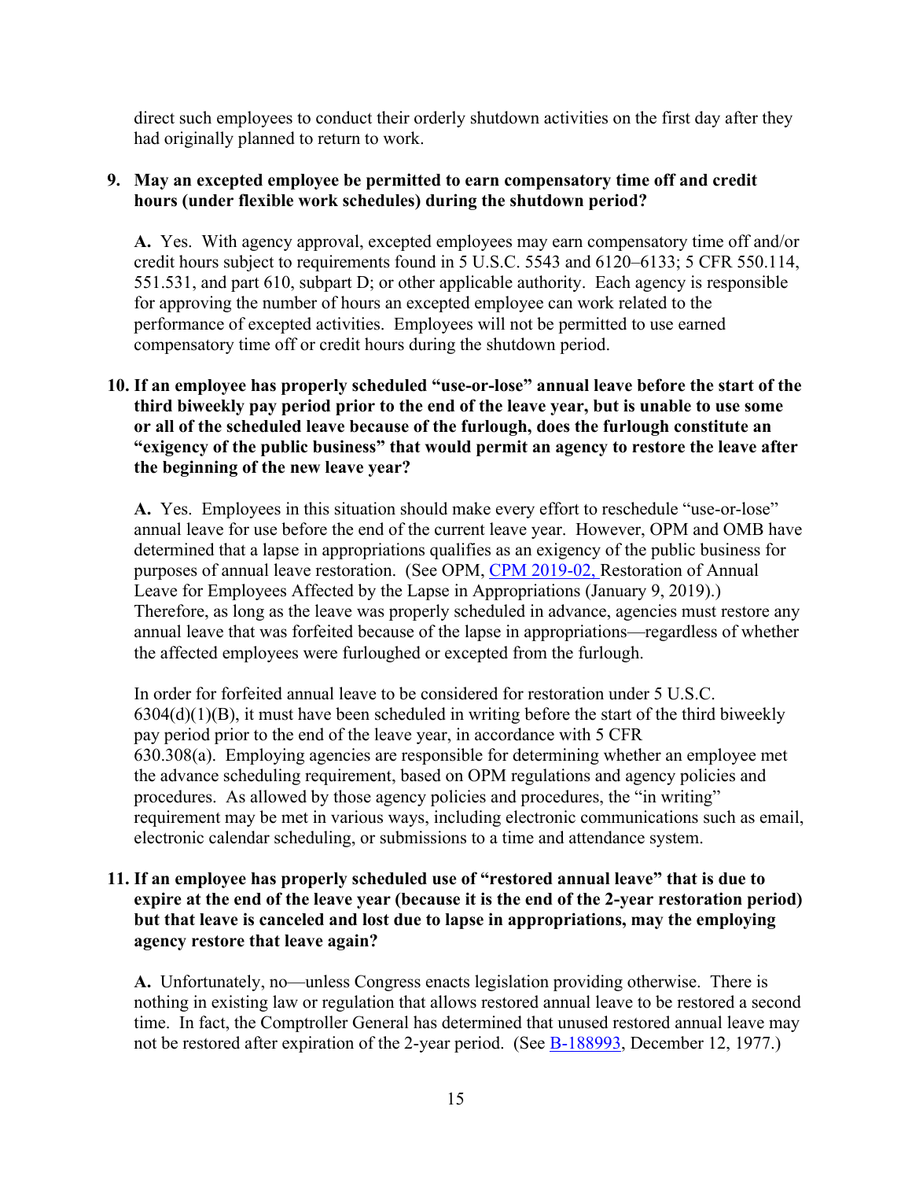direct such employees to conduct their orderly shutdown activities on the first day after they had originally planned to return to work.

**9. May an excepted employee be permitted to earn compensatory time off and credit hours (under flexible work schedules) during the shutdown period?**

**A.** Yes. With agency approval, excepted employees may earn compensatory time off and/or credit hours subject to requirements found in 5 U.S.C. 5543 and 6120–6133; 5 CFR 550.114, 551.531, and part 610, subpart D; or other applicable authority. Each agency is responsible for approving the number of hours an excepted employee can work related to the performance of excepted activities. Employees will not be permitted to use earned compensatory time off or credit hours during the shutdown period.

**10. If an employee has properly scheduled "use-or-lose" annual leave before the start of the third biweekly pay period prior to the end of the leave year, but is unable to use some or all of the scheduled leave because of the furlough, does the furlough constitute an "exigency of the public business" that would permit an agency to restore the leave after the beginning of the new leave year?**

**A.** Yes. Employees in this situation should make every effort to reschedule "use-or-lose" annual leave for use before the end of the current leave year. However, OPM and OMB have determined that a lapse in appropriations qualifies as an exigency of the public business for purposes of annual leave restoration. (See OPM, CPM 2019-02, Restoration of Annual Leave for Employees Affected by the Lapse in Appropriations (January 9, 2019).) Therefore, as long as the leave was properly scheduled in advance, agencies must restore any annual leave that was forfeited because of the lapse in appropriations—regardless of whether the affected employees were furloughed or excepted from the furlough.

In order for forfeited annual leave to be considered for restoration under 5 U.S.C. 6304(d)(1)(B), it must have been scheduled in writing before the start of the third biweekly pay period prior to the end of the leave year, in accordance with 5 CFR 630.308(a). Employing agencies are responsible for determining whether an employee met the advance scheduling requirement, based on OPM regulations and agency policies and procedures. As allowed by those agency policies and procedures, the "in writing" requirement may be met in various ways, including electronic communications such as email, electronic calendar scheduling, or submissions to a time and attendance system.

**11. If an employee has properly scheduled use of "restored annual leave" that is due to expire at the end of the leave year (because it is the end of the 2-year restoration period) but that leave is canceled and lost due to lapse in appropriations, may the employing agency restore that leave again?**

**A.** Unfortunately, no—unless Congress enacts legislation providing otherwise. There is nothing in existing law or regulation that allows restored annual leave to be restored a second time. In fact, the Comptroller General has determined that unused restored annual leave may not be restored after expiration of the 2-year period. (See B-188993, December 12, 1977.)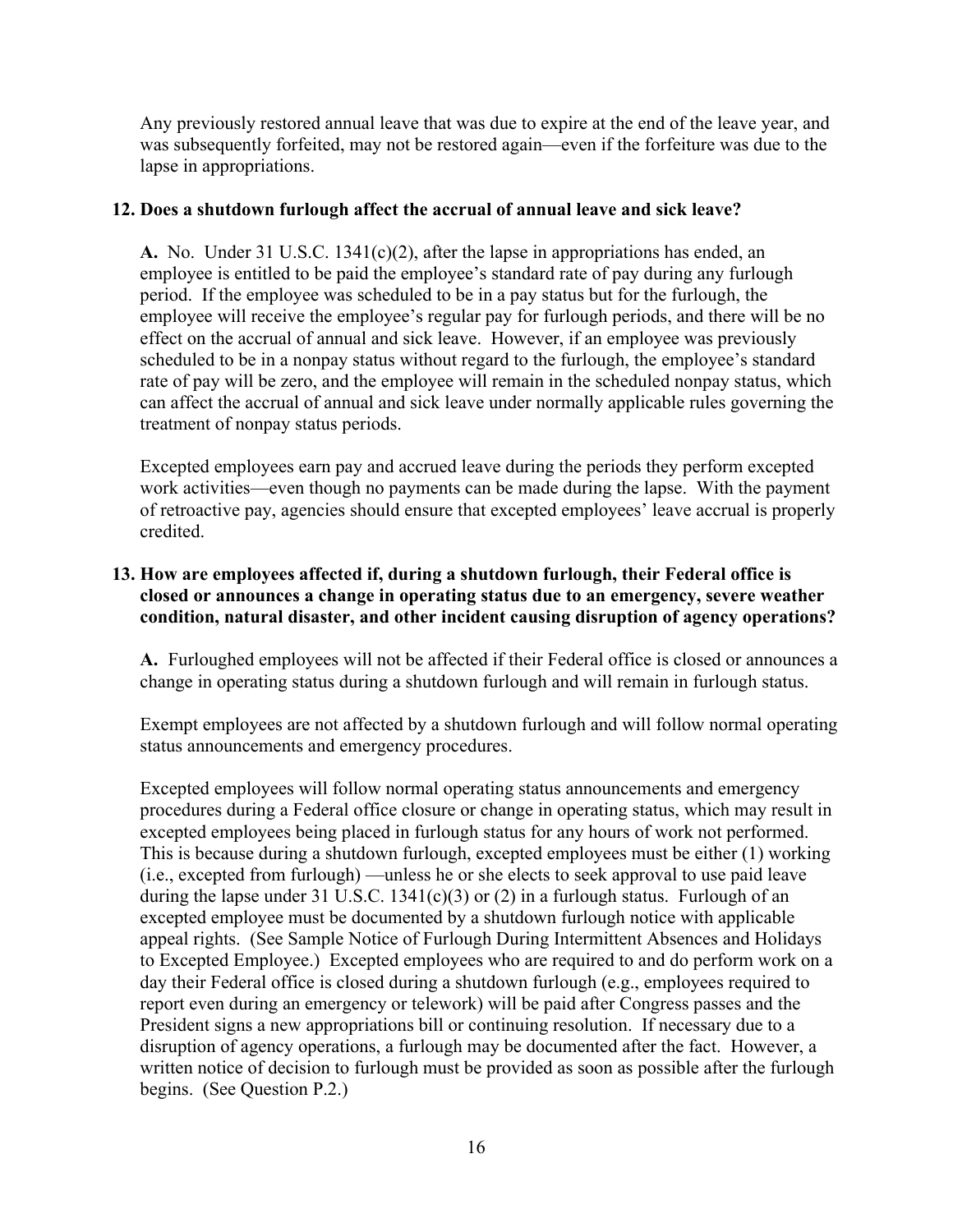Any previously restored annual leave that was due to expire at the end of the leave year, and was subsequently forfeited, may not be restored again—even if the forfeiture was due to the lapse in appropriations.

**12. Does a shutdown furlough affect the accrual of annual leave and sick leave?**

**A.** No. Under 31 U.S.C. 1341(c)(2), after the lapse in appropriations has ended, an employee is entitled to be paid the employee's standard rate of pay during any furlough period. If the employee was scheduled to be in a pay status but for the furlough, the employee will receive the employee's regular pay for furlough periods, and there will be no effect on the accrual of annual and sick leave. However, if an employee was previously scheduled to be in a nonpay status without regard to the furlough, the employee's standard rate of pay will be zero, and the employee will remain in the scheduled nonpay status, which can affect the accrual of annual and sick leave under normally applicable rules governing the treatment of nonpay status periods.

Excepted employees earn pay and accrued leave during the periods they perform excepted work activities—even though no payments can be made during the lapse. With the payment of retroactive pay, agencies should ensure that excepted employees' leave accrual is properly credited.

**13. How are employees affected if, during a shutdown furlough, their Federal office is closed or announces a change in operating status due to an emergency, severe weather condition, natural disaster, and other incident causing disruption of agency operations?**

**A.** Furloughed employees will not be affected if their Federal office is closed or announces a change in operating status during a shutdown furlough and will remain in furlough status.

Exempt employees are not affected by a shutdown furlough and will follow normal operating status announcements and emergency procedures.

Excepted employees will follow normal operating status announcements and emergency procedures during a Federal office closure or change in operating status, which may result in excepted employees being placed in furlough status for any hours of work not performed. This is because during a shutdown furlough, excepted employees must be either (1) working (i.e., excepted from furlough) —unless he or she elects to seek approval to use paid leave during the lapse under 31 U.S.C. 1341(c)(3) or (2) in a furlough status. Furlough of an excepted employee must be documented by a shutdown furlough notice with applicable appeal rights. (See Sample Notice of Furlough During Intermittent Absences and Holidays to Excepted Employee.) Excepted employees who are required to and do perform work on a day their Federal office is closed during a shutdown furlough (e.g., employees required to report even during an emergency or telework) will be paid after Congress passes and the President signs a new appropriations bill or continuing resolution. If necessary due to a disruption of agency operations, a furlough may be documented after the fact. However, a written notice of decision to furlough must be provided as soon as possible after the furlough begins. (See Question P.2.)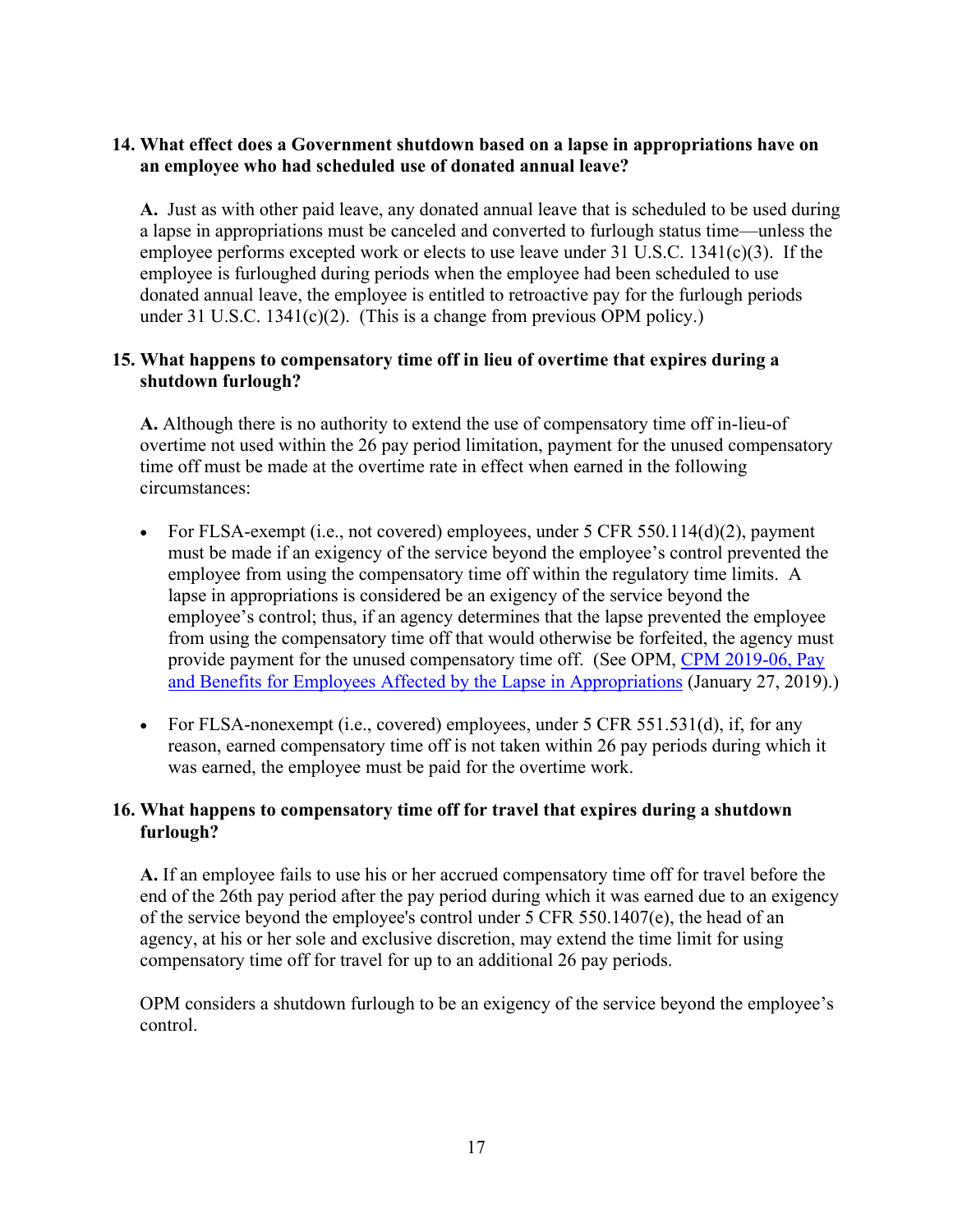**14. What effect does a Government shutdown based on a lapse in appropriations have on an employee who had scheduled use of donated annual leave?**

**A.** Just as with other paid leave, any donated annual leave that is scheduled to be used during a lapse in appropriations must be canceled and converted to furlough status time—unless the employee performs excepted work or elects to use leave under 31 U.S.C. 1341(c)(3). If the employee is furloughed during periods when the employee had been scheduled to use donated annual leave, the employee is entitled to retroactive pay for the furlough periods under 31 U.S.C. 1341(c)(2). (This is a change from previous OPM policy.)

**15. What happens to compensatory time off in lieu of overtime that expires during a shutdown furlough?**

**A.** Although there is no authority to extend the use of compensatory time off in-lieu-of overtime not used within the 26 pay period limitation, payment for the unused compensatory time off must be made at the overtime rate in effect when earned in the following circumstances:

- For FLSA-exempt (i.e., not covered) employees, under 5 CFR 550.114(d)(2), payment must be made if an exigency of the service beyond the employee's control prevented the employee from using the compensatory time off within the regulatory time limits. A lapse in appropriations is considered be an exigency of the service beyond the employee's control; thus, if an agency determines that the lapse prevented the employee from using the compensatory time off that would otherwise be forfeited, the agency must provide payment for the unused compensatory time off. (See OPM, CPM 2019-06, Pay and Benefits for Employees Affected by the Lapse in Appropriations (January 27, 2019).)

- For FLSA-nonexempt (i.e., covered) employees, under 5 CFR 551.531(d), if, for any reason, earned compensatory time off is not taken within 26 pay periods during which it was earned, the employee must be paid for the overtime work.

**16. What happens to compensatory time off for travel that expires during a shutdown furlough?**

**A.** If an employee fails to use his or her accrued compensatory time off for travel before the end of the 26th pay period after the pay period during which it was earned due to an exigency of the service beyond the employee's control under 5 CFR 550.1407(e), the head of an agency, at his or her sole and exclusive discretion, may extend the time limit for using compensatory time off for travel for up to an additional 26 pay periods.

OPM considers a shutdown furlough to be an exigency of the service beyond the employee's control.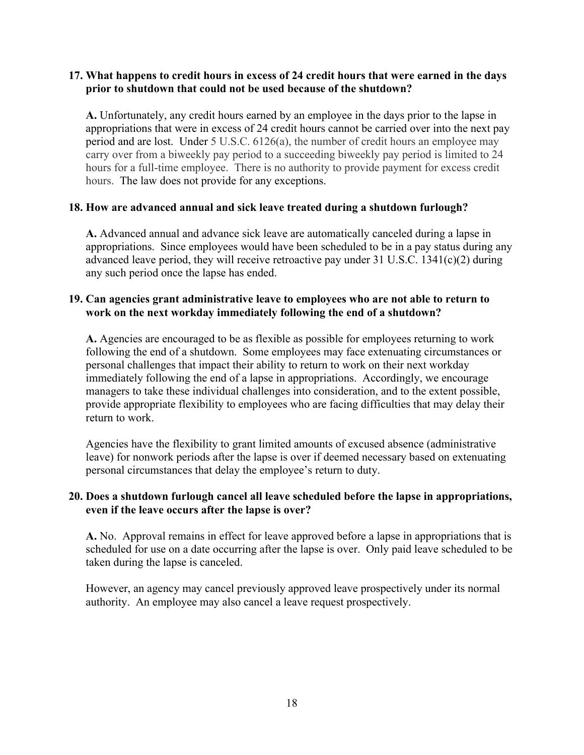**17. What happens to credit hours in excess of 24 credit hours that were earned in the days prior to shutdown that could not be used because of the shutdown?**

**A.** Unfortunately, any credit hours earned by an employee in the days prior to the lapse in appropriations that were in excess of 24 credit hours cannot be carried over into the next pay period and are lost. Under 5 U.S.C. 6126(a), the number of credit hours an employee may carry over from a biweekly pay period to a succeeding biweekly pay period is limited to 24 hours for a full-time employee. There is no authority to provide payment for excess credit hours. The law does not provide for any exceptions.

**18. How are advanced annual and sick leave treated during a shutdown furlough?**

**A.** Advanced annual and advance sick leave are automatically canceled during a lapse in appropriations. Since employees would have been scheduled to be in a pay status during any advanced leave period, they will receive retroactive pay under 31 U.S.C. 1341(c)(2) during any such period once the lapse has ended.

**19. Can agencies grant administrative leave to employees who are not able to return to work on the next workday immediately following the end of a shutdown?**

**A.** Agencies are encouraged to be as flexible as possible for employees returning to work following the end of a shutdown. Some employees may face extenuating circumstances or personal challenges that impact their ability to return to work on their next workday immediately following the end of a lapse in appropriations. Accordingly, we encourage managers to take these individual challenges into consideration, and to the extent possible, provide appropriate flexibility to employees who are facing difficulties that may delay their return to work.

Agencies have the flexibility to grant limited amounts of excused absence (administrative leave) for nonwork periods after the lapse is over if deemed necessary based on extenuating personal circumstances that delay the employee's return to duty.

**20. Does a shutdown furlough cancel all leave scheduled before the lapse in appropriations, even if the leave occurs after the lapse is over?**

**A.** No. Approval remains in effect for leave approved before a lapse in appropriations that is scheduled for use on a date occurring after the lapse is over. Only paid leave scheduled to be taken during the lapse is canceled.

However, an agency may cancel previously approved leave prospectively under its normal authority. An employee may also cancel a leave request prospectively.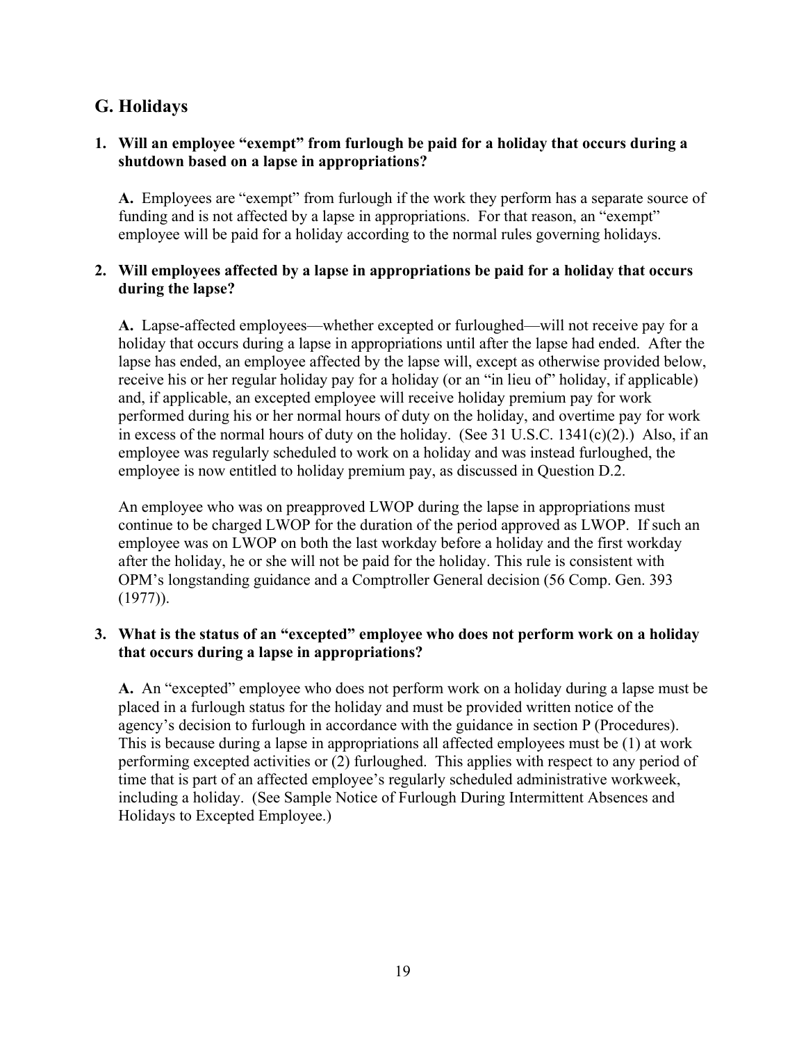## G. Holidays

**1. Will an employee "exempt" from furlough be paid for a holiday that occurs during a shutdown based on a lapse in appropriations?**

**A.** Employees are "exempt" from furlough if the work they perform has a separate source of funding and is not affected by a lapse in appropriations. For that reason, an "exempt" employee will be paid for a holiday according to the normal rules governing holidays.

**2. Will employees affected by a lapse in appropriations be paid for a holiday that occurs during the lapse?**

**A.** Lapse-affected employees—whether excepted or furloughed—will not receive pay for a holiday that occurs during a lapse in appropriations until after the lapse had ended. After the lapse has ended, an employee affected by the lapse will, except as otherwise provided below, receive his or her regular holiday pay for a holiday (or an "in lieu of" holiday, if applicable) and, if applicable, an excepted employee will receive holiday premium pay for work performed during his or her normal hours of duty on the holiday, and overtime pay for work in excess of the normal hours of duty on the holiday. (See 31 U.S.C. 1341(c)(2).) Also, if an employee was regularly scheduled to work on a holiday and was instead furloughed, the employee is now entitled to holiday premium pay, as discussed in Question D.2.

An employee who was on preapproved LWOP during the lapse in appropriations must continue to be charged LWOP for the duration of the period approved as LWOP. If such an employee was on LWOP on both the last workday before a holiday and the first workday after the holiday, he or she will not be paid for the holiday. This rule is consistent with OPM's longstanding guidance and a Comptroller General decision (56 Comp. Gen. 393 (1977)).

**3. What is the status of an "excepted" employee who does not perform work on a holiday that occurs during a lapse in appropriations?**

**A.** An "excepted" employee who does not perform work on a holiday during a lapse must be placed in a furlough status for the holiday and must be provided written notice of the agency's decision to furlough in accordance with the guidance in section P (Procedures). This is because during a lapse in appropriations all affected employees must be (1) at work performing excepted activities or (2) furloughed. This applies with respect to any period of time that is part of an affected employee's regularly scheduled administrative workweek, including a holiday. (See Sample Notice of Furlough During Intermittent Absences and Holidays to Excepted Employee.)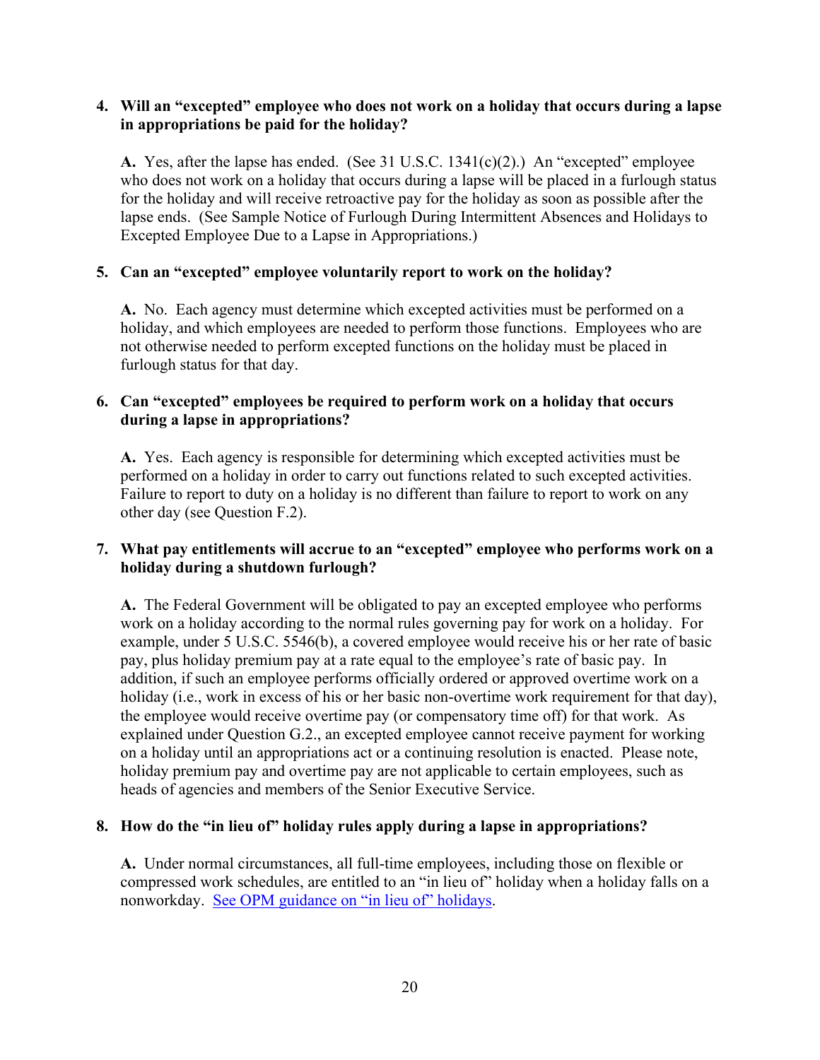**4. Will an "excepted" employee who does not work on a holiday that occurs during a lapse in appropriations be paid for the holiday?**

**A.** Yes, after the lapse has ended. (See 31 U.S.C. 1341(c)(2).) An "excepted" employee who does not work on a holiday that occurs during a lapse will be placed in a furlough status for the holiday and will receive retroactive pay for the holiday as soon as possible after the lapse ends. (See Sample Notice of Furlough During Intermittent Absences and Holidays to Excepted Employee Due to a Lapse in Appropriations.)

**5. Can an "excepted" employee voluntarily report to work on the holiday?**

**A.** No. Each agency must determine which excepted activities must be performed on a holiday, and which employees are needed to perform those functions. Employees who are not otherwise needed to perform excepted functions on the holiday must be placed in furlough status for that day.

**6. Can "excepted" employees be required to perform work on a holiday that occurs during a lapse in appropriations?**

**A.** Yes. Each agency is responsible for determining which excepted activities must be performed on a holiday in order to carry out functions related to such excepted activities. Failure to report to duty on a holiday is no different than failure to report to work on any other day (see Question F.2).

**7. What pay entitlements will accrue to an "excepted" employee who performs work on a holiday during a shutdown furlough?**

**A.** The Federal Government will be obligated to pay an excepted employee who performs work on a holiday according to the normal rules governing pay for work on a holiday. For example, under 5 U.S.C. 5546(b), a covered employee would receive his or her rate of basic pay, plus holiday premium pay at a rate equal to the employee's rate of basic pay. In addition, if such an employee performs officially ordered or approved overtime work on a holiday (i.e., work in excess of his or her basic non-overtime work requirement for that day), the employee would receive overtime pay (or compensatory time off) for that work. As explained under Question G.2., an excepted employee cannot receive payment for working on a holiday until an appropriations act or a continuing resolution is enacted. Please note, holiday premium pay and overtime pay are not applicable to certain employees, such as heads of agencies and members of the Senior Executive Service.

**8. How do the "in lieu of" holiday rules apply during a lapse in appropriations?**

**A.** Under normal circumstances, all full-time employees, including those on flexible or compressed work schedules, are entitled to an "in lieu of" holiday when a holiday falls on a nonworkday. See OPM guidance on "in lieu of" holidays.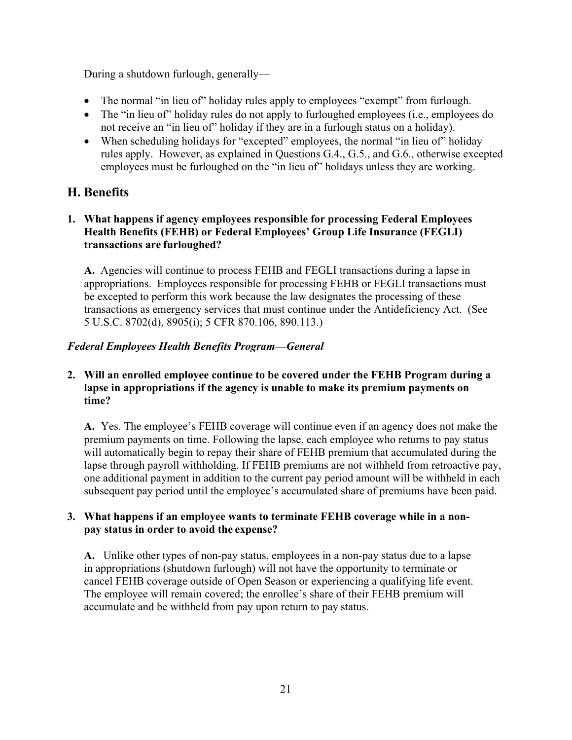During a shutdown furlough, generally—

- The normal "in lieu of" holiday rules apply to employees "exempt" from furlough.
- The "in lieu of" holiday rules do not apply to furloughed employees (i.e., employees do not receive an "in lieu of" holiday if they are in a furlough status on a holiday).
- When scheduling holidays for "excepted" employees, the normal "in lieu of" holiday rules apply. However, as explained in Questions G.4., G.5., and G.6., otherwise excepted employees must be furloughed on the "in lieu of" holidays unless they are working.

## H. Benefits

**1. What happens if agency employees responsible for processing Federal Employees Health Benefits (FEHB) or Federal Employees' Group Life Insurance (FEGLI) transactions are furloughed?**

**A.** Agencies will continue to process FEHB and FEGLI transactions during a lapse in appropriations. Employees responsible for processing FEHB or FEGLI transactions must be excepted to perform this work because the law designates the processing of these transactions as emergency services that must continue under the Antideficiency Act. (See 5 U.S.C. 8702(d), 8905(i); 5 CFR 870.106, 890.113.)

### *Federal Employees Health Benefits Program—General*

**2. Will an enrolled employee continue to be covered under the FEHB Program during a lapse in appropriations if the agency is unable to make its premium payments on time?**

**A.** Yes. The employee's FEHB coverage will continue even if an agency does not make the premium payments on time. Following the lapse, each employee who returns to pay status will automatically begin to repay their share of FEHB premium that accumulated during the lapse through payroll withholding. If FEHB premiums are not withheld from retroactive pay, one additional payment in addition to the current pay period amount will be withheld in each subsequent pay period until the employee's accumulated share of premiums have been paid.

**3. What happens if an employee wants to terminate FEHB coverage while in a non-pay status in order to avoid the expense?**

**A.** Unlike other types of non-pay status, employees in a non-pay status due to a lapse in appropriations (shutdown furlough) will not have the opportunity to terminate or cancel FEHB coverage outside of Open Season or experiencing a qualifying life event. The employee will remain covered; the enrollee's share of their FEHB premium will accumulate and be withheld from pay upon return to pay status.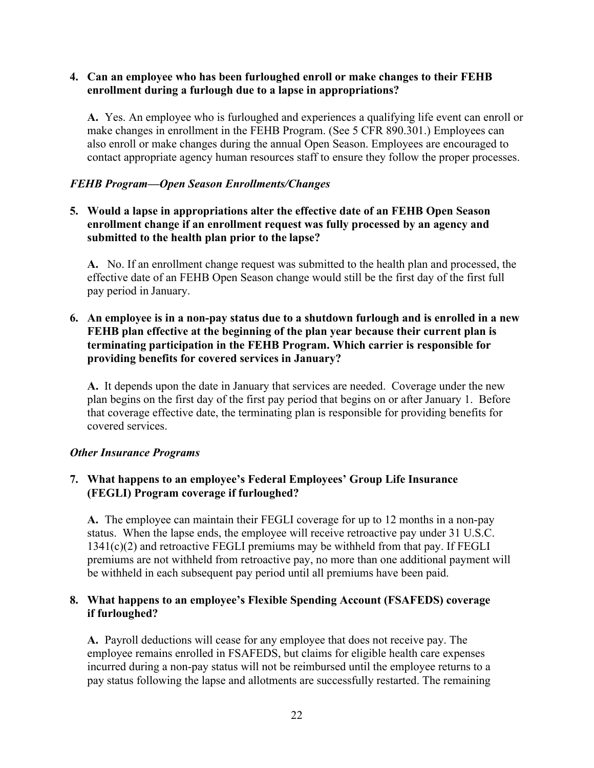**4. Can an employee who has been furloughed enroll or make changes to their FEHB enrollment during a furlough due to a lapse in appropriations?**

**A.** Yes. An employee who is furloughed and experiences a qualifying life event can enroll or make changes in enrollment in the FEHB Program. (See 5 CFR 890.301.) Employees can also enroll or make changes during the annual Open Season. Employees are encouraged to contact appropriate agency human resources staff to ensure they follow the proper processes.

***FEHB Program—Open Season Enrollments/Changes***

**5. Would a lapse in appropriations alter the effective date of an FEHB Open Season enrollment change if an enrollment request was fully processed by an agency and submitted to the health plan prior to the lapse?**

**A.** No. If an enrollment change request was submitted to the health plan and processed, the effective date of an FEHB Open Season change would still be the first day of the first full pay period in January.

**6. An employee is in a non-pay status due to a shutdown furlough and is enrolled in a new FEHB plan effective at the beginning of the plan year because their current plan is terminating participation in the FEHB Program. Which carrier is responsible for providing benefits for covered services in January?**

**A.** It depends upon the date in January that services are needed. Coverage under the new plan begins on the first day of the first pay period that begins on or after January 1. Before that coverage effective date, the terminating plan is responsible for providing benefits for covered services.

***Other Insurance Programs***

**7. What happens to an employee's Federal Employees' Group Life Insurance (FEGLI) Program coverage if furloughed?**

**A.** The employee can maintain their FEGLI coverage for up to 12 months in a non-pay status. When the lapse ends, the employee will receive retroactive pay under 31 U.S.C. 1341(c)(2) and retroactive FEGLI premiums may be withheld from that pay. If FEGLI premiums are not withheld from retroactive pay, no more than one additional payment will be withheld in each subsequent pay period until all premiums have been paid.

**8. What happens to an employee's Flexible Spending Account (FSAFEDS) coverage if furloughed?**

**A.** Payroll deductions will cease for any employee that does not receive pay. The employee remains enrolled in FSAFEDS, but claims for eligible health care expenses incurred during a non-pay status will not be reimbursed until the employee returns to a pay status following the lapse and allotments are successfully restarted. The remaining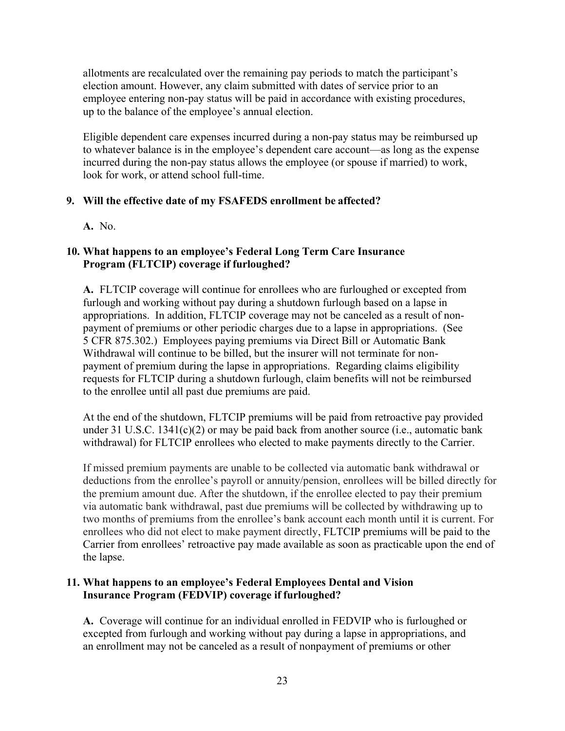allotments are recalculated over the remaining pay periods to match the participant's election amount. However, any claim submitted with dates of service prior to an employee entering non-pay status will be paid in accordance with existing procedures, up to the balance of the employee's annual election.

Eligible dependent care expenses incurred during a non-pay status may be reimbursed up to whatever balance is in the employee's dependent care account—as long as the expense incurred during the non-pay status allows the employee (or spouse if married) to work, look for work, or attend school full-time.

**9. Will the effective date of my FSAFEDS enrollment be affected?**

**A.** No.

**10. What happens to an employee's Federal Long Term Care Insurance Program (FLTCIP) coverage if furloughed?**

**A.** FLTCIP coverage will continue for enrollees who are furloughed or excepted from furlough and working without pay during a shutdown furlough based on a lapse in appropriations. In addition, FLTCIP coverage may not be canceled as a result of non-payment of premiums or other periodic charges due to a lapse in appropriations. (See 5 CFR 875.302.) Employees paying premiums via Direct Bill or Automatic Bank Withdrawal will continue to be billed, but the insurer will not terminate for non-payment of premium during the lapse in appropriations. Regarding claims eligibility requests for FLTCIP during a shutdown furlough, claim benefits will not be reimbursed to the enrollee until all past due premiums are paid.

At the end of the shutdown, FLTCIP premiums will be paid from retroactive pay provided under 31 U.S.C. 1341(c)(2) or may be paid back from another source (i.e., automatic bank withdrawal) for FLTCIP enrollees who elected to make payments directly to the Carrier.

If missed premium payments are unable to be collected via automatic bank withdrawal or deductions from the enrollee's payroll or annuity/pension, enrollees will be billed directly for the premium amount due. After the shutdown, if the enrollee elected to pay their premium via automatic bank withdrawal, past due premiums will be collected by withdrawing up to two months of premiums from the enrollee's bank account each month until it is current. For enrollees who did not elect to make payment directly, FLTCIP premiums will be paid to the Carrier from enrollees' retroactive pay made available as soon as practicable upon the end of the lapse.

**11. What happens to an employee's Federal Employees Dental and Vision Insurance Program (FEDVIP) coverage if furloughed?**

**A.** Coverage will continue for an individual enrolled in FEDVIP who is furloughed or excepted from furlough and working without pay during a lapse in appropriations, and an enrollment may not be canceled as a result of nonpayment of premiums or other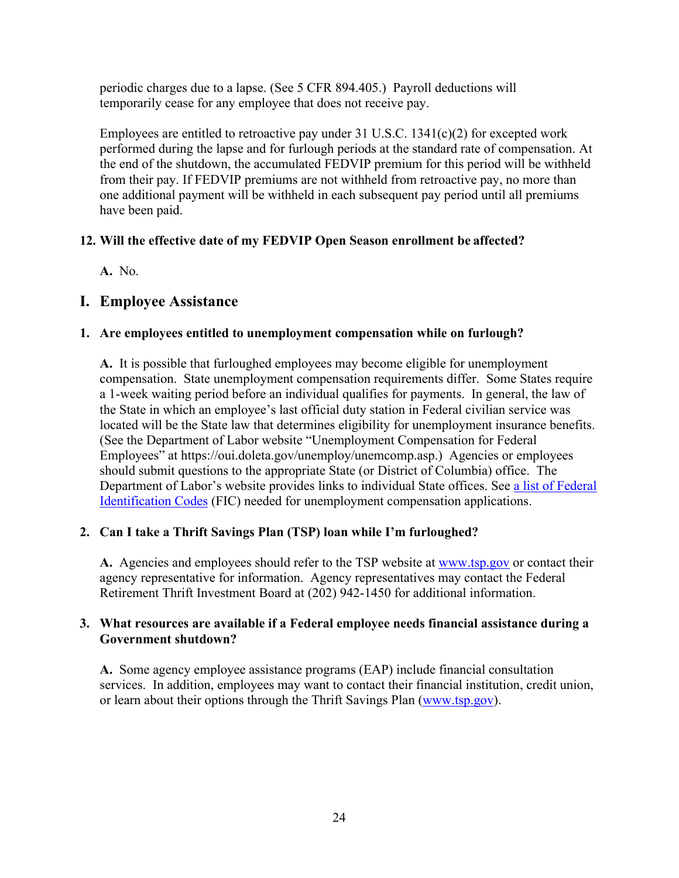periodic charges due to a lapse. (See 5 CFR 894.405.) Payroll deductions will temporarily cease for any employee that does not receive pay.

Employees are entitled to retroactive pay under 31 U.S.C. 1341(c)(2) for excepted work performed during the lapse and for furlough periods at the standard rate of compensation. At the end of the shutdown, the accumulated FEDVIP premium for this period will be withheld from their pay. If FEDVIP premiums are not withheld from retroactive pay, no more than one additional payment will be withheld in each subsequent pay period until all premiums have been paid.

**12. Will the effective date of my FEDVIP Open Season enrollment be affected?**

**A.** No.

## I. Employee Assistance

**1. Are employees entitled to unemployment compensation while on furlough?**

**A.** It is possible that furloughed employees may become eligible for unemployment compensation. State unemployment compensation requirements differ. Some States require a 1-week waiting period before an individual qualifies for payments. In general, the law of the State in which an employee's last official duty station in Federal civilian service was located will be the State law that determines eligibility for unemployment insurance benefits. (See the Department of Labor website "Unemployment Compensation for Federal Employees" at https://oui.doleta.gov/unemploy/unemcomp.asp.) Agencies or employees should submit questions to the appropriate State (or District of Columbia) office. The Department of Labor's website provides links to individual State offices. See a list of Federal Identification Codes (FIC) needed for unemployment compensation applications.

**2. Can I take a Thrift Savings Plan (TSP) loan while I'm furloughed?**

**A.** Agencies and employees should refer to the TSP website at www.tsp.gov or contact their agency representative for information. Agency representatives may contact the Federal Retirement Thrift Investment Board at (202) 942-1450 for additional information.

**3. What resources are available if a Federal employee needs financial assistance during a Government shutdown?**

**A.** Some agency employee assistance programs (EAP) include financial consultation services. In addition, employees may want to contact their financial institution, credit union, or learn about their options through the Thrift Savings Plan (www.tsp.gov).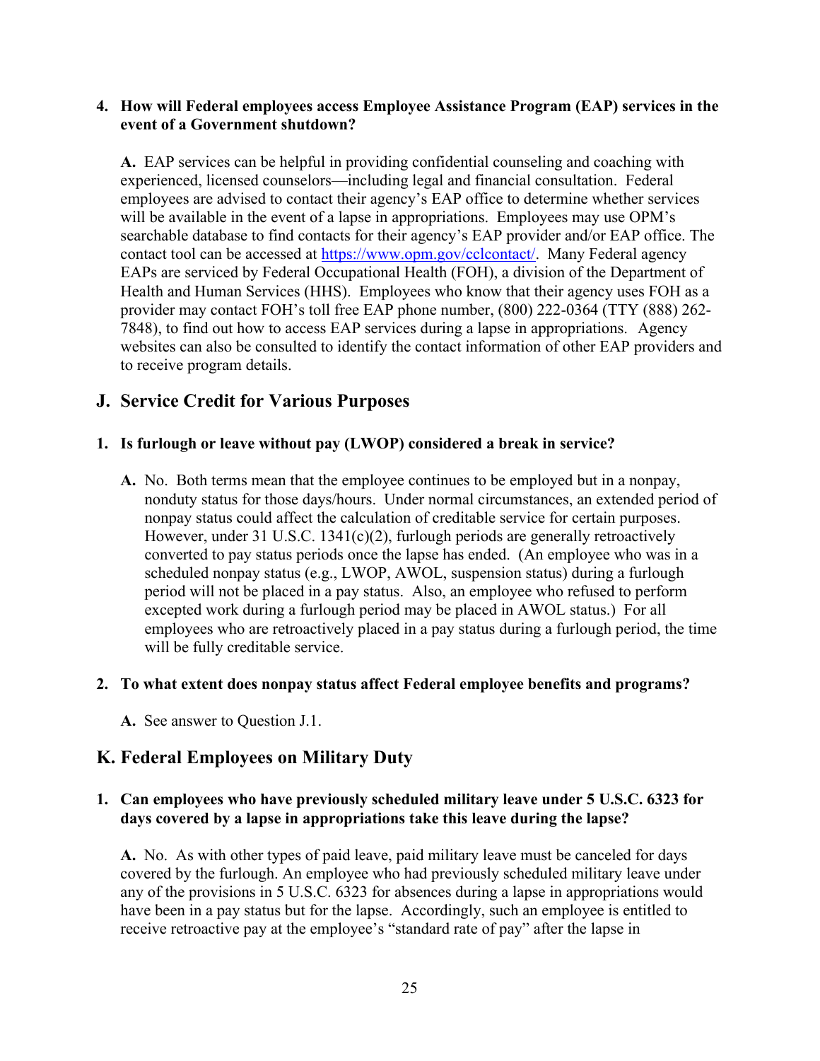**4. How will Federal employees access Employee Assistance Program (EAP) services in the event of a Government shutdown?**

**A.** EAP services can be helpful in providing confidential counseling and coaching with experienced, licensed counselors—including legal and financial consultation. Federal employees are advised to contact their agency's EAP office to determine whether services will be available in the event of a lapse in appropriations. Employees may use OPM's searchable database to find contacts for their agency's EAP provider and/or EAP office. The contact tool can be accessed at https://www.opm.gov/cclcontact/. Many Federal agency EAPs are serviced by Federal Occupational Health (FOH), a division of the Department of Health and Human Services (HHS). Employees who know that their agency uses FOH as a provider may contact FOH's toll free EAP phone number, (800) 222-0364 (TTY (888) 262-7848), to find out how to access EAP services during a lapse in appropriations. Agency websites can also be consulted to identify the contact information of other EAP providers and to receive program details.

## J. Service Credit for Various Purposes

**1. Is furlough or leave without pay (LWOP) considered a break in service?**

**A.** No. Both terms mean that the employee continues to be employed but in a nonpay, nonduty status for those days/hours. Under normal circumstances, an extended period of nonpay status could affect the calculation of creditable service for certain purposes. However, under 31 U.S.C. 1341(c)(2), furlough periods are generally retroactively converted to pay status periods once the lapse has ended. (An employee who was in a scheduled nonpay status (e.g., LWOP, AWOL, suspension status) during a furlough period will not be placed in a pay status. Also, an employee who refused to perform excepted work during a furlough period may be placed in AWOL status.) For all employees who are retroactively placed in a pay status during a furlough period, the time will be fully creditable service.

**2. To what extent does nonpay status affect Federal employee benefits and programs?**

**A.** See answer to Question J.1.

## K. Federal Employees on Military Duty

**1. Can employees who have previously scheduled military leave under 5 U.S.C. 6323 for days covered by a lapse in appropriations take this leave during the lapse?**

**A.** No. As with other types of paid leave, paid military leave must be canceled for days covered by the furlough. An employee who had previously scheduled military leave under any of the provisions in 5 U.S.C. 6323 for absences during a lapse in appropriations would have been in a pay status but for the lapse. Accordingly, such an employee is entitled to receive retroactive pay at the employee's "standard rate of pay" after the lapse in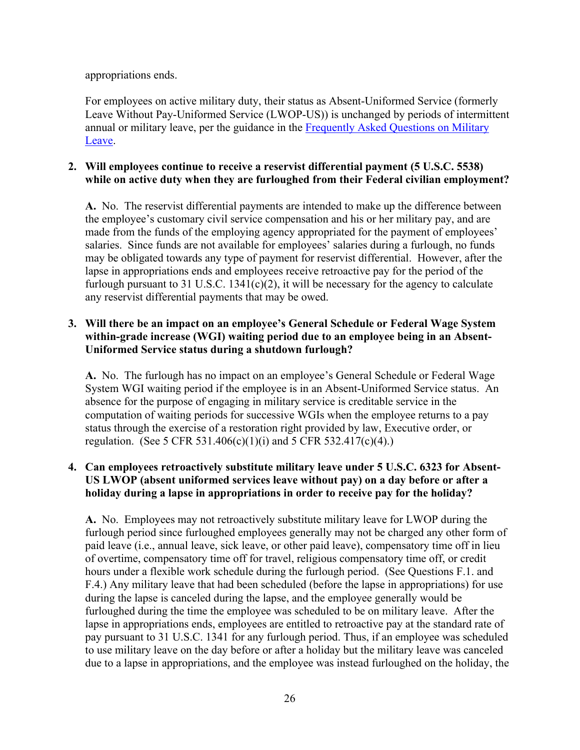appropriations ends.

For employees on active military duty, their status as Absent-Uniformed Service (formerly Leave Without Pay-Uniformed Service (LWOP-US)) is unchanged by periods of intermittent annual or military leave, per the guidance in the [Frequently Asked Questions on Military Leave](Frequently Asked Questions on Military Leave).

2. **Will employees continue to receive a reservist differential payment (5 U.S.C. 5538) while on active duty when they are furloughed from their Federal civilian employment?**

   **A.** No. The reservist differential payments are intended to make up the difference between the employee's customary civil service compensation and his or her military pay, and are made from the funds of the employing agency appropriated for the payment of employees' salaries. Since funds are not available for employees' salaries during a furlough, no funds may be obligated towards any type of payment for reservist differential. However, after the lapse in appropriations ends and employees receive retroactive pay for the period of the furlough pursuant to 31 U.S.C. 1341(c)(2), it will be necessary for the agency to calculate any reservist differential payments that may be owed.

3. **Will there be an impact on an employee's General Schedule or Federal Wage System within-grade increase (WGI) waiting period due to an employee being in an Absent-Uniformed Service status during a shutdown furlough?**

   **A.** No. The furlough has no impact on an employee's General Schedule or Federal Wage System WGI waiting period if the employee is in an Absent-Uniformed Service status. An absence for the purpose of engaging in military service is creditable service in the computation of waiting periods for successive WGIs when the employee returns to a pay status through the exercise of a restoration right provided by law, Executive order, or regulation. (See 5 CFR 531.406(c)(1)(i) and 5 CFR 532.417(c)(4).)

4. **Can employees retroactively substitute military leave under 5 U.S.C. 6323 for Absent-US LWOP (absent uniformed services leave without pay) on a day before or after a holiday during a lapse in appropriations in order to receive pay for the holiday?**

   **A.** No. Employees may not retroactively substitute military leave for LWOP during the furlough period since furloughed employees generally may not be charged any other form of paid leave (i.e., annual leave, sick leave, or other paid leave), compensatory time off in lieu of overtime, compensatory time off for travel, religious compensatory time off, or credit hours under a flexible work schedule during the furlough period. (See Questions F.1. and F.4.) Any military leave that had been scheduled (before the lapse in appropriations) for use during the lapse is canceled during the lapse, and the employee generally would be furloughed during the time the employee was scheduled to be on military leave. After the lapse in appropriations ends, employees are entitled to retroactive pay at the standard rate of pay pursuant to 31 U.S.C. 1341 for any furlough period. Thus, if an employee was scheduled to use military leave on the day before or after a holiday but the military leave was canceled due to a lapse in appropriations, and the employee was instead furloughed on the holiday, the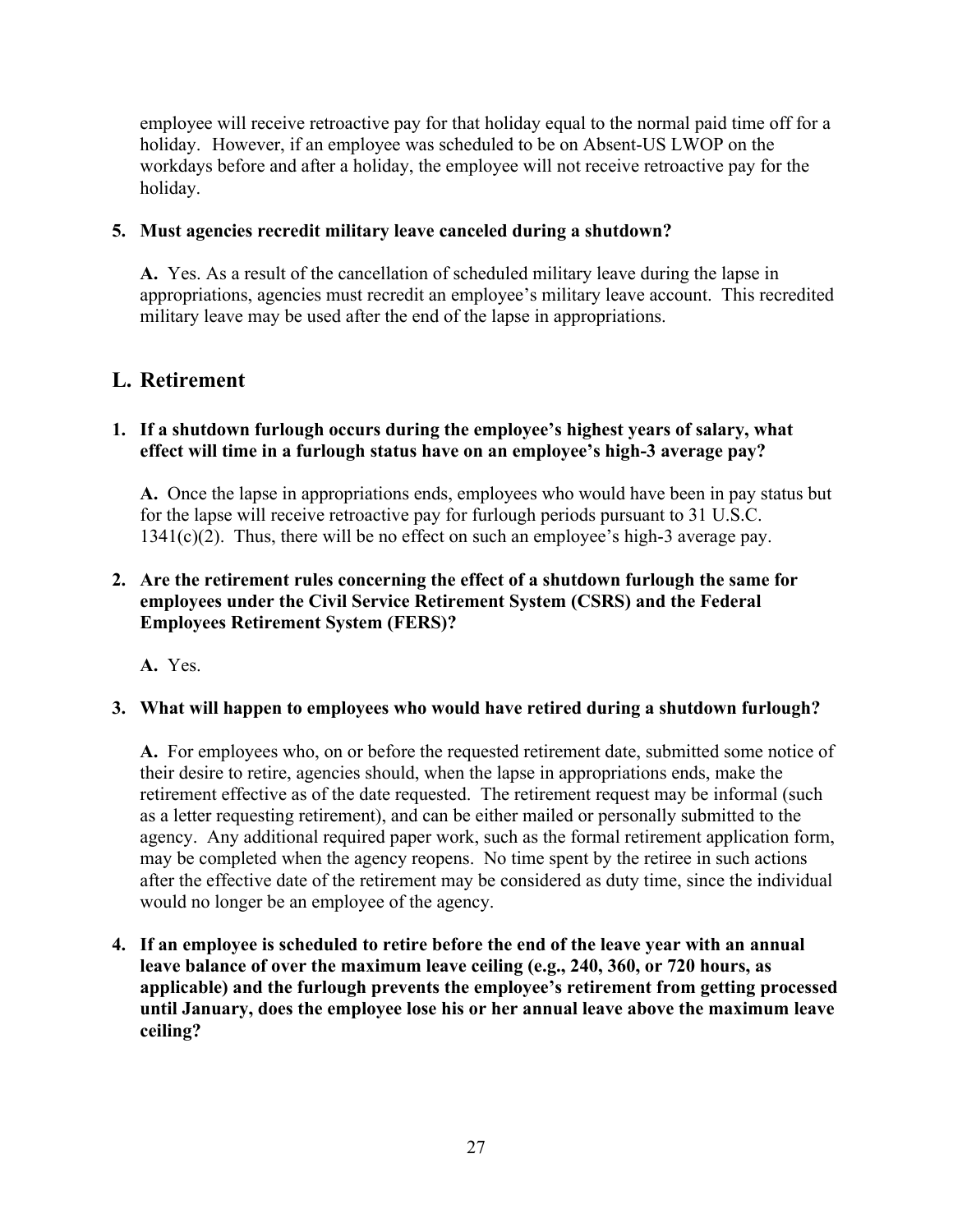employee will receive retroactive pay for that holiday equal to the normal paid time off for a holiday. However, if an employee was scheduled to be on Absent-US LWOP on the workdays before and after a holiday, the employee will not receive retroactive pay for the holiday.

**5. Must agencies recredit military leave canceled during a shutdown?**

**A.** Yes. As a result of the cancellation of scheduled military leave during the lapse in appropriations, agencies must recredit an employee's military leave account. This recredited military leave may be used after the end of the lapse in appropriations.

## L. Retirement

**1. If a shutdown furlough occurs during the employee's highest years of salary, what effect will time in a furlough status have on an employee's high-3 average pay?**

**A.** Once the lapse in appropriations ends, employees who would have been in pay status but for the lapse will receive retroactive pay for furlough periods pursuant to 31 U.S.C. 1341(c)(2). Thus, there will be no effect on such an employee's high-3 average pay.

**2. Are the retirement rules concerning the effect of a shutdown furlough the same for employees under the Civil Service Retirement System (CSRS) and the Federal Employees Retirement System (FERS)?**

**A.** Yes.

**3. What will happen to employees who would have retired during a shutdown furlough?**

**A.** For employees who, on or before the requested retirement date, submitted some notice of their desire to retire, agencies should, when the lapse in appropriations ends, make the retirement effective as of the date requested. The retirement request may be informal (such as a letter requesting retirement), and can be either mailed or personally submitted to the agency. Any additional required paper work, such as the formal retirement application form, may be completed when the agency reopens. No time spent by the retiree in such actions after the effective date of the retirement may be considered as duty time, since the individual would no longer be an employee of the agency.

**4. If an employee is scheduled to retire before the end of the leave year with an annual leave balance of over the maximum leave ceiling (e.g., 240, 360, or 720 hours, as applicable) and the furlough prevents the employee's retirement from getting processed until January, does the employee lose his or her annual leave above the maximum leave ceiling?**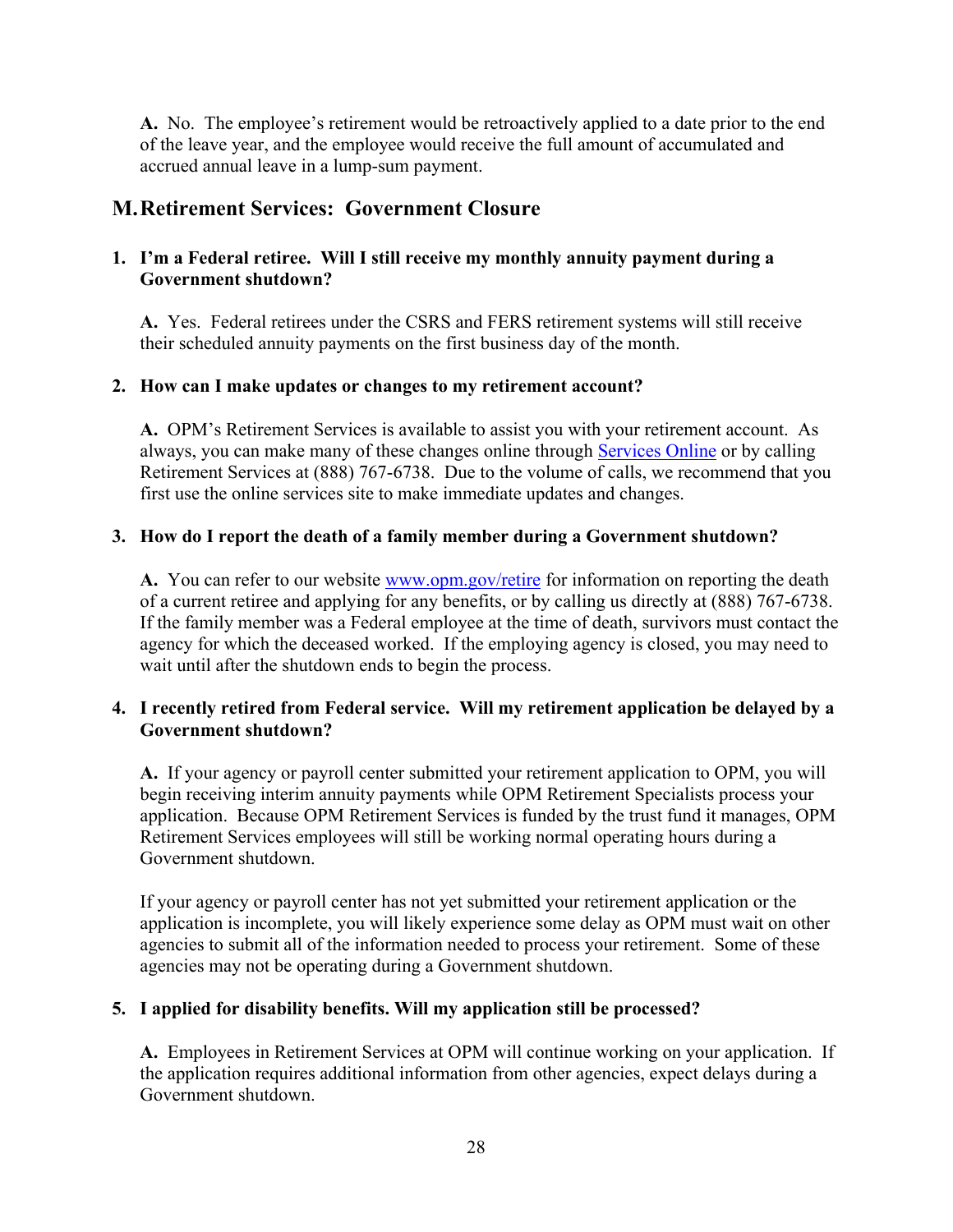**A.** No. The employee's retirement would be retroactively applied to a date prior to the end of the leave year, and the employee would receive the full amount of accumulated and accrued annual leave in a lump-sum payment.

## M. Retirement Services: Government Closure

**1. I'm a Federal retiree. Will I still receive my monthly annuity payment during a Government shutdown?**

**A.** Yes. Federal retirees under the CSRS and FERS retirement systems will still receive their scheduled annuity payments on the first business day of the month.

**2. How can I make updates or changes to my retirement account?**

**A.** OPM's Retirement Services is available to assist you with your retirement account. As always, you can make many of these changes online through Services Online or by calling Retirement Services at (888) 767-6738. Due to the volume of calls, we recommend that you first use the online services site to make immediate updates and changes.

**3. How do I report the death of a family member during a Government shutdown?**

**A.** You can refer to our website www.opm.gov/retire for information on reporting the death of a current retiree and applying for any benefits, or by calling us directly at (888) 767-6738. If the family member was a Federal employee at the time of death, survivors must contact the agency for which the deceased worked. If the employing agency is closed, you may need to wait until after the shutdown ends to begin the process.

**4. I recently retired from Federal service. Will my retirement application be delayed by a Government shutdown?**

**A.** If your agency or payroll center submitted your retirement application to OPM, you will begin receiving interim annuity payments while OPM Retirement Specialists process your application. Because OPM Retirement Services is funded by the trust fund it manages, OPM Retirement Services employees will still be working normal operating hours during a Government shutdown.

If your agency or payroll center has not yet submitted your retirement application or the application is incomplete, you will likely experience some delay as OPM must wait on other agencies to submit all of the information needed to process your retirement. Some of these agencies may not be operating during a Government shutdown.

**5. I applied for disability benefits. Will my application still be processed?**

**A.** Employees in Retirement Services at OPM will continue working on your application. If the application requires additional information from other agencies, expect delays during a Government shutdown.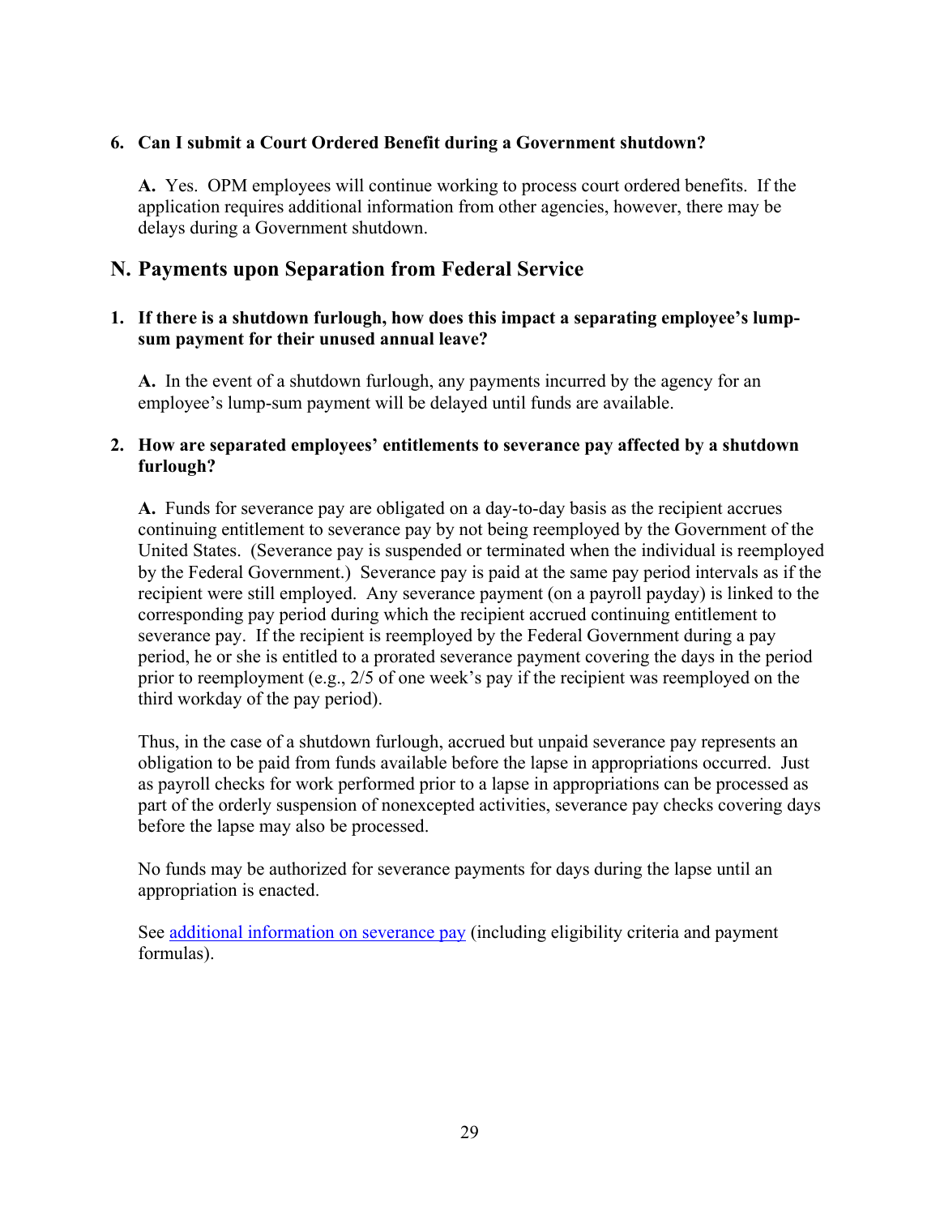**6. Can I submit a Court Ordered Benefit during a Government shutdown?**

**A.** Yes. OPM employees will continue working to process court ordered benefits. If the application requires additional information from other agencies, however, there may be delays during a Government shutdown.

## N. Payments upon Separation from Federal Service

**1. If there is a shutdown furlough, how does this impact a separating employee's lump-sum payment for their unused annual leave?**

**A.** In the event of a shutdown furlough, any payments incurred by the agency for an employee's lump-sum payment will be delayed until funds are available.

**2. How are separated employees' entitlements to severance pay affected by a shutdown furlough?**

**A.** Funds for severance pay are obligated on a day-to-day basis as the recipient accrues continuing entitlement to severance pay by not being reemployed by the Government of the United States. (Severance pay is suspended or terminated when the individual is reemployed by the Federal Government.) Severance pay is paid at the same pay period intervals as if the recipient were still employed. Any severance payment (on a payroll payday) is linked to the corresponding pay period during which the recipient accrued continuing entitlement to severance pay. If the recipient is reemployed by the Federal Government during a pay period, he or she is entitled to a prorated severance payment covering the days in the period prior to reemployment (e.g., 2/5 of one week's pay if the recipient was reemployed on the third workday of the pay period).

Thus, in the case of a shutdown furlough, accrued but unpaid severance pay represents an obligation to be paid from funds available before the lapse in appropriations occurred. Just as payroll checks for work performed prior to a lapse in appropriations can be processed as part of the orderly suspension of nonexcepted activities, severance pay checks covering days before the lapse may also be processed.

No funds may be authorized for severance payments for days during the lapse until an appropriation is enacted.

See additional information on severance pay (including eligibility criteria and payment formulas).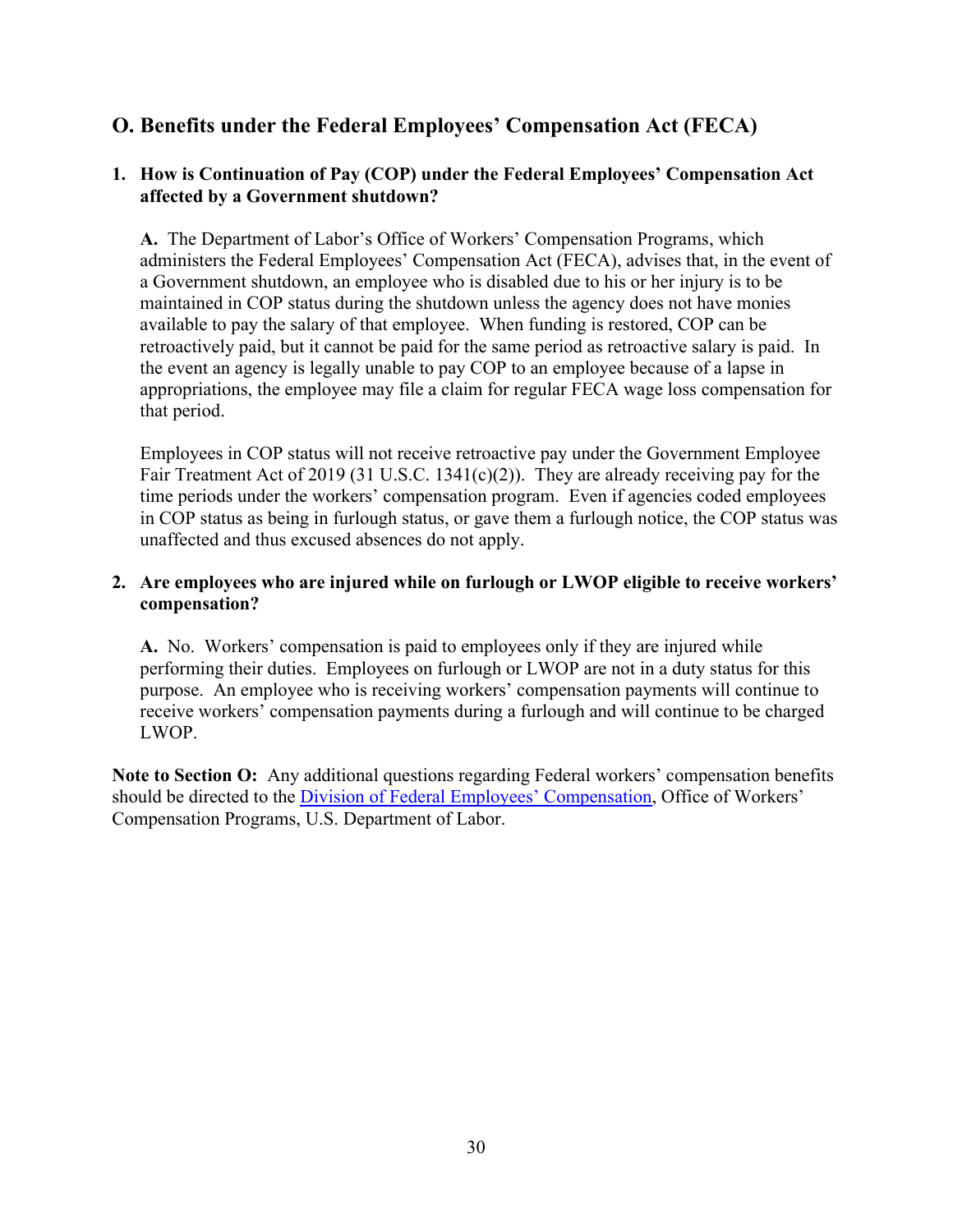## O. Benefits under the Federal Employees' Compensation Act (FECA)

**1. How is Continuation of Pay (COP) under the Federal Employees' Compensation Act affected by a Government shutdown?**

**A.** The Department of Labor's Office of Workers' Compensation Programs, which administers the Federal Employees' Compensation Act (FECA), advises that, in the event of a Government shutdown, an employee who is disabled due to his or her injury is to be maintained in COP status during the shutdown unless the agency does not have monies available to pay the salary of that employee. When funding is restored, COP can be retroactively paid, but it cannot be paid for the same period as retroactive salary is paid. In the event an agency is legally unable to pay COP to an employee because of a lapse in appropriations, the employee may file a claim for regular FECA wage loss compensation for that period.

Employees in COP status will not receive retroactive pay under the Government Employee Fair Treatment Act of 2019 (31 U.S.C. 1341(c)(2)). They are already receiving pay for the time periods under the workers' compensation program. Even if agencies coded employees in COP status as being in furlough status, or gave them a furlough notice, the COP status was unaffected and thus excused absences do not apply.

**2. Are employees who are injured while on furlough or LWOP eligible to receive workers' compensation?**

**A.** No. Workers' compensation is paid to employees only if they are injured while performing their duties. Employees on furlough or LWOP are not in a duty status for this purpose. An employee who is receiving workers' compensation payments will continue to receive workers' compensation payments during a furlough and will continue to be charged LWOP.

**Note to Section O:** Any additional questions regarding Federal workers' compensation benefits should be directed to the Division of Federal Employees' Compensation, Office of Workers' Compensation Programs, U.S. Department of Labor.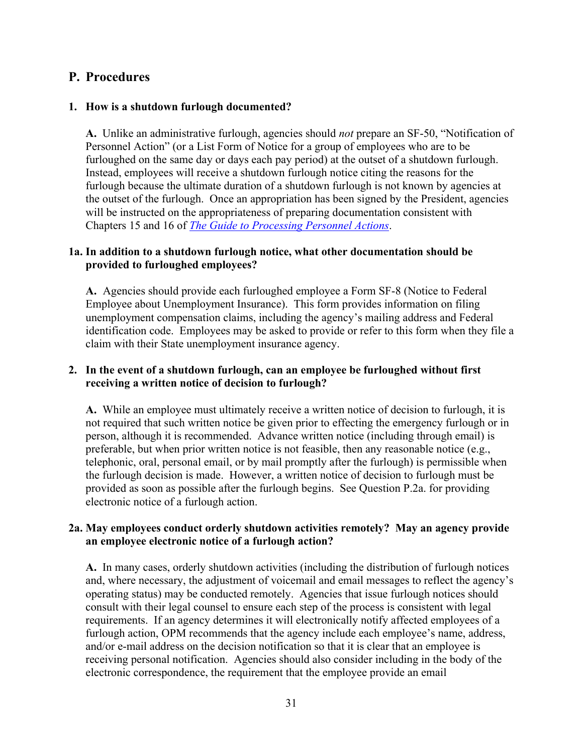## P. Procedures

**1. How is a shutdown furlough documented?**

**A.** Unlike an administrative furlough, agencies should *not* prepare an SF-50, "Notification of Personnel Action" (or a List Form of Notice for a group of employees who are to be furloughed on the same day or days each pay period) at the outset of a shutdown furlough. Instead, employees will receive a shutdown furlough notice citing the reasons for the furlough because the ultimate duration of a shutdown furlough is not known by agencies at the outset of the furlough. Once an appropriation has been signed by the President, agencies will be instructed on the appropriateness of preparing documentation consistent with Chapters 15 and 16 of *The Guide to Processing Personnel Actions*.

**1a. In addition to a shutdown furlough notice, what other documentation should be provided to furloughed employees?**

**A.** Agencies should provide each furloughed employee a Form SF-8 (Notice to Federal Employee about Unemployment Insurance). This form provides information on filing unemployment compensation claims, including the agency's mailing address and Federal identification code. Employees may be asked to provide or refer to this form when they file a claim with their State unemployment insurance agency.

**2. In the event of a shutdown furlough, can an employee be furloughed without first receiving a written notice of decision to furlough?**

**A.** While an employee must ultimately receive a written notice of decision to furlough, it is not required that such written notice be given prior to effecting the emergency furlough or in person, although it is recommended. Advance written notice (including through email) is preferable, but when prior written notice is not feasible, then any reasonable notice (e.g., telephonic, oral, personal email, or by mail promptly after the furlough) is permissible when the furlough decision is made. However, a written notice of decision to furlough must be provided as soon as possible after the furlough begins. See Question P.2a. for providing electronic notice of a furlough action.

**2a. May employees conduct orderly shutdown activities remotely? May an agency provide an employee electronic notice of a furlough action?**

**A.** In many cases, orderly shutdown activities (including the distribution of furlough notices and, where necessary, the adjustment of voicemail and email messages to reflect the agency's operating status) may be conducted remotely. Agencies that issue furlough notices should consult with their legal counsel to ensure each step of the process is consistent with legal requirements. If an agency determines it will electronically notify affected employees of a furlough action, OPM recommends that the agency include each employee's name, address, and/or e-mail address on the decision notification so that it is clear that an employee is receiving personal notification. Agencies should also consider including in the body of the electronic correspondence, the requirement that the employee provide an email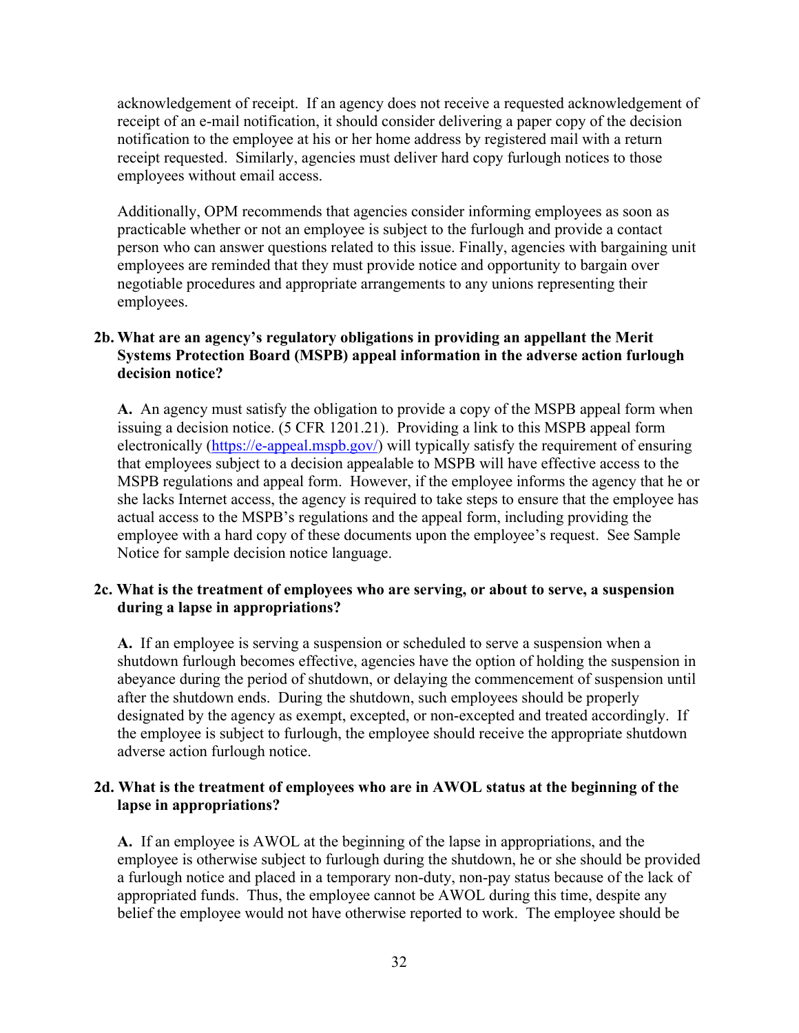acknowledgement of receipt. If an agency does not receive a requested acknowledgement of receipt of an e-mail notification, it should consider delivering a paper copy of the decision notification to the employee at his or her home address by registered mail with a return receipt requested. Similarly, agencies must deliver hard copy furlough notices to those employees without email access.

Additionally, OPM recommends that agencies consider informing employees as soon as practicable whether or not an employee is subject to the furlough and provide a contact person who can answer questions related to this issue. Finally, agencies with bargaining unit employees are reminded that they must provide notice and opportunity to bargain over negotiable procedures and appropriate arrangements to any unions representing their employees.

**2b. What are an agency's regulatory obligations in providing an appellant the Merit Systems Protection Board (MSPB) appeal information in the adverse action furlough decision notice?**

**A.** An agency must satisfy the obligation to provide a copy of the MSPB appeal form when issuing a decision notice. (5 CFR 1201.21). Providing a link to this MSPB appeal form electronically (https://e-appeal.mspb.gov/) will typically satisfy the requirement of ensuring that employees subject to a decision appealable to MSPB will have effective access to the MSPB regulations and appeal form. However, if the employee informs the agency that he or she lacks Internet access, the agency is required to take steps to ensure that the employee has actual access to the MSPB's regulations and the appeal form, including providing the employee with a hard copy of these documents upon the employee's request. See Sample Notice for sample decision notice language.

**2c. What is the treatment of employees who are serving, or about to serve, a suspension during a lapse in appropriations?**

**A.** If an employee is serving a suspension or scheduled to serve a suspension when a shutdown furlough becomes effective, agencies have the option of holding the suspension in abeyance during the period of shutdown, or delaying the commencement of suspension until after the shutdown ends. During the shutdown, such employees should be properly designated by the agency as exempt, excepted, or non-excepted and treated accordingly. If the employee is subject to furlough, the employee should receive the appropriate shutdown adverse action furlough notice.

**2d. What is the treatment of employees who are in AWOL status at the beginning of the lapse in appropriations?**

**A.** If an employee is AWOL at the beginning of the lapse in appropriations, and the employee is otherwise subject to furlough during the shutdown, he or she should be provided a furlough notice and placed in a temporary non-duty, non-pay status because of the lack of appropriated funds. Thus, the employee cannot be AWOL during this time, despite any belief the employee would not have otherwise reported to work. The employee should be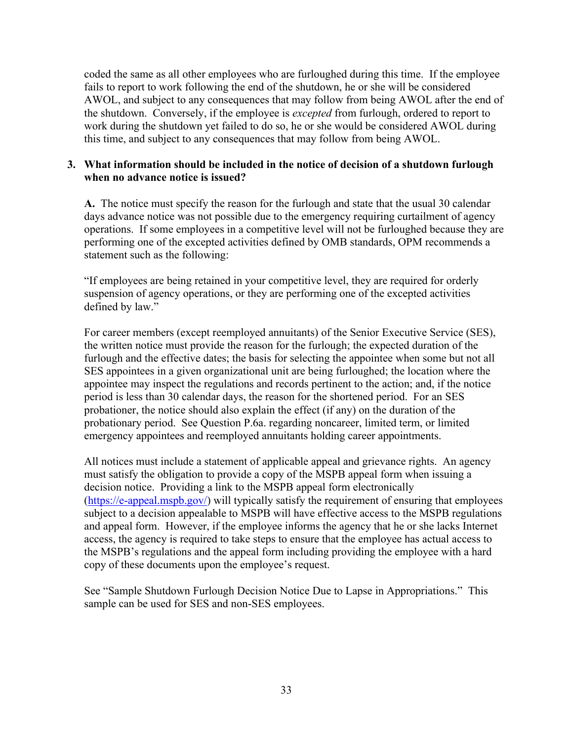coded the same as all other employees who are furloughed during this time. If the employee fails to report to work following the end of the shutdown, he or she will be considered AWOL, and subject to any consequences that may follow from being AWOL after the end of the shutdown. Conversely, if the employee is *excepted* from furlough, ordered to report to work during the shutdown yet failed to do so, he or she would be considered AWOL during this time, and subject to any consequences that may follow from being AWOL.

**3. What information should be included in the notice of decision of a shutdown furlough when no advance notice is issued?**

**A.** The notice must specify the reason for the furlough and state that the usual 30 calendar days advance notice was not possible due to the emergency requiring curtailment of agency operations. If some employees in a competitive level will not be furloughed because they are performing one of the excepted activities defined by OMB standards, OPM recommends a statement such as the following:

"If employees are being retained in your competitive level, they are required for orderly suspension of agency operations, or they are performing one of the excepted activities defined by law."

For career members (except reemployed annuitants) of the Senior Executive Service (SES), the written notice must provide the reason for the furlough; the expected duration of the furlough and the effective dates; the basis for selecting the appointee when some but not all SES appointees in a given organizational unit are being furloughed; the location where the appointee may inspect the regulations and records pertinent to the action; and, if the notice period is less than 30 calendar days, the reason for the shortened period. For an SES probationer, the notice should also explain the effect (if any) on the duration of the probationary period. See Question P.6a. regarding noncareer, limited term, or limited emergency appointees and reemployed annuitants holding career appointments.

All notices must include a statement of applicable appeal and grievance rights. An agency must satisfy the obligation to provide a copy of the MSPB appeal form when issuing a decision notice. Providing a link to the MSPB appeal form electronically (https://e-appeal.mspb.gov/) will typically satisfy the requirement of ensuring that employees subject to a decision appealable to MSPB will have effective access to the MSPB regulations and appeal form. However, if the employee informs the agency that he or she lacks Internet access, the agency is required to take steps to ensure that the employee has actual access to the MSPB's regulations and the appeal form including providing the employee with a hard copy of these documents upon the employee's request.

See "Sample Shutdown Furlough Decision Notice Due to Lapse in Appropriations." This sample can be used for SES and non-SES employees.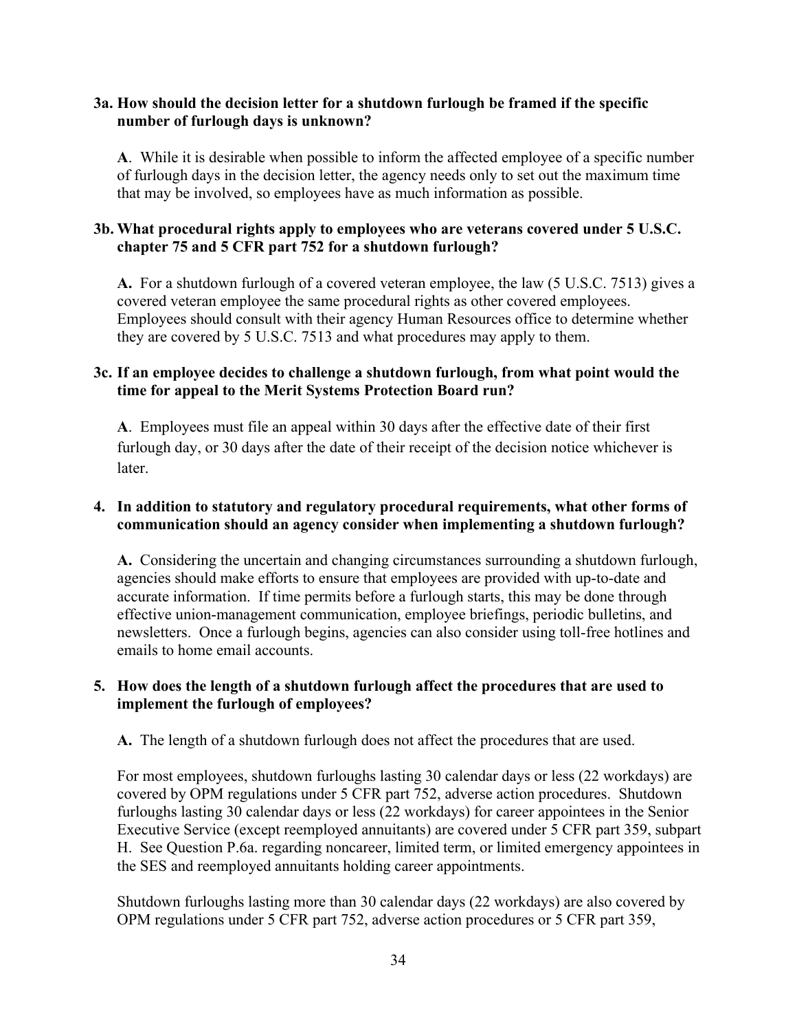**3a. How should the decision letter for a shutdown furlough be framed if the specific number of furlough days is unknown?**

**A**. While it is desirable when possible to inform the affected employee of a specific number of furlough days in the decision letter, the agency needs only to set out the maximum time that may be involved, so employees have as much information as possible.

**3b. What procedural rights apply to employees who are veterans covered under 5 U.S.C. chapter 75 and 5 CFR part 752 for a shutdown furlough?**

**A.** For a shutdown furlough of a covered veteran employee, the law (5 U.S.C. 7513) gives a covered veteran employee the same procedural rights as other covered employees. Employees should consult with their agency Human Resources office to determine whether they are covered by 5 U.S.C. 7513 and what procedures may apply to them.

**3c. If an employee decides to challenge a shutdown furlough, from what point would the time for appeal to the Merit Systems Protection Board run?**

**A**. Employees must file an appeal within 30 days after the effective date of their first furlough day, or 30 days after the date of their receipt of the decision notice whichever is later.

**4. In addition to statutory and regulatory procedural requirements, what other forms of communication should an agency consider when implementing a shutdown furlough?**

**A.** Considering the uncertain and changing circumstances surrounding a shutdown furlough, agencies should make efforts to ensure that employees are provided with up-to-date and accurate information. If time permits before a furlough starts, this may be done through effective union-management communication, employee briefings, periodic bulletins, and newsletters. Once a furlough begins, agencies can also consider using toll-free hotlines and emails to home email accounts.

**5. How does the length of a shutdown furlough affect the procedures that are used to implement the furlough of employees?**

**A.** The length of a shutdown furlough does not affect the procedures that are used.

For most employees, shutdown furloughs lasting 30 calendar days or less (22 workdays) are covered by OPM regulations under 5 CFR part 752, adverse action procedures. Shutdown furloughs lasting 30 calendar days or less (22 workdays) for career appointees in the Senior Executive Service (except reemployed annuitants) are covered under 5 CFR part 359, subpart H. See Question P.6a. regarding noncareer, limited term, or limited emergency appointees in the SES and reemployed annuitants holding career appointments.

Shutdown furloughs lasting more than 30 calendar days (22 workdays) are also covered by OPM regulations under 5 CFR part 752, adverse action procedures or 5 CFR part 359,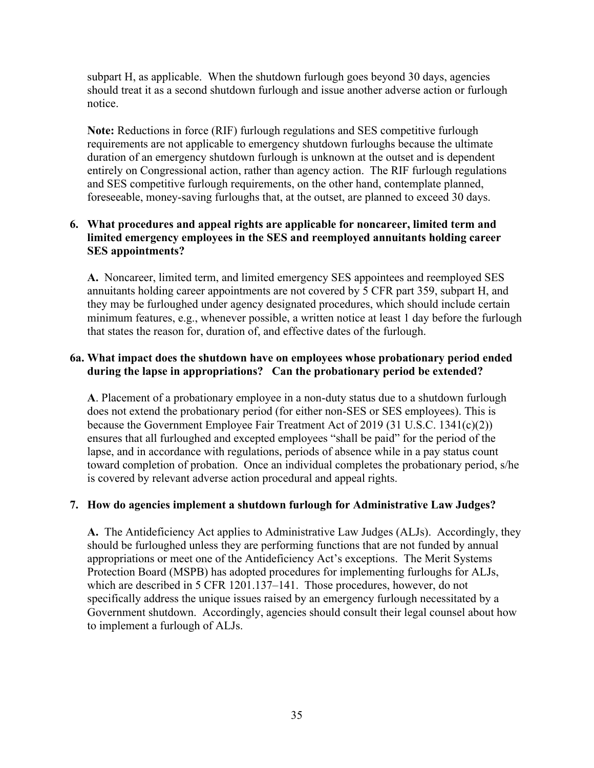subpart H, as applicable. When the shutdown furlough goes beyond 30 days, agencies should treat it as a second shutdown furlough and issue another adverse action or furlough notice.

**Note:** Reductions in force (RIF) furlough regulations and SES competitive furlough requirements are not applicable to emergency shutdown furloughs because the ultimate duration of an emergency shutdown furlough is unknown at the outset and is dependent entirely on Congressional action, rather than agency action. The RIF furlough regulations and SES competitive furlough requirements, on the other hand, contemplate planned, foreseeable, money-saving furloughs that, at the outset, are planned to exceed 30 days.

**6. What procedures and appeal rights are applicable for noncareer, limited term and limited emergency employees in the SES and reemployed annuitants holding career SES appointments?**

**A.** Noncareer, limited term, and limited emergency SES appointees and reemployed SES annuitants holding career appointments are not covered by 5 CFR part 359, subpart H, and they may be furloughed under agency designated procedures, which should include certain minimum features, e.g., whenever possible, a written notice at least 1 day before the furlough that states the reason for, duration of, and effective dates of the furlough.

**6a. What impact does the shutdown have on employees whose probationary period ended during the lapse in appropriations? Can the probationary period be extended?**

**A**. Placement of a probationary employee in a non-duty status due to a shutdown furlough does not extend the probationary period (for either non-SES or SES employees). This is because the Government Employee Fair Treatment Act of 2019 (31 U.S.C. 1341(c)(2)) ensures that all furloughed and excepted employees "shall be paid" for the period of the lapse, and in accordance with regulations, periods of absence while in a pay status count toward completion of probation. Once an individual completes the probationary period, s/he is covered by relevant adverse action procedural and appeal rights.

**7. How do agencies implement a shutdown furlough for Administrative Law Judges?**

**A.** The Antideficiency Act applies to Administrative Law Judges (ALJs). Accordingly, they should be furloughed unless they are performing functions that are not funded by annual appropriations or meet one of the Antideficiency Act's exceptions. The Merit Systems Protection Board (MSPB) has adopted procedures for implementing furloughs for ALJs, which are described in 5 CFR 1201.137–141. Those procedures, however, do not specifically address the unique issues raised by an emergency furlough necessitated by a Government shutdown. Accordingly, agencies should consult their legal counsel about how to implement a furlough of ALJs.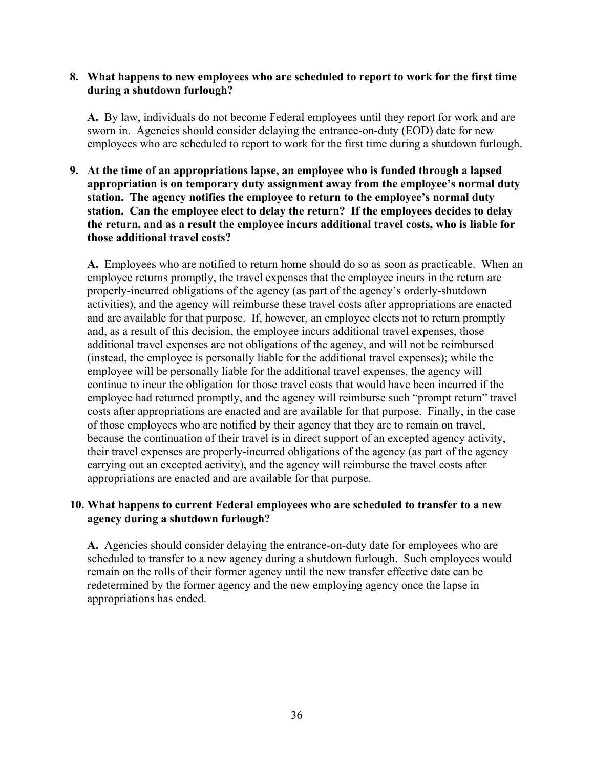**8. What happens to new employees who are scheduled to report to work for the first time during a shutdown furlough?**

**A.** By law, individuals do not become Federal employees until they report for work and are sworn in. Agencies should consider delaying the entrance-on-duty (EOD) date for new employees who are scheduled to report to work for the first time during a shutdown furlough.

**9. At the time of an appropriations lapse, an employee who is funded through a lapsed appropriation is on temporary duty assignment away from the employee's normal duty station. The agency notifies the employee to return to the employee's normal duty station. Can the employee elect to delay the return? If the employees decides to delay the return, and as a result the employee incurs additional travel costs, who is liable for those additional travel costs?**

**A.** Employees who are notified to return home should do so as soon as practicable. When an employee returns promptly, the travel expenses that the employee incurs in the return are properly-incurred obligations of the agency (as part of the agency's orderly-shutdown activities), and the agency will reimburse these travel costs after appropriations are enacted and are available for that purpose. If, however, an employee elects not to return promptly and, as a result of this decision, the employee incurs additional travel expenses, those additional travel expenses are not obligations of the agency, and will not be reimbursed (instead, the employee is personally liable for the additional travel expenses); while the employee will be personally liable for the additional travel expenses, the agency will continue to incur the obligation for those travel costs that would have been incurred if the employee had returned promptly, and the agency will reimburse such "prompt return" travel costs after appropriations are enacted and are available for that purpose. Finally, in the case of those employees who are notified by their agency that they are to remain on travel, because the continuation of their travel is in direct support of an excepted agency activity, their travel expenses are properly-incurred obligations of the agency (as part of the agency carrying out an excepted activity), and the agency will reimburse the travel costs after appropriations are enacted and are available for that purpose.

**10. What happens to current Federal employees who are scheduled to transfer to a new agency during a shutdown furlough?**

**A.** Agencies should consider delaying the entrance-on-duty date for employees who are scheduled to transfer to a new agency during a shutdown furlough. Such employees would remain on the rolls of their former agency until the new transfer effective date can be redetermined by the former agency and the new employing agency once the lapse in appropriations has ended.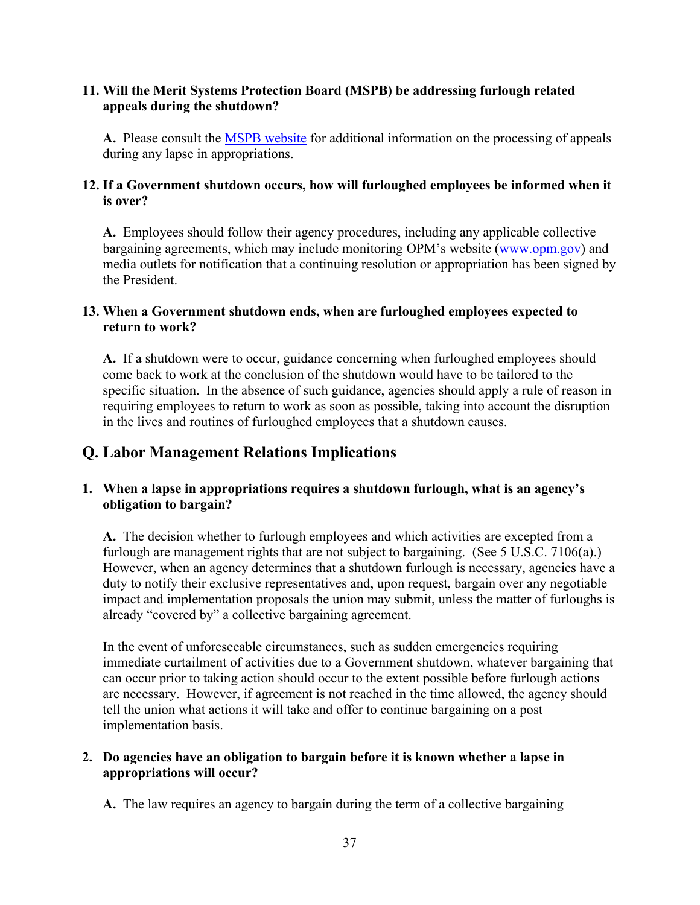**11. Will the Merit Systems Protection Board (MSPB) be addressing furlough related appeals during the shutdown?**

**A.** Please consult the MSPB website for additional information on the processing of appeals during any lapse in appropriations.

**12. If a Government shutdown occurs, how will furloughed employees be informed when it is over?**

**A.** Employees should follow their agency procedures, including any applicable collective bargaining agreements, which may include monitoring OPM's website (www.opm.gov) and media outlets for notification that a continuing resolution or appropriation has been signed by the President.

**13. When a Government shutdown ends, when are furloughed employees expected to return to work?**

**A.** If a shutdown were to occur, guidance concerning when furloughed employees should come back to work at the conclusion of the shutdown would have to be tailored to the specific situation. In the absence of such guidance, agencies should apply a rule of reason in requiring employees to return to work as soon as possible, taking into account the disruption in the lives and routines of furloughed employees that a shutdown causes.

## Q. Labor Management Relations Implications

**1. When a lapse in appropriations requires a shutdown furlough, what is an agency's obligation to bargain?**

**A.** The decision whether to furlough employees and which activities are excepted from a furlough are management rights that are not subject to bargaining. (See 5 U.S.C. 7106(a).) However, when an agency determines that a shutdown furlough is necessary, agencies have a duty to notify their exclusive representatives and, upon request, bargain over any negotiable impact and implementation proposals the union may submit, unless the matter of furloughs is already "covered by" a collective bargaining agreement.

In the event of unforeseeable circumstances, such as sudden emergencies requiring immediate curtailment of activities due to a Government shutdown, whatever bargaining that can occur prior to taking action should occur to the extent possible before furlough actions are necessary. However, if agreement is not reached in the time allowed, the agency should tell the union what actions it will take and offer to continue bargaining on a post implementation basis.

**2. Do agencies have an obligation to bargain before it is known whether a lapse in appropriations will occur?**

**A.** The law requires an agency to bargain during the term of a collective bargaining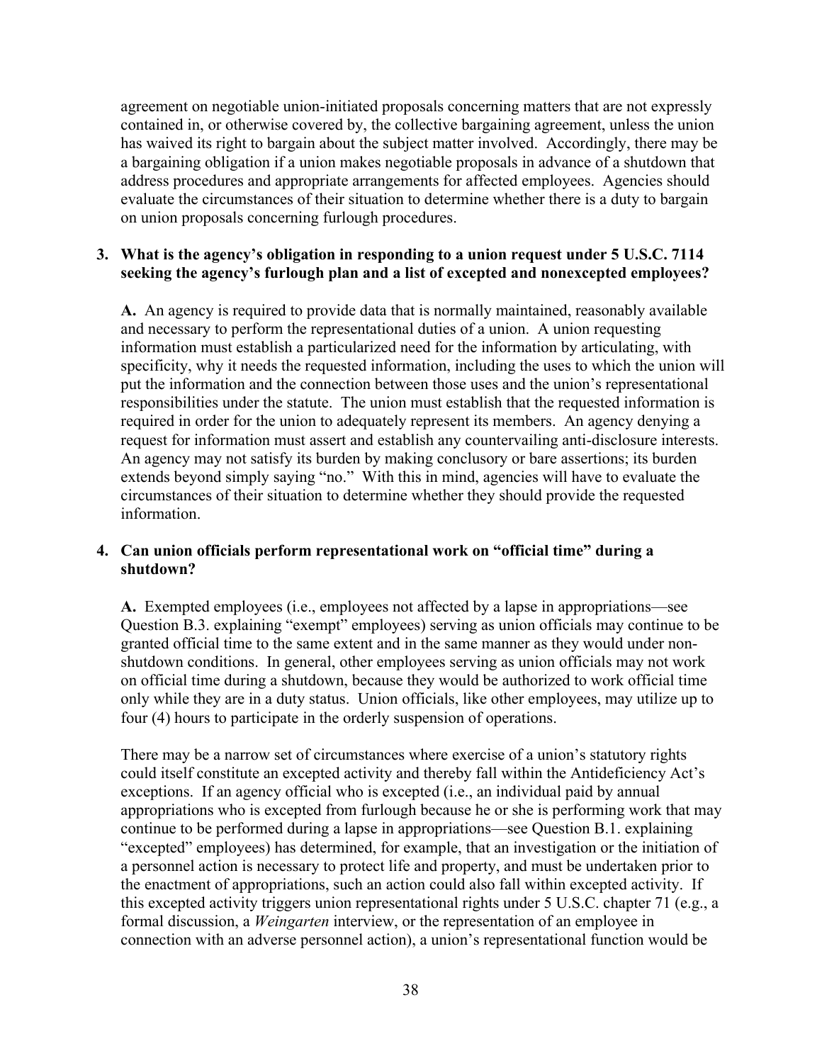agreement on negotiable union-initiated proposals concerning matters that are not expressly contained in, or otherwise covered by, the collective bargaining agreement, unless the union has waived its right to bargain about the subject matter involved. Accordingly, there may be a bargaining obligation if a union makes negotiable proposals in advance of a shutdown that address procedures and appropriate arrangements for affected employees. Agencies should evaluate the circumstances of their situation to determine whether there is a duty to bargain on union proposals concerning furlough procedures.

**3. What is the agency's obligation in responding to a union request under 5 U.S.C. 7114 seeking the agency's furlough plan and a list of excepted and nonexcepted employees?**

**A.** An agency is required to provide data that is normally maintained, reasonably available and necessary to perform the representational duties of a union. A union requesting information must establish a particularized need for the information by articulating, with specificity, why it needs the requested information, including the uses to which the union will put the information and the connection between those uses and the union's representational responsibilities under the statute. The union must establish that the requested information is required in order for the union to adequately represent its members. An agency denying a request for information must assert and establish any countervailing anti-disclosure interests. An agency may not satisfy its burden by making conclusory or bare assertions; its burden extends beyond simply saying "no." With this in mind, agencies will have to evaluate the circumstances of their situation to determine whether they should provide the requested information.

**4. Can union officials perform representational work on "official time" during a shutdown?**

**A.** Exempted employees (i.e., employees not affected by a lapse in appropriations—see Question B.3. explaining "exempt" employees) serving as union officials may continue to be granted official time to the same extent and in the same manner as they would under non-shutdown conditions. In general, other employees serving as union officials may not work on official time during a shutdown, because they would be authorized to work official time only while they are in a duty status. Union officials, like other employees, may utilize up to four (4) hours to participate in the orderly suspension of operations.

There may be a narrow set of circumstances where exercise of a union's statutory rights could itself constitute an excepted activity and thereby fall within the Antideficiency Act's exceptions. If an agency official who is excepted (i.e., an individual paid by annual appropriations who is excepted from furlough because he or she is performing work that may continue to be performed during a lapse in appropriations—see Question B.1. explaining "excepted" employees) has determined, for example, that an investigation or the initiation of a personnel action is necessary to protect life and property, and must be undertaken prior to the enactment of appropriations, such an action could also fall within excepted activity. If this excepted activity triggers union representational rights under 5 U.S.C. chapter 71 (e.g., a formal discussion, a *Weingarten* interview, or the representation of an employee in connection with an adverse personnel action), a union's representational function would be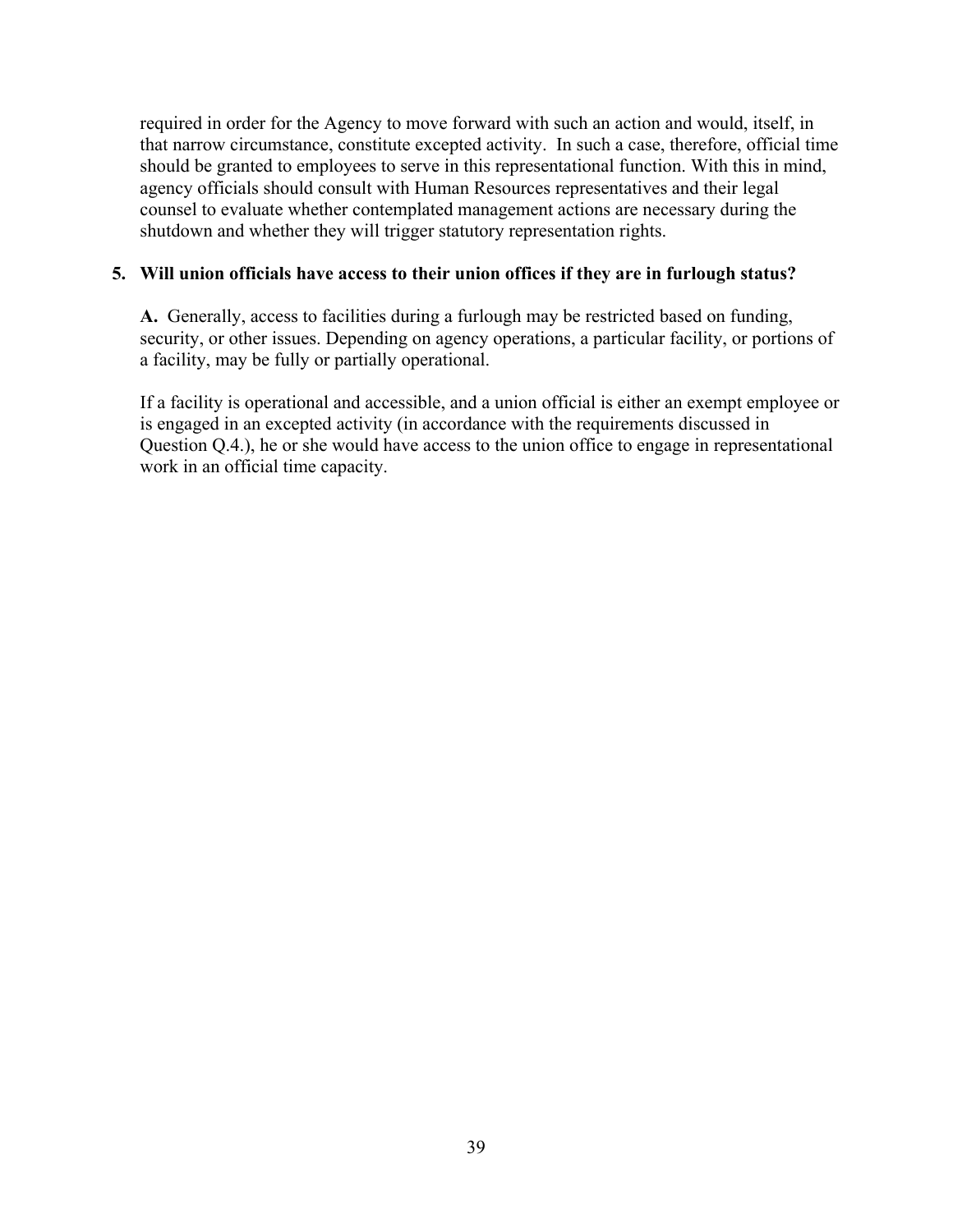required in order for the Agency to move forward with such an action and would, itself, in that narrow circumstance, constitute excepted activity. In such a case, therefore, official time should be granted to employees to serve in this representational function. With this in mind, agency officials should consult with Human Resources representatives and their legal counsel to evaluate whether contemplated management actions are necessary during the shutdown and whether they will trigger statutory representation rights.

**5. Will union officials have access to their union offices if they are in furlough status?**

**A.** Generally, access to facilities during a furlough may be restricted based on funding, security, or other issues. Depending on agency operations, a particular facility, or portions of a facility, may be fully or partially operational.

If a facility is operational and accessible, and a union official is either an exempt employee or is engaged in an excepted activity (in accordance with the requirements discussed in Question Q.4.), he or she would have access to the union office to engage in representational work in an official time capacity.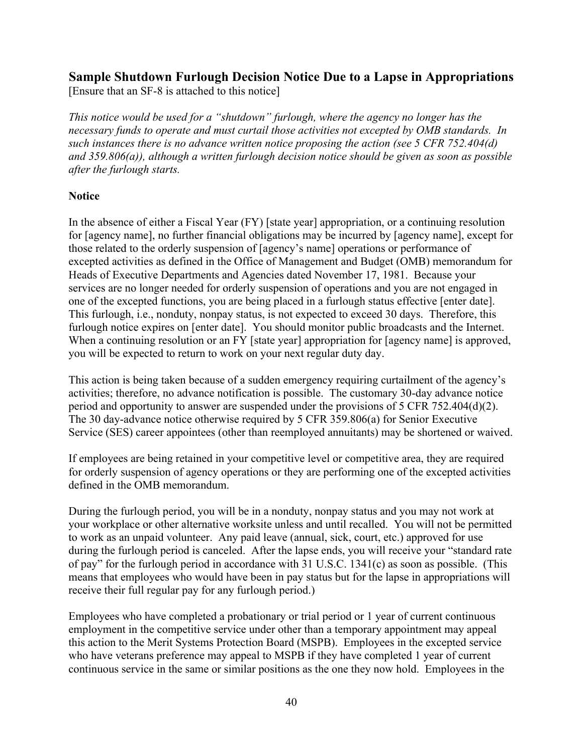## Sample Shutdown Furlough Decision Notice Due to a Lapse in Appropriations

[Ensure that an SF-8 is attached to this notice]

*This notice would be used for a "shutdown" furlough, where the agency no longer has the necessary funds to operate and must curtail those activities not excepted by OMB standards. In such instances there is no advance written notice proposing the action (see 5 CFR 752.404(d) and 359.806(a)), although a written furlough decision notice should be given as soon as possible after the furlough starts.*

**Notice**

In the absence of either a Fiscal Year (FY) [state year] appropriation, or a continuing resolution for [agency name], no further financial obligations may be incurred by [agency name], except for those related to the orderly suspension of [agency's name] operations or performance of excepted activities as defined in the Office of Management and Budget (OMB) memorandum for Heads of Executive Departments and Agencies dated November 17, 1981. Because your services are no longer needed for orderly suspension of operations and you are not engaged in one of the excepted functions, you are being placed in a furlough status effective [enter date]. This furlough, i.e., nonduty, nonpay status, is not expected to exceed 30 days. Therefore, this furlough notice expires on [enter date]. You should monitor public broadcasts and the Internet. When a continuing resolution or an FY [state year] appropriation for [agency name] is approved, you will be expected to return to work on your next regular duty day.

This action is being taken because of a sudden emergency requiring curtailment of the agency's activities; therefore, no advance notification is possible. The customary 30-day advance notice period and opportunity to answer are suspended under the provisions of 5 CFR 752.404(d)(2). The 30 day-advance notice otherwise required by 5 CFR 359.806(a) for Senior Executive Service (SES) career appointees (other than reemployed annuitants) may be shortened or waived.

If employees are being retained in your competitive level or competitive area, they are required for orderly suspension of agency operations or they are performing one of the excepted activities defined in the OMB memorandum.

During the furlough period, you will be in a nonduty, nonpay status and you may not work at your workplace or other alternative worksite unless and until recalled. You will not be permitted to work as an unpaid volunteer. Any paid leave (annual, sick, court, etc.) approved for use during the furlough period is canceled. After the lapse ends, you will receive your "standard rate of pay" for the furlough period in accordance with 31 U.S.C. 1341(c) as soon as possible. (This means that employees who would have been in pay status but for the lapse in appropriations will receive their full regular pay for any furlough period.)

Employees who have completed a probationary or trial period or 1 year of current continuous employment in the competitive service under other than a temporary appointment may appeal this action to the Merit Systems Protection Board (MSPB). Employees in the excepted service who have veterans preference may appeal to MSPB if they have completed 1 year of current continuous service in the same or similar positions as the one they now hold. Employees in the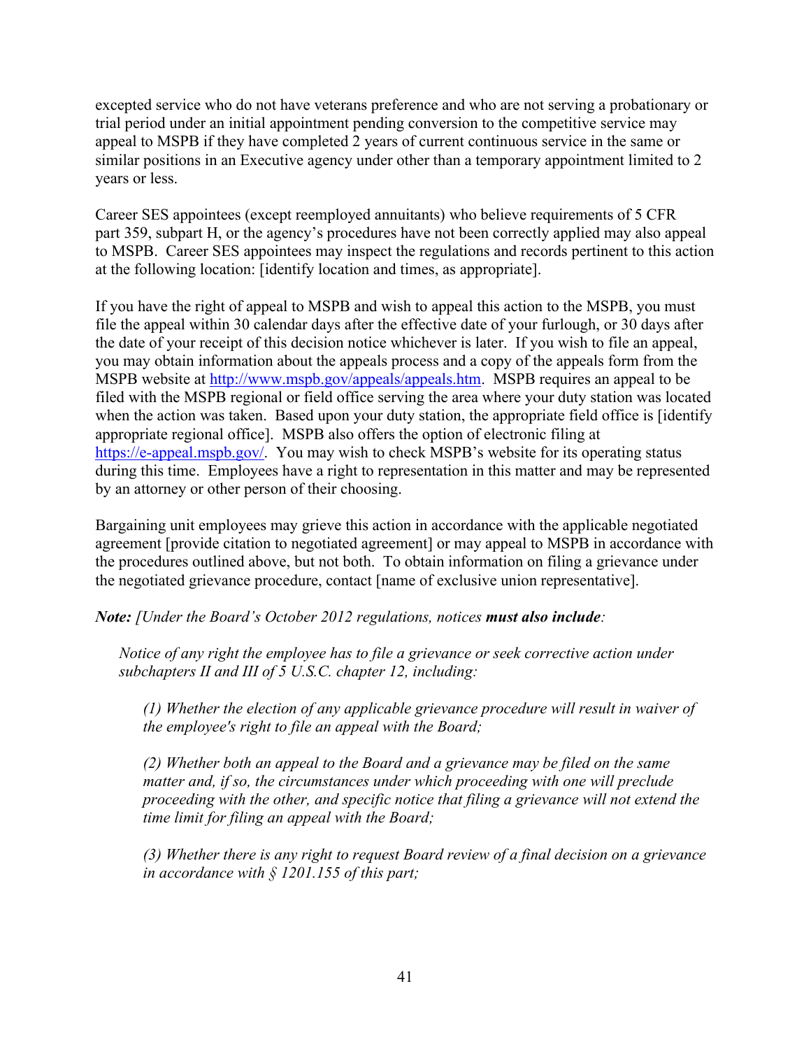excepted service who do not have veterans preference and who are not serving a probationary or trial period under an initial appointment pending conversion to the competitive service may appeal to MSPB if they have completed 2 years of current continuous service in the same or similar positions in an Executive agency under other than a temporary appointment limited to 2 years or less.

Career SES appointees (except reemployed annuitants) who believe requirements of 5 CFR part 359, subpart H, or the agency's procedures have not been correctly applied may also appeal to MSPB. Career SES appointees may inspect the regulations and records pertinent to this action at the following location: [identify location and times, as appropriate].

If you have the right of appeal to MSPB and wish to appeal this action to the MSPB, you must file the appeal within 30 calendar days after the effective date of your furlough, or 30 days after the date of your receipt of this decision notice whichever is later. If you wish to file an appeal, you may obtain information about the appeals process and a copy of the appeals form from the MSPB website at [http://www.mspb.gov/appeals/appeals.htm](http://www.mspb.gov/appeals/appeals.htm). MSPB requires an appeal to be filed with the MSPB regional or field office serving the area where your duty station was located when the action was taken. Based upon your duty station, the appropriate field office is [identify appropriate regional office]. MSPB also offers the option of electronic filing at [https://e-appeal.mspb.gov/](https://e-appeal.mspb.gov/). You may wish to check MSPB's website for its operating status during this time. Employees have a right to representation in this matter and may be represented by an attorney or other person of their choosing.

Bargaining unit employees may grieve this action in accordance with the applicable negotiated agreement [provide citation to negotiated agreement] or may appeal to MSPB in accordance with the procedures outlined above, but not both. To obtain information on filing a grievance under the negotiated grievance procedure, contact [name of exclusive union representative].

***Note:*** *[Under the Board's October 2012 regulations, notices* ***must also include****:*

> *Notice of any right the employee has to file a grievance or seek corrective action under subchapters II and III of 5 U.S.C. chapter 12, including:*
>
> > *(1) Whether the election of any applicable grievance procedure will result in waiver of the employee's right to file an appeal with the Board;*
> >
> > *(2) Whether both an appeal to the Board and a grievance may be filed on the same matter and, if so, the circumstances under which proceeding with one will preclude proceeding with the other, and specific notice that filing a grievance will not extend the time limit for filing an appeal with the Board;*
> >
> > *(3) Whether there is any right to request Board review of a final decision on a grievance in accordance with § 1201.155 of this part;*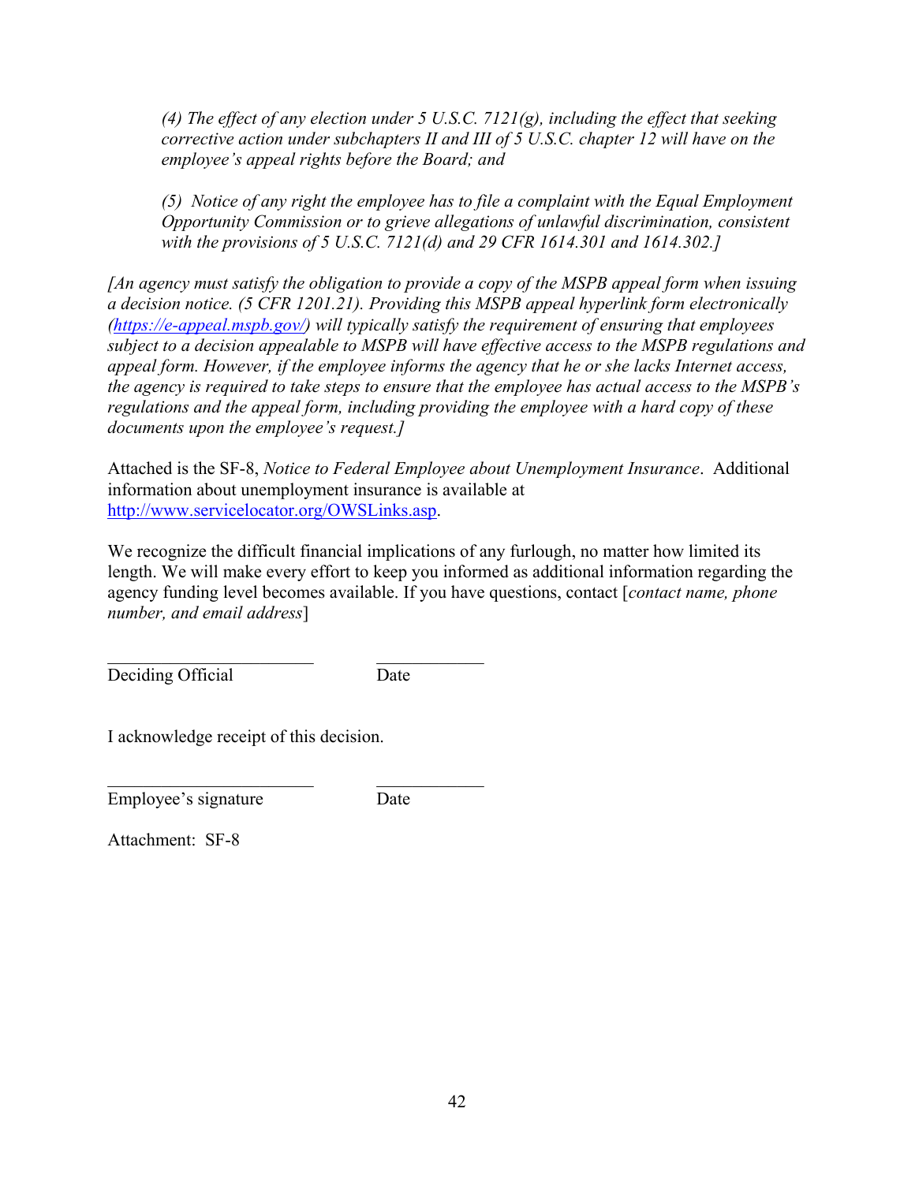*(4) The effect of any election under 5 U.S.C. 7121(g), including the effect that seeking corrective action under subchapters II and III of 5 U.S.C. chapter 12 will have on the employee's appeal rights before the Board; and*

*(5) Notice of any right the employee has to file a complaint with the Equal Employment Opportunity Commission or to grieve allegations of unlawful discrimination, consistent with the provisions of 5 U.S.C. 7121(d) and 29 CFR 1614.301 and 1614.302.]*

*[An agency must satisfy the obligation to provide a copy of the MSPB appeal form when issuing a decision notice. (5 CFR 1201.21). Providing this MSPB appeal hyperlink form electronically ([https://e-appeal.mspb.gov/](https://e-appeal.mspb.gov/)) will typically satisfy the requirement of ensuring that employees subject to a decision appealable to MSPB will have effective access to the MSPB regulations and appeal form. However, if the employee informs the agency that he or she lacks Internet access, the agency is required to take steps to ensure that the employee has actual access to the MSPB's regulations and the appeal form, including providing the employee with a hard copy of these documents upon the employee's request.]*

Attached is the SF-8, *Notice to Federal Employee about Unemployment Insurance*. Additional information about unemployment insurance is available at [http://www.servicelocator.org/OWSLinks.asp](http://www.servicelocator.org/OWSLinks.asp).

We recognize the difficult financial implications of any furlough, no matter how limited its length. We will make every effort to keep you informed as additional information regarding the agency funding level becomes available. If you have questions, contact [*contact name, phone number, and email address*]

\_\_\_\_\_\_\_\_\_\_\_\_\_\_\_\_\_\_\_\_\_\_\_\_ \_\_\_\_\_\_\_\_\_\_\_\_

Deciding Official          Date

I acknowledge receipt of this decision.

\_\_\_\_\_\_\_\_\_\_\_\_\_\_\_\_\_\_\_\_\_\_\_\_ \_\_\_\_\_\_\_\_\_\_\_\_

Employee's signature          Date

Attachment: SF-8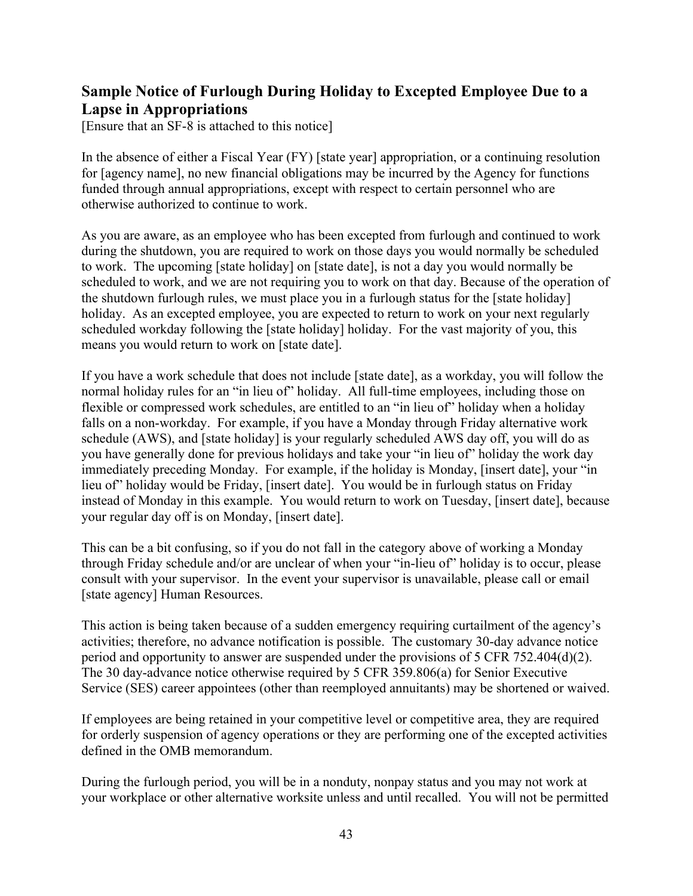## Sample Notice of Furlough During Holiday to Excepted Employee Due to a Lapse in Appropriations

[Ensure that an SF-8 is attached to this notice]

In the absence of either a Fiscal Year (FY) [state year] appropriation, or a continuing resolution for [agency name], no new financial obligations may be incurred by the Agency for functions funded through annual appropriations, except with respect to certain personnel who are otherwise authorized to continue to work.

As you are aware, as an employee who has been excepted from furlough and continued to work during the shutdown, you are required to work on those days you would normally be scheduled to work. The upcoming [state holiday] on [state date], is not a day you would normally be scheduled to work, and we are not requiring you to work on that day. Because of the operation of the shutdown furlough rules, we must place you in a furlough status for the [state holiday] holiday. As an excepted employee, you are expected to return to work on your next regularly scheduled workday following the [state holiday] holiday. For the vast majority of you, this means you would return to work on [state date].

If you have a work schedule that does not include [state date], as a workday, you will follow the normal holiday rules for an "in lieu of" holiday. All full-time employees, including those on flexible or compressed work schedules, are entitled to an "in lieu of" holiday when a holiday falls on a non-workday. For example, if you have a Monday through Friday alternative work schedule (AWS), and [state holiday] is your regularly scheduled AWS day off, you will do as you have generally done for previous holidays and take your "in lieu of" holiday the work day immediately preceding Monday. For example, if the holiday is Monday, [insert date], your "in lieu of" holiday would be Friday, [insert date]. You would be in furlough status on Friday instead of Monday in this example. You would return to work on Tuesday, [insert date], because your regular day off is on Monday, [insert date].

This can be a bit confusing, so if you do not fall in the category above of working a Monday through Friday schedule and/or are unclear of when your "in-lieu of" holiday is to occur, please consult with your supervisor. In the event your supervisor is unavailable, please call or email [state agency] Human Resources.

This action is being taken because of a sudden emergency requiring curtailment of the agency's activities; therefore, no advance notification is possible. The customary 30-day advance notice period and opportunity to answer are suspended under the provisions of 5 CFR 752.404(d)(2). The 30 day-advance notice otherwise required by 5 CFR 359.806(a) for Senior Executive Service (SES) career appointees (other than reemployed annuitants) may be shortened or waived.

If employees are being retained in your competitive level or competitive area, they are required for orderly suspension of agency operations or they are performing one of the excepted activities defined in the OMB memorandum.

During the furlough period, you will be in a nonduty, nonpay status and you may not work at your workplace or other alternative worksite unless and until recalled. You will not be permitted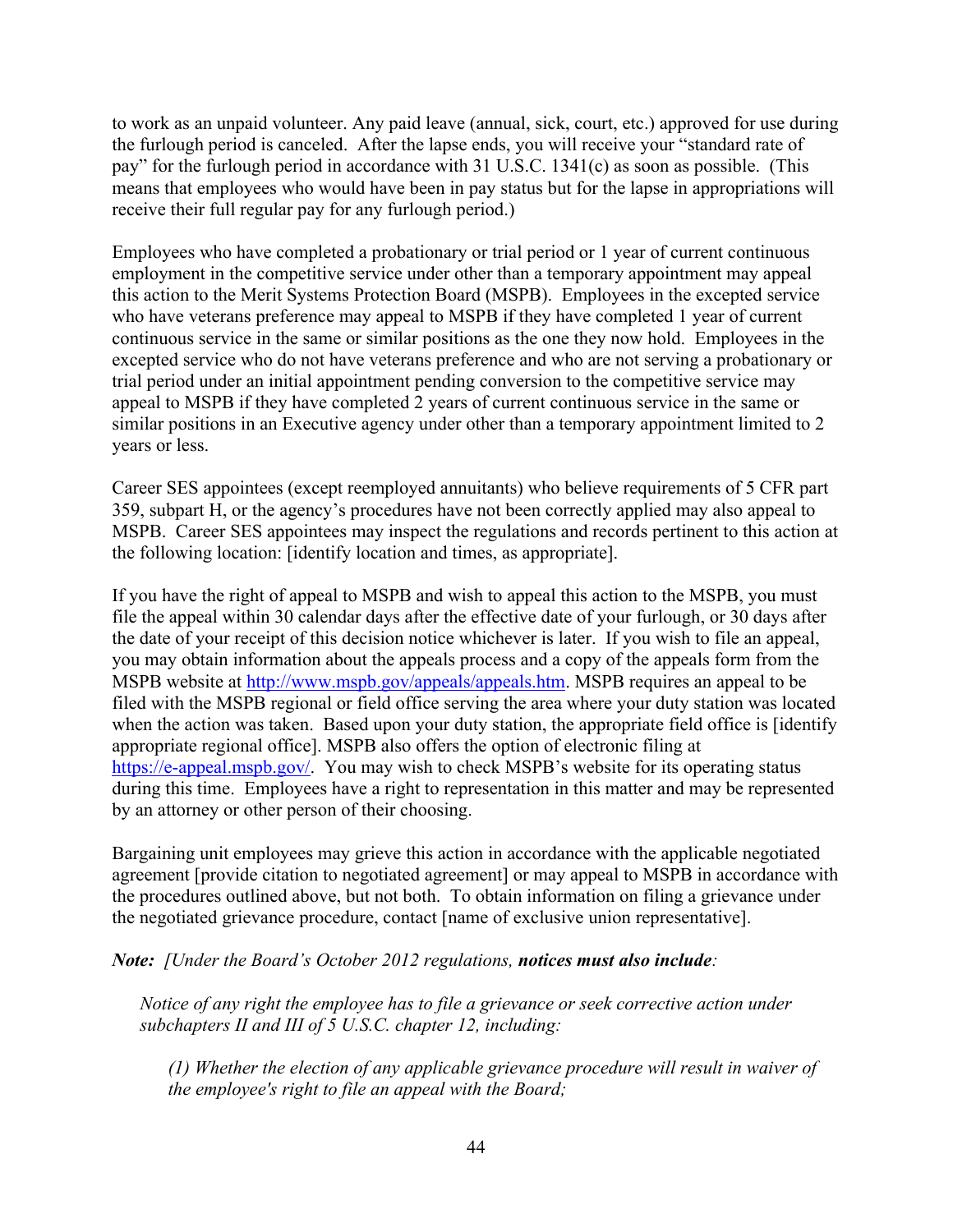to work as an unpaid volunteer. Any paid leave (annual, sick, court, etc.) approved for use during the furlough period is canceled. After the lapse ends, you will receive your "standard rate of pay" for the furlough period in accordance with 31 U.S.C. 1341(c) as soon as possible. (This means that employees who would have been in pay status but for the lapse in appropriations will receive their full regular pay for any furlough period.)

Employees who have completed a probationary or trial period or 1 year of current continuous employment in the competitive service under other than a temporary appointment may appeal this action to the Merit Systems Protection Board (MSPB). Employees in the excepted service who have veterans preference may appeal to MSPB if they have completed 1 year of current continuous service in the same or similar positions as the one they now hold. Employees in the excepted service who do not have veterans preference and who are not serving a probationary or trial period under an initial appointment pending conversion to the competitive service may appeal to MSPB if they have completed 2 years of current continuous service in the same or similar positions in an Executive agency under other than a temporary appointment limited to 2 years or less.

Career SES appointees (except reemployed annuitants) who believe requirements of 5 CFR part 359, subpart H, or the agency's procedures have not been correctly applied may also appeal to MSPB. Career SES appointees may inspect the regulations and records pertinent to this action at the following location: [identify location and times, as appropriate].

If you have the right of appeal to MSPB and wish to appeal this action to the MSPB, you must file the appeal within 30 calendar days after the effective date of your furlough, or 30 days after the date of your receipt of this decision notice whichever is later. If you wish to file an appeal, you may obtain information about the appeals process and a copy of the appeals form from the MSPB website at http://www.mspb.gov/appeals/appeals.htm. MSPB requires an appeal to be filed with the MSPB regional or field office serving the area where your duty station was located when the action was taken. Based upon your duty station, the appropriate field office is [identify appropriate regional office]. MSPB also offers the option of electronic filing at https://e-appeal.mspb.gov/. You may wish to check MSPB's website for its operating status during this time. Employees have a right to representation in this matter and may be represented by an attorney or other person of their choosing.

Bargaining unit employees may grieve this action in accordance with the applicable negotiated agreement [provide citation to negotiated agreement] or may appeal to MSPB in accordance with the procedures outlined above, but not both. To obtain information on filing a grievance under the negotiated grievance procedure, contact [name of exclusive union representative].

***Note:*** *[Under the Board's October 2012 regulations,* ***notices must also include****:*

> *Notice of any right the employee has to file a grievance or seek corrective action under subchapters II and III of 5 U.S.C. chapter 12, including:*
>
> > *(1) Whether the election of any applicable grievance procedure will result in waiver of the employee's right to file an appeal with the Board;*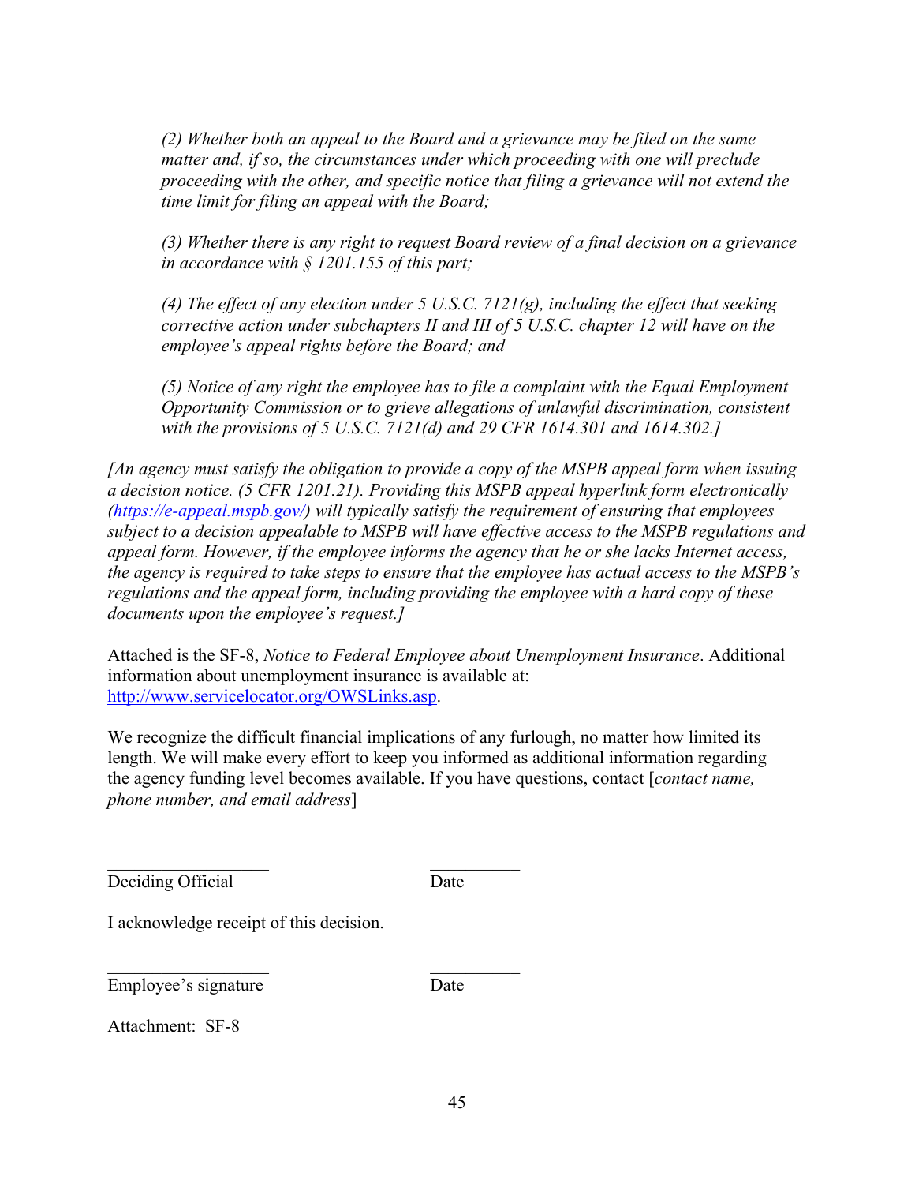*(2) Whether both an appeal to the Board and a grievance may be filed on the same matter and, if so, the circumstances under which proceeding with one will preclude proceeding with the other, and specific notice that filing a grievance will not extend the time limit for filing an appeal with the Board;*

*(3) Whether there is any right to request Board review of a final decision on a grievance in accordance with § 1201.155 of this part;*

*(4) The effect of any election under 5 U.S.C. 7121(g), including the effect that seeking corrective action under subchapters II and III of 5 U.S.C. chapter 12 will have on the employee's appeal rights before the Board; and*

*(5) Notice of any right the employee has to file a complaint with the Equal Employment Opportunity Commission or to grieve allegations of unlawful discrimination, consistent with the provisions of 5 U.S.C. 7121(d) and 29 CFR 1614.301 and 1614.302.]*

*[An agency must satisfy the obligation to provide a copy of the MSPB appeal form when issuing a decision notice. (5 CFR 1201.21). Providing this MSPB appeal hyperlink form electronically ([https://e-appeal.mspb.gov/](https://e-appeal.mspb.gov/)) will typically satisfy the requirement of ensuring that employees subject to a decision appealable to MSPB will have effective access to the MSPB regulations and appeal form. However, if the employee informs the agency that he or she lacks Internet access, the agency is required to take steps to ensure that the employee has actual access to the MSPB's regulations and the appeal form, including providing the employee with a hard copy of these documents upon the employee's request.]*

Attached is the SF-8, *Notice to Federal Employee about Unemployment Insurance*. Additional information about unemployment insurance is available at: [http://www.servicelocator.org/OWSLinks.asp](http://www.servicelocator.org/OWSLinks.asp).

We recognize the difficult financial implications of any furlough, no matter how limited its length. We will make every effort to keep you informed as additional information regarding the agency funding level becomes available. If you have questions, contact [*contact name, phone number, and email address*]

\_\_\_\_\_\_\_\_\_\_\_\_\_\_\_\_\_\_ \_\_\_\_\_\_\_\_\_\_

Deciding Official Date

I acknowledge receipt of this decision.

\_\_\_\_\_\_\_\_\_\_\_\_\_\_\_\_\_\_ \_\_\_\_\_\_\_\_\_\_

Employee's signature Date

Attachment: SF-8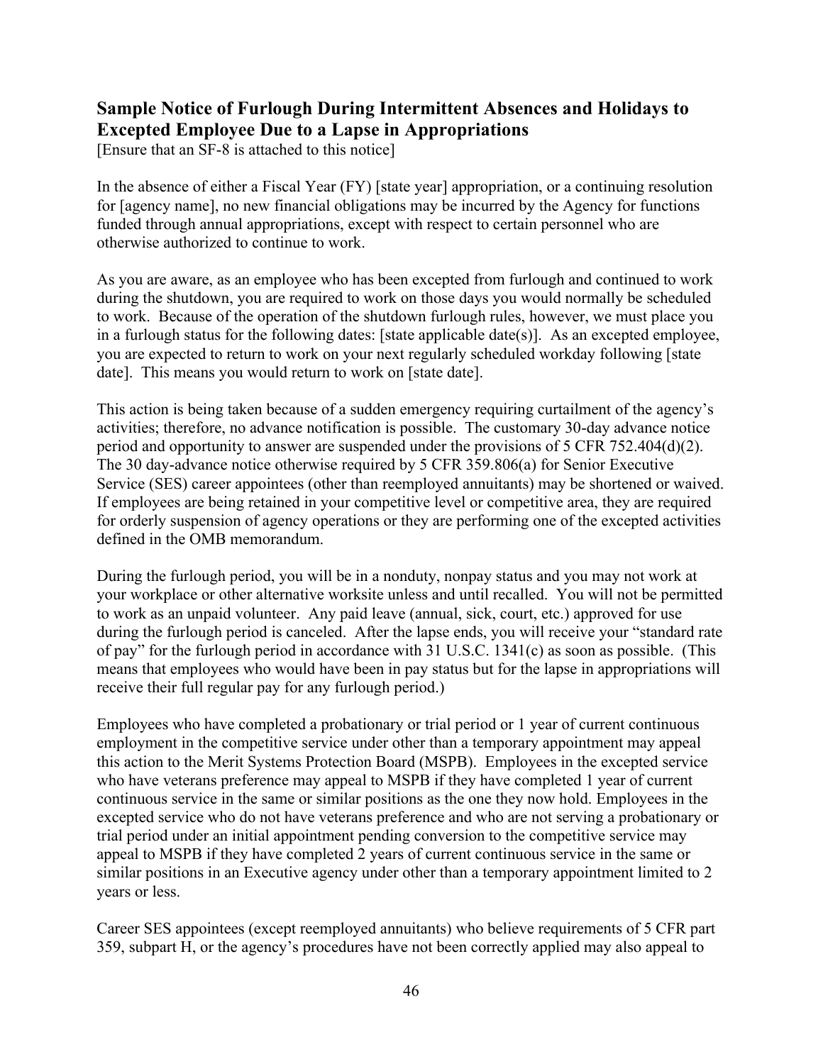### Sample Notice of Furlough During Intermittent Absences and Holidays to Excepted Employee Due to a Lapse in Appropriations

[Ensure that an SF-8 is attached to this notice]

In the absence of either a Fiscal Year (FY) [state year] appropriation, or a continuing resolution for [agency name], no new financial obligations may be incurred by the Agency for functions funded through annual appropriations, except with respect to certain personnel who are otherwise authorized to continue to work.

As you are aware, as an employee who has been excepted from furlough and continued to work during the shutdown, you are required to work on those days you would normally be scheduled to work. Because of the operation of the shutdown furlough rules, however, we must place you in a furlough status for the following dates: [state applicable date(s)]. As an excepted employee, you are expected to return to work on your next regularly scheduled workday following [state date]. This means you would return to work on [state date].

This action is being taken because of a sudden emergency requiring curtailment of the agency's activities; therefore, no advance notification is possible. The customary 30-day advance notice period and opportunity to answer are suspended under the provisions of 5 CFR 752.404(d)(2). The 30 day-advance notice otherwise required by 5 CFR 359.806(a) for Senior Executive Service (SES) career appointees (other than reemployed annuitants) may be shortened or waived. If employees are being retained in your competitive level or competitive area, they are required for orderly suspension of agency operations or they are performing one of the excepted activities defined in the OMB memorandum.

During the furlough period, you will be in a nonduty, nonpay status and you may not work at your workplace or other alternative worksite unless and until recalled. You will not be permitted to work as an unpaid volunteer. Any paid leave (annual, sick, court, etc.) approved for use during the furlough period is canceled. After the lapse ends, you will receive your "standard rate of pay" for the furlough period in accordance with 31 U.S.C. 1341(c) as soon as possible. (This means that employees who would have been in pay status but for the lapse in appropriations will receive their full regular pay for any furlough period.)

Employees who have completed a probationary or trial period or 1 year of current continuous employment in the competitive service under other than a temporary appointment may appeal this action to the Merit Systems Protection Board (MSPB). Employees in the excepted service who have veterans preference may appeal to MSPB if they have completed 1 year of current continuous service in the same or similar positions as the one they now hold. Employees in the excepted service who do not have veterans preference and who are not serving a probationary or trial period under an initial appointment pending conversion to the competitive service may appeal to MSPB if they have completed 2 years of current continuous service in the same or similar positions in an Executive agency under other than a temporary appointment limited to 2 years or less.

Career SES appointees (except reemployed annuitants) who believe requirements of 5 CFR part 359, subpart H, or the agency's procedures have not been correctly applied may also appeal to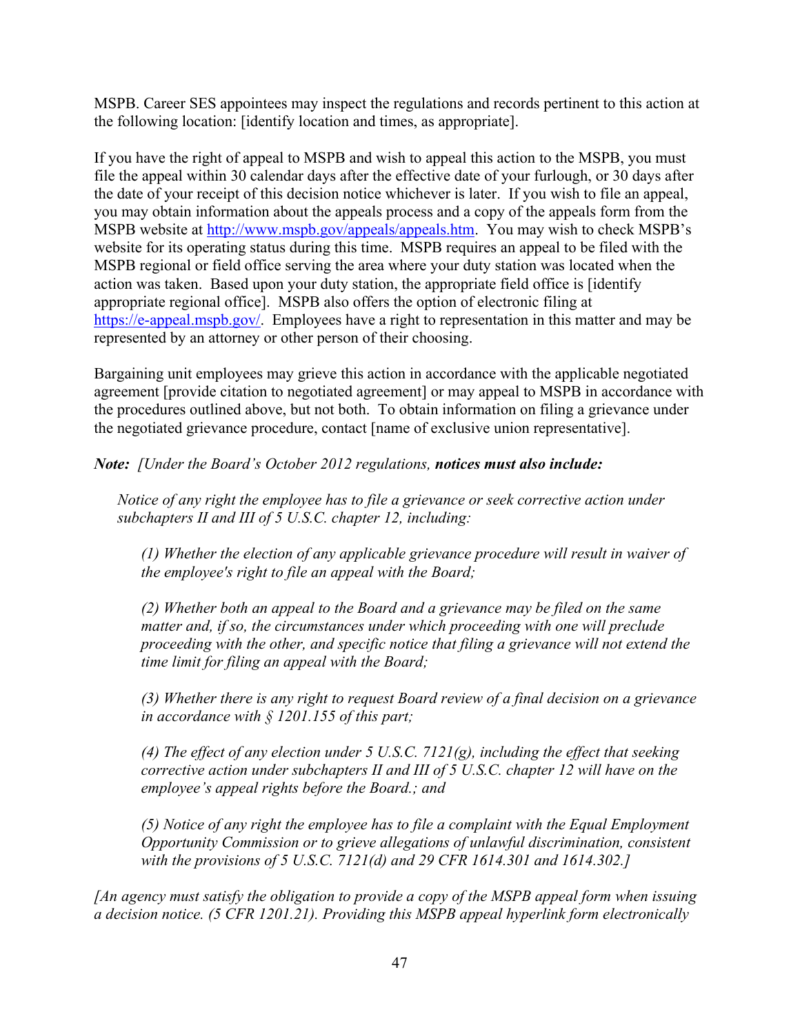MSPB. Career SES appointees may inspect the regulations and records pertinent to this action at the following location: [identify location and times, as appropriate].

If you have the right of appeal to MSPB and wish to appeal this action to the MSPB, you must file the appeal within 30 calendar days after the effective date of your furlough, or 30 days after the date of your receipt of this decision notice whichever is later. If you wish to file an appeal, you may obtain information about the appeals process and a copy of the appeals form from the MSPB website at http://www.mspb.gov/appeals/appeals.htm. You may wish to check MSPB's website for its operating status during this time. MSPB requires an appeal to be filed with the MSPB regional or field office serving the area where your duty station was located when the action was taken. Based upon your duty station, the appropriate field office is [identify appropriate regional office]. MSPB also offers the option of electronic filing at https://e-appeal.mspb.gov/. Employees have a right to representation in this matter and may be represented by an attorney or other person of their choosing.

Bargaining unit employees may grieve this action in accordance with the applicable negotiated agreement [provide citation to negotiated agreement] or may appeal to MSPB in accordance with the procedures outlined above, but not both. To obtain information on filing a grievance under the negotiated grievance procedure, contact [name of exclusive union representative].

***Note:*** *[Under the Board's October 2012 regulations,* ***notices must also include:***

> *Notice of any right the employee has to file a grievance or seek corrective action under subchapters II and III of 5 U.S.C. chapter 12, including:*
>
> > *(1) Whether the election of any applicable grievance procedure will result in waiver of the employee's right to file an appeal with the Board;*
> >
> > *(2) Whether both an appeal to the Board and a grievance may be filed on the same matter and, if so, the circumstances under which proceeding with one will preclude proceeding with the other, and specific notice that filing a grievance will not extend the time limit for filing an appeal with the Board;*
> >
> > *(3) Whether there is any right to request Board review of a final decision on a grievance in accordance with § 1201.155 of this part;*
> >
> > *(4) The effect of any election under 5 U.S.C. 7121(g), including the effect that seeking corrective action under subchapters II and III of 5 U.S.C. chapter 12 will have on the employee's appeal rights before the Board.; and*
> >
> > *(5) Notice of any right the employee has to file a complaint with the Equal Employment Opportunity Commission or to grieve allegations of unlawful discrimination, consistent with the provisions of 5 U.S.C. 7121(d) and 29 CFR 1614.301 and 1614.302.]*

*[An agency must satisfy the obligation to provide a copy of the MSPB appeal form when issuing a decision notice. (5 CFR 1201.21). Providing this MSPB appeal hyperlink form electronically*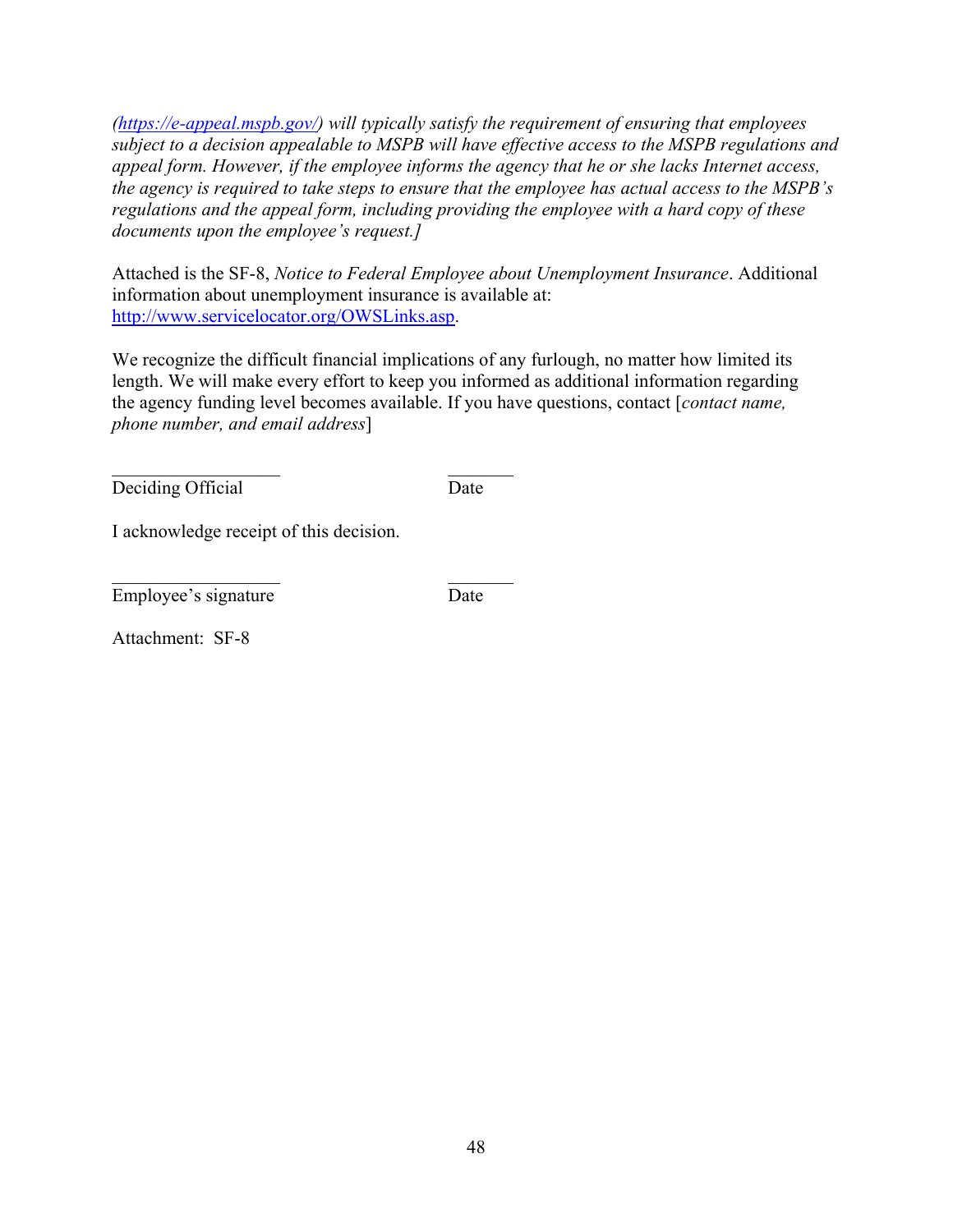*(https://e-appeal.mspb.gov/) will typically satisfy the requirement of ensuring that employees subject to a decision appealable to MSPB will have effective access to the MSPB regulations and appeal form. However, if the employee informs the agency that he or she lacks Internet access, the agency is required to take steps to ensure that the employee has actual access to the MSPB's regulations and the appeal form, including providing the employee with a hard copy of these documents upon the employee's request.]*

Attached is the SF-8, *Notice to Federal Employee about Unemployment Insurance*. Additional information about unemployment insurance is available at: http://www.servicelocator.org/OWSLinks.asp.

We recognize the difficult financial implications of any furlough, no matter how limited its length. We will make every effort to keep you informed as additional information regarding the agency funding level becomes available. If you have questions, contact [*contact name, phone number, and email address*]

\_\_\_\_\_\_\_\_\_\_\_\_\_\_\_\_\_\_ \_\_\_\_\_\_\_
Deciding Official Date

I acknowledge receipt of this decision.

\_\_\_\_\_\_\_\_\_\_\_\_\_\_\_\_\_\_ \_\_\_\_\_\_\_
Employee's signature Date

Attachment: SF-8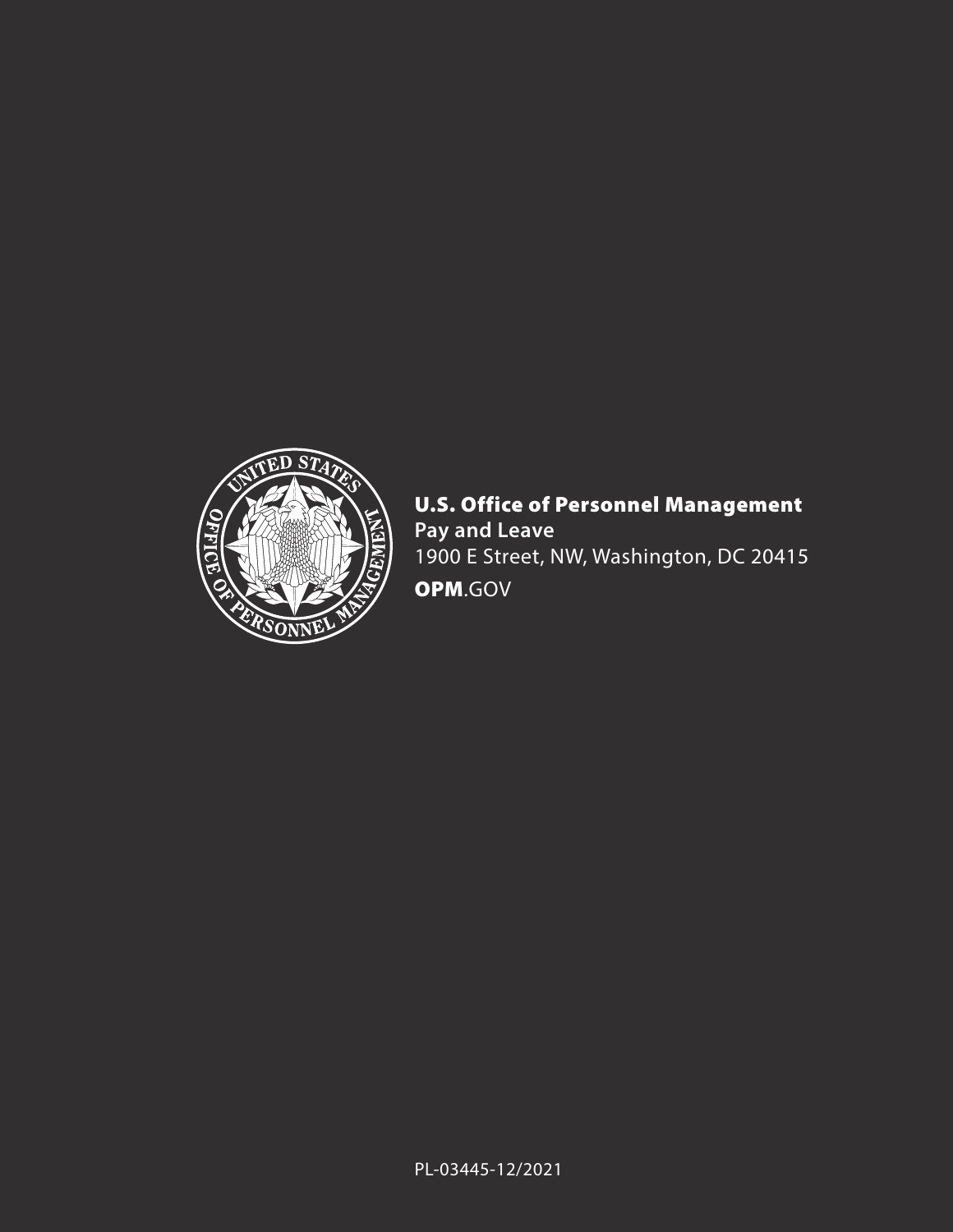**U.S. Office of Personnel Management**
**Pay and Leave**
1900 E Street, NW, Washington, DC 20415
**OPM**.GOV

PL-03445-12/2021